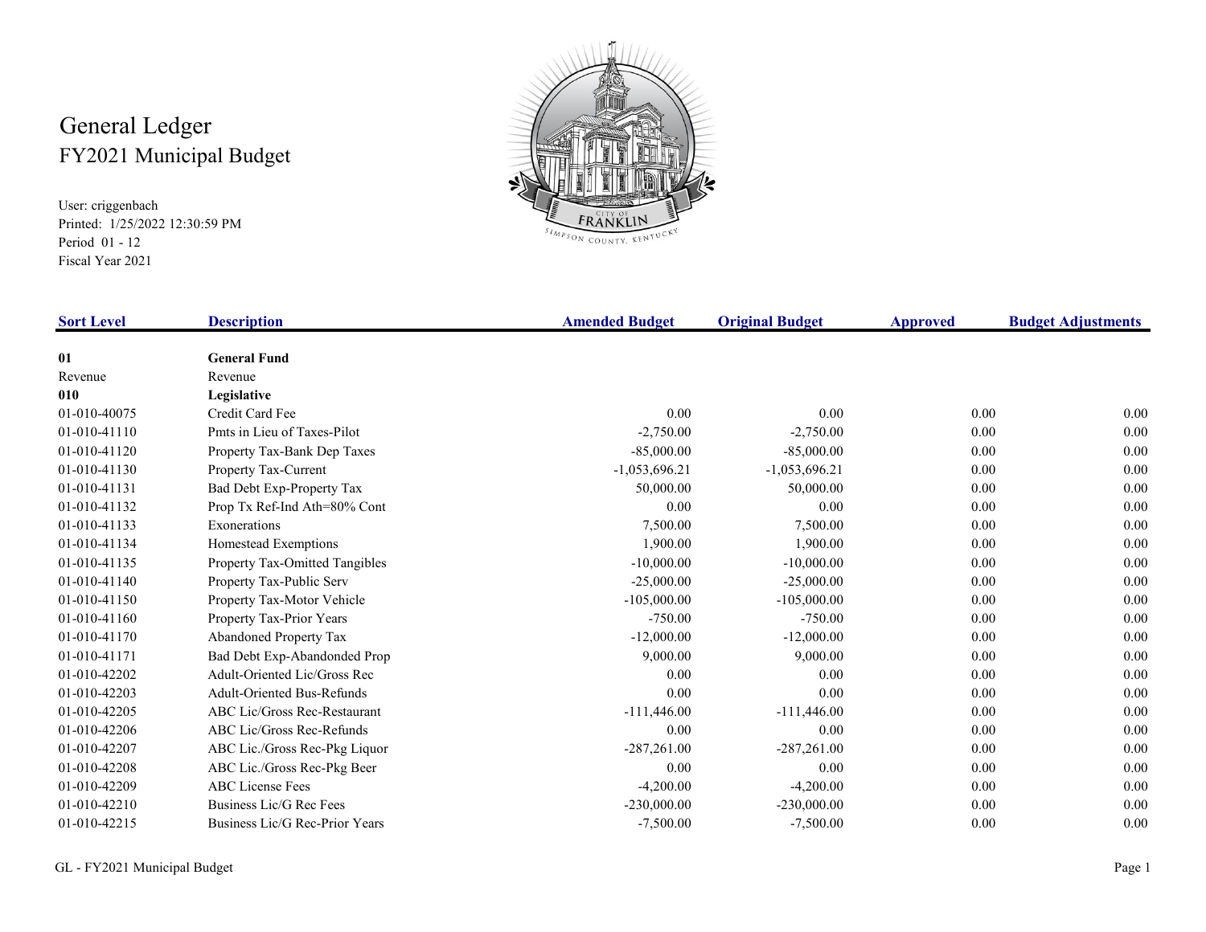# General Ledger
## FY2021 Municipal Budget

User: criggenbach
Printed: 1/25/2022 12:30:59 PM
Period 01 - 12
Fiscal Year 2021

CITY OF FRANKLIN
SIMPSON COUNTY, KENTUCKY

| Sort Level | Description | Amended Budget | Original Budget | Approved | Budget Adjustments |
|---|---|---|---|---|---|
| **01** | **General Fund** | | | | |
| Revenue | Revenue | | | | |
| **010** | **Legislative** | | | | |
| 01-010-40075 | Credit Card Fee | 0.00 | 0.00 | 0.00 | 0.00 |
| 01-010-41110 | Pmts in Lieu of Taxes-Pilot | -2,750.00 | -2,750.00 | 0.00 | 0.00 |
| 01-010-41120 | Property Tax-Bank Dep Taxes | -85,000.00 | -85,000.00 | 0.00 | 0.00 |
| 01-010-41130 | Property Tax-Current | -1,053,696.21 | -1,053,696.21 | 0.00 | 0.00 |
| 01-010-41131 | Bad Debt Exp-Property Tax | 50,000.00 | 50,000.00 | 0.00 | 0.00 |
| 01-010-41132 | Prop Tx Ref-Ind Ath=80% Cont | 0.00 | 0.00 | 0.00 | 0.00 |
| 01-010-41133 | Exonerations | 7,500.00 | 7,500.00 | 0.00 | 0.00 |
| 01-010-41134 | Homestead Exemptions | 1,900.00 | 1,900.00 | 0.00 | 0.00 |
| 01-010-41135 | Property Tax-Omitted Tangibles | -10,000.00 | -10,000.00 | 0.00 | 0.00 |
| 01-010-41140 | Property Tax-Public Serv | -25,000.00 | -25,000.00 | 0.00 | 0.00 |
| 01-010-41150 | Property Tax-Motor Vehicle | -105,000.00 | -105,000.00 | 0.00 | 0.00 |
| 01-010-41160 | Property Tax-Prior Years | -750.00 | -750.00 | 0.00 | 0.00 |
| 01-010-41170 | Abandoned Property Tax | -12,000.00 | -12,000.00 | 0.00 | 0.00 |
| 01-010-41171 | Bad Debt Exp-Abandonded Prop | 9,000.00 | 9,000.00 | 0.00 | 0.00 |
| 01-010-42202 | Adult-Oriented Lic/Gross Rec | 0.00 | 0.00 | 0.00 | 0.00 |
| 01-010-42203 | Adult-Oriented Bus-Refunds | 0.00 | 0.00 | 0.00 | 0.00 |
| 01-010-42205 | ABC Lic/Gross Rec-Restaurant | -111,446.00 | -111,446.00 | 0.00 | 0.00 |
| 01-010-42206 | ABC Lic/Gross Rec-Refunds | 0.00 | 0.00 | 0.00 | 0.00 |
| 01-010-42207 | ABC Lic./Gross Rec-Pkg Liquor | -287,261.00 | -287,261.00 | 0.00 | 0.00 |
| 01-010-42208 | ABC Lic./Gross Rec-Pkg Beer | 0.00 | 0.00 | 0.00 | 0.00 |
| 01-010-42209 | ABC License Fees | -4,200.00 | -4,200.00 | 0.00 | 0.00 |
| 01-010-42210 | Business Lic/G Rec Fees | -230,000.00 | -230,000.00 | 0.00 | 0.00 |
| 01-010-42215 | Business Lic/G Rec-Prior Years | -7,500.00 | -7,500.00 | 0.00 | 0.00 |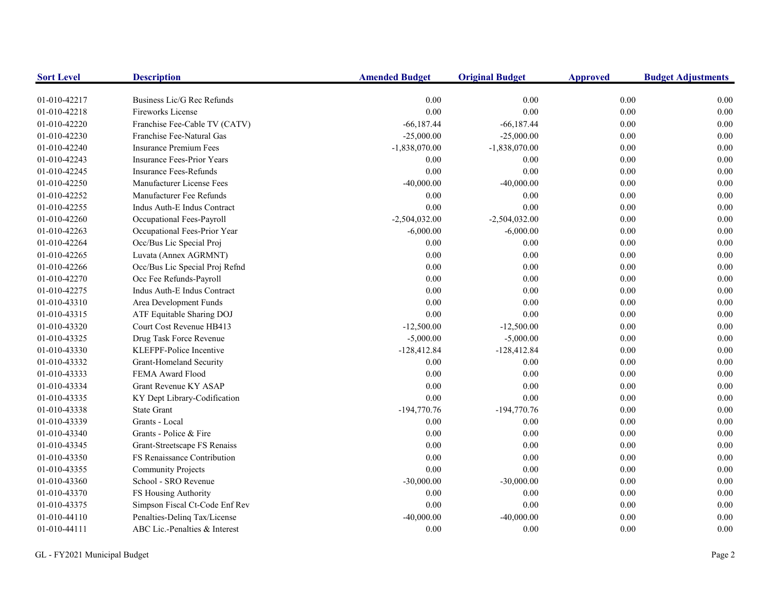| Sort Level | Description | Amended Budget | Original Budget | Approved | Budget Adjustments |
|---|---|---|---|---|---|
| 01-010-42217 | Business Lic/G Rec Refunds | 0.00 | 0.00 | 0.00 | 0.00 |
| 01-010-42218 | Fireworks License | 0.00 | 0.00 | 0.00 | 0.00 |
| 01-010-42220 | Franchise Fee-Cable TV (CATV) | -66,187.44 | -66,187.44 | 0.00 | 0.00 |
| 01-010-42230 | Franchise Fee-Natural Gas | -25,000.00 | -25,000.00 | 0.00 | 0.00 |
| 01-010-42240 | Insurance Premium Fees | -1,838,070.00 | -1,838,070.00 | 0.00 | 0.00 |
| 01-010-42243 | Insurance Fees-Prior Years | 0.00 | 0.00 | 0.00 | 0.00 |
| 01-010-42245 | Insurance Fees-Refunds | 0.00 | 0.00 | 0.00 | 0.00 |
| 01-010-42250 | Manufacturer License Fees | -40,000.00 | -40,000.00 | 0.00 | 0.00 |
| 01-010-42252 | Manufacturer Fee Refunds | 0.00 | 0.00 | 0.00 | 0.00 |
| 01-010-42255 | Indus Auth-E Indus Contract | 0.00 | 0.00 | 0.00 | 0.00 |
| 01-010-42260 | Occupational Fees-Payroll | -2,504,032.00 | -2,504,032.00 | 0.00 | 0.00 |
| 01-010-42263 | Occupational Fees-Prior Year | -6,000.00 | -6,000.00 | 0.00 | 0.00 |
| 01-010-42264 | Occ/Bus Lic Special Proj | 0.00 | 0.00 | 0.00 | 0.00 |
| 01-010-42265 | Luvata (Annex AGRMNT) | 0.00 | 0.00 | 0.00 | 0.00 |
| 01-010-42266 | Occ/Bus Lic Special Proj Refnd | 0.00 | 0.00 | 0.00 | 0.00 |
| 01-010-42270 | Occ Fee Refunds-Payroll | 0.00 | 0.00 | 0.00 | 0.00 |
| 01-010-42275 | Indus Auth-E Indus Contract | 0.00 | 0.00 | 0.00 | 0.00 |
| 01-010-43310 | Area Development Funds | 0.00 | 0.00 | 0.00 | 0.00 |
| 01-010-43315 | ATF Equitable Sharing DOJ | 0.00 | 0.00 | 0.00 | 0.00 |
| 01-010-43320 | Court Cost Revenue HB413 | -12,500.00 | -12,500.00 | 0.00 | 0.00 |
| 01-010-43325 | Drug Task Force Revenue | -5,000.00 | -5,000.00 | 0.00 | 0.00 |
| 01-010-43330 | KLEFPF-Police Incentive | -128,412.84 | -128,412.84 | 0.00 | 0.00 |
| 01-010-43332 | Grant-Homeland Security | 0.00 | 0.00 | 0.00 | 0.00 |
| 01-010-43333 | FEMA Award Flood | 0.00 | 0.00 | 0.00 | 0.00 |
| 01-010-43334 | Grant Revenue KY ASAP | 0.00 | 0.00 | 0.00 | 0.00 |
| 01-010-43335 | KY Dept Library-Codification | 0.00 | 0.00 | 0.00 | 0.00 |
| 01-010-43338 | State Grant | -194,770.76 | -194,770.76 | 0.00 | 0.00 |
| 01-010-43339 | Grants - Local | 0.00 | 0.00 | 0.00 | 0.00 |
| 01-010-43340 | Grants - Police & Fire | 0.00 | 0.00 | 0.00 | 0.00 |
| 01-010-43345 | Grant-Streetscape FS Renaiss | 0.00 | 0.00 | 0.00 | 0.00 |
| 01-010-43350 | FS Renaissance Contribution | 0.00 | 0.00 | 0.00 | 0.00 |
| 01-010-43355 | Community Projects | 0.00 | 0.00 | 0.00 | 0.00 |
| 01-010-43360 | School - SRO Revenue | -30,000.00 | -30,000.00 | 0.00 | 0.00 |
| 01-010-43370 | FS Housing Authority | 0.00 | 0.00 | 0.00 | 0.00 |
| 01-010-43375 | Simpson Fiscal Ct-Code Enf Rev | 0.00 | 0.00 | 0.00 | 0.00 |
| 01-010-44110 | Penalties-Delinq Tax/License | -40,000.00 | -40,000.00 | 0.00 | 0.00 |
| 01-010-44111 | ABC Lic.-Penalties & Interest | 0.00 | 0.00 | 0.00 | 0.00 |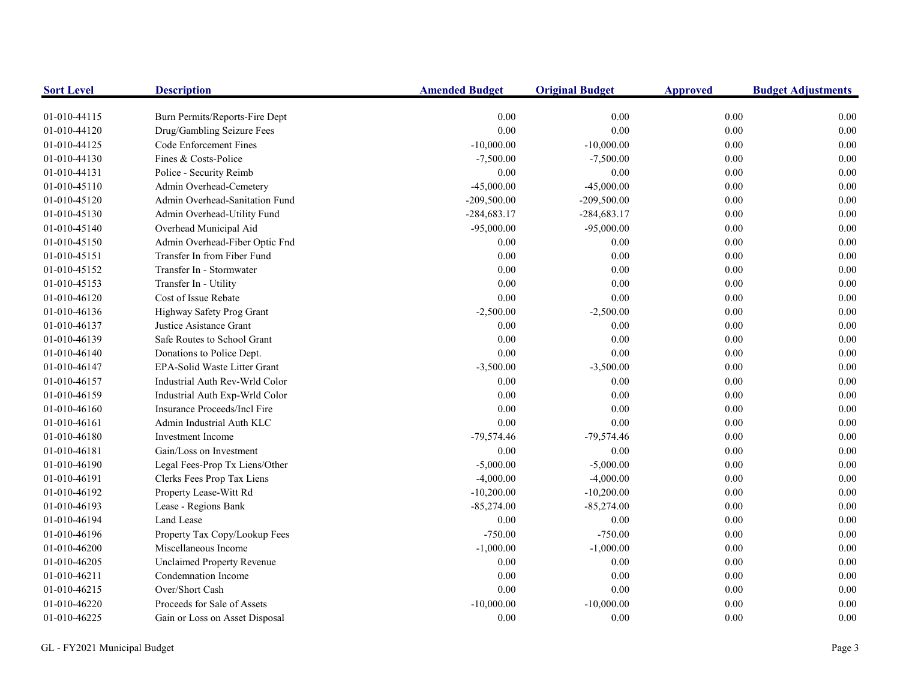| Sort Level | Description | Amended Budget | Original Budget | Approved | Budget Adjustments |
|---|---|---|---|---|---|
| 01-010-44115 | Burn Permits/Reports-Fire Dept | 0.00 | 0.00 | 0.00 | 0.00 |
| 01-010-44120 | Drug/Gambling Seizure Fees | 0.00 | 0.00 | 0.00 | 0.00 |
| 01-010-44125 | Code Enforcement Fines | -10,000.00 | -10,000.00 | 0.00 | 0.00 |
| 01-010-44130 | Fines & Costs-Police | -7,500.00 | -7,500.00 | 0.00 | 0.00 |
| 01-010-44131 | Police - Security Reimb | 0.00 | 0.00 | 0.00 | 0.00 |
| 01-010-45110 | Admin Overhead-Cemetery | -45,000.00 | -45,000.00 | 0.00 | 0.00 |
| 01-010-45120 | Admin Overhead-Sanitation Fund | -209,500.00 | -209,500.00 | 0.00 | 0.00 |
| 01-010-45130 | Admin Overhead-Utility Fund | -284,683.17 | -284,683.17 | 0.00 | 0.00 |
| 01-010-45140 | Overhead Municipal Aid | -95,000.00 | -95,000.00 | 0.00 | 0.00 |
| 01-010-45150 | Admin Overhead-Fiber Optic Fnd | 0.00 | 0.00 | 0.00 | 0.00 |
| 01-010-45151 | Transfer In from Fiber Fund | 0.00 | 0.00 | 0.00 | 0.00 |
| 01-010-45152 | Transfer In - Stormwater | 0.00 | 0.00 | 0.00 | 0.00 |
| 01-010-45153 | Transfer In - Utility | 0.00 | 0.00 | 0.00 | 0.00 |
| 01-010-46120 | Cost of Issue Rebate | 0.00 | 0.00 | 0.00 | 0.00 |
| 01-010-46136 | Highway Safety Prog Grant | -2,500.00 | -2,500.00 | 0.00 | 0.00 |
| 01-010-46137 | Justice Asistance Grant | 0.00 | 0.00 | 0.00 | 0.00 |
| 01-010-46139 | Safe Routes to School Grant | 0.00 | 0.00 | 0.00 | 0.00 |
| 01-010-46140 | Donations to Police Dept. | 0.00 | 0.00 | 0.00 | 0.00 |
| 01-010-46147 | EPA-Solid Waste Litter Grant | -3,500.00 | -3,500.00 | 0.00 | 0.00 |
| 01-010-46157 | Industrial Auth Rev-Wrld Color | 0.00 | 0.00 | 0.00 | 0.00 |
| 01-010-46159 | Industrial Auth Exp-Wrld Color | 0.00 | 0.00 | 0.00 | 0.00 |
| 01-010-46160 | Insurance Proceeds/Incl Fire | 0.00 | 0.00 | 0.00 | 0.00 |
| 01-010-46161 | Admin Industrial Auth KLC | 0.00 | 0.00 | 0.00 | 0.00 |
| 01-010-46180 | Investment Income | -79,574.46 | -79,574.46 | 0.00 | 0.00 |
| 01-010-46181 | Gain/Loss on Investment | 0.00 | 0.00 | 0.00 | 0.00 |
| 01-010-46190 | Legal Fees-Prop Tx Liens/Other | -5,000.00 | -5,000.00 | 0.00 | 0.00 |
| 01-010-46191 | Clerks Fees Prop Tax Liens | -4,000.00 | -4,000.00 | 0.00 | 0.00 |
| 01-010-46192 | Property Lease-Witt Rd | -10,200.00 | -10,200.00 | 0.00 | 0.00 |
| 01-010-46193 | Lease - Regions Bank | -85,274.00 | -85,274.00 | 0.00 | 0.00 |
| 01-010-46194 | Land Lease | 0.00 | 0.00 | 0.00 | 0.00 |
| 01-010-46196 | Property Tax Copy/Lookup Fees | -750.00 | -750.00 | 0.00 | 0.00 |
| 01-010-46200 | Miscellaneous Income | -1,000.00 | -1,000.00 | 0.00 | 0.00 |
| 01-010-46205 | Unclaimed Property Revenue | 0.00 | 0.00 | 0.00 | 0.00 |
| 01-010-46211 | Condemnation Income | 0.00 | 0.00 | 0.00 | 0.00 |
| 01-010-46215 | Over/Short Cash | 0.00 | 0.00 | 0.00 | 0.00 |
| 01-010-46220 | Proceeds for Sale of Assets | -10,000.00 | -10,000.00 | 0.00 | 0.00 |
| 01-010-46225 | Gain or Loss on Asset Disposal | 0.00 | 0.00 | 0.00 | 0.00 |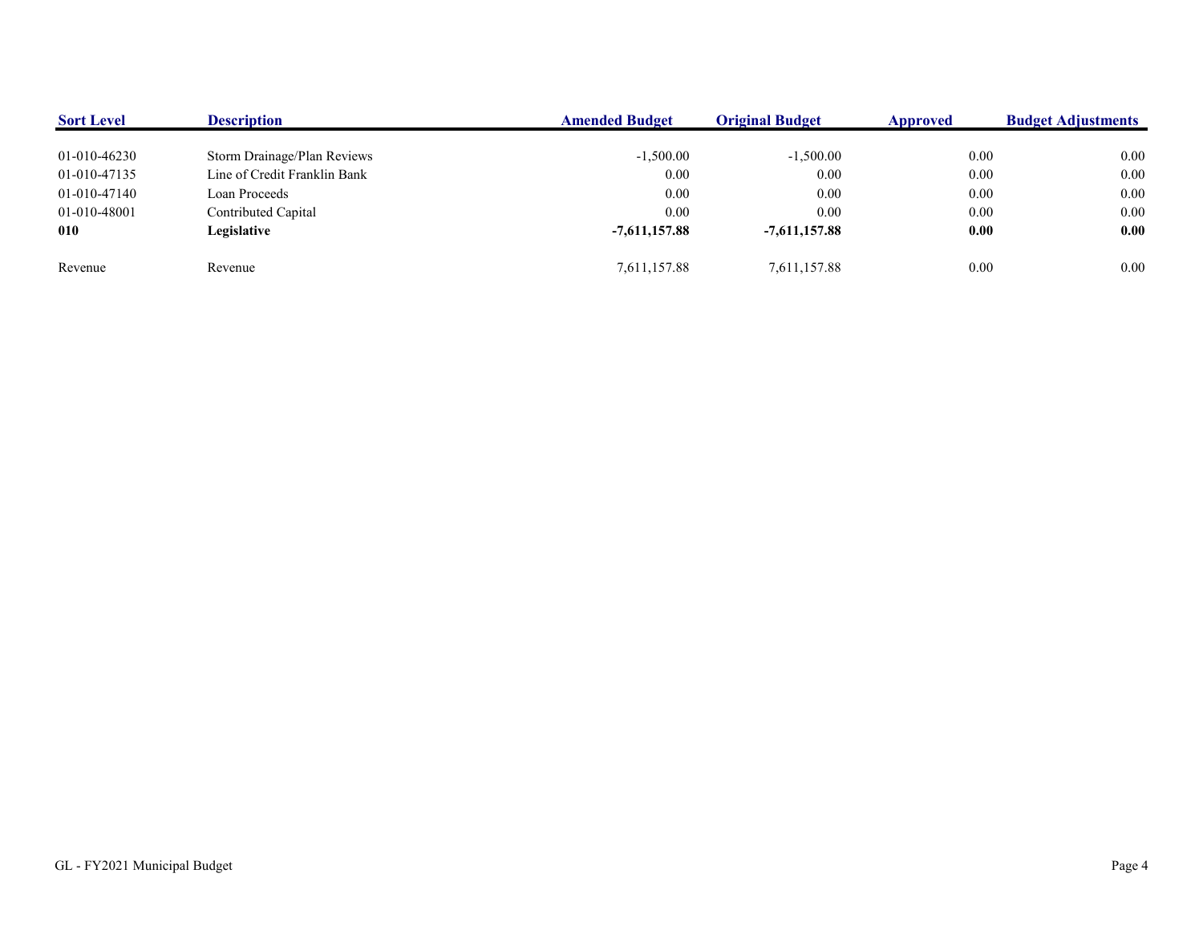| Sort Level | Description | Amended Budget | Original Budget | Approved | Budget Adjustments |
|---|---|---|---|---|---|
| 01-010-46230 | Storm Drainage/Plan Reviews | -1,500.00 | -1,500.00 | 0.00 | 0.00 |
| 01-010-47135 | Line of Credit Franklin Bank | 0.00 | 0.00 | 0.00 | 0.00 |
| 01-010-47140 | Loan Proceeds | 0.00 | 0.00 | 0.00 | 0.00 |
| 01-010-48001 | Contributed Capital | 0.00 | 0.00 | 0.00 | 0.00 |
| **010** | **Legislative** | **-7,611,157.88** | **-7,611,157.88** | **0.00** | **0.00** |
| Revenue | Revenue | 7,611,157.88 | 7,611,157.88 | 0.00 | 0.00 |

GL - FY2021 Municipal Budget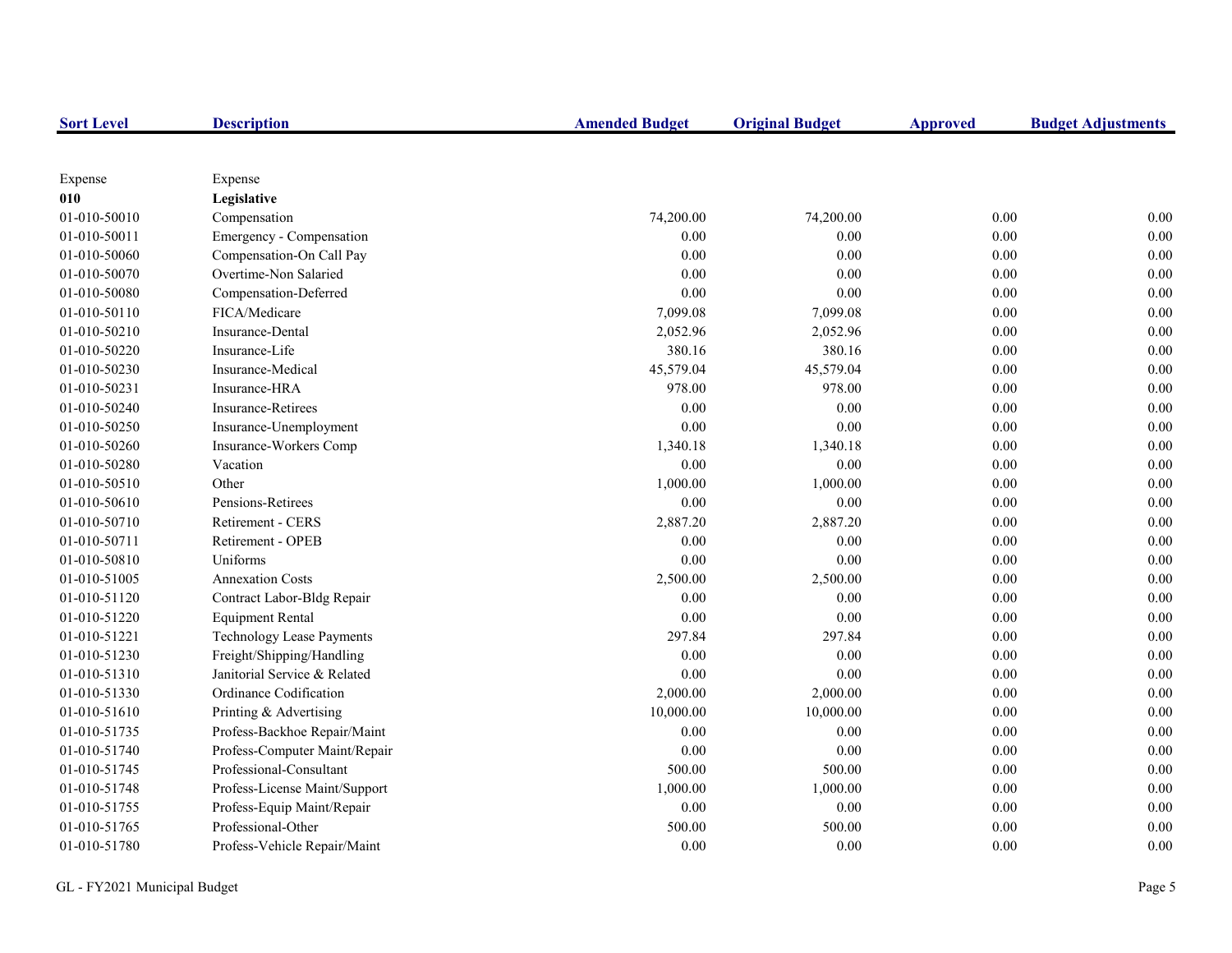| Sort Level | Description | Amended Budget | Original Budget | Approved | Budget Adjustments |
|---|---|---|---|---|---|
| Expense | Expense | | | | |
| **010** | **Legislative** | | | | |
| 01-010-50010 | Compensation | 74,200.00 | 74,200.00 | 0.00 | 0.00 |
| 01-010-50011 | Emergency - Compensation | 0.00 | 0.00 | 0.00 | 0.00 |
| 01-010-50060 | Compensation-On Call Pay | 0.00 | 0.00 | 0.00 | 0.00 |
| 01-010-50070 | Overtime-Non Salaried | 0.00 | 0.00 | 0.00 | 0.00 |
| 01-010-50080 | Compensation-Deferred | 0.00 | 0.00 | 0.00 | 0.00 |
| 01-010-50110 | FICA/Medicare | 7,099.08 | 7,099.08 | 0.00 | 0.00 |
| 01-010-50210 | Insurance-Dental | 2,052.96 | 2,052.96 | 0.00 | 0.00 |
| 01-010-50220 | Insurance-Life | 380.16 | 380.16 | 0.00 | 0.00 |
| 01-010-50230 | Insurance-Medical | 45,579.04 | 45,579.04 | 0.00 | 0.00 |
| 01-010-50231 | Insurance-HRA | 978.00 | 978.00 | 0.00 | 0.00 |
| 01-010-50240 | Insurance-Retirees | 0.00 | 0.00 | 0.00 | 0.00 |
| 01-010-50250 | Insurance-Unemployment | 0.00 | 0.00 | 0.00 | 0.00 |
| 01-010-50260 | Insurance-Workers Comp | 1,340.18 | 1,340.18 | 0.00 | 0.00 |
| 01-010-50280 | Vacation | 0.00 | 0.00 | 0.00 | 0.00 |
| 01-010-50510 | Other | 1,000.00 | 1,000.00 | 0.00 | 0.00 |
| 01-010-50610 | Pensions-Retirees | 0.00 | 0.00 | 0.00 | 0.00 |
| 01-010-50710 | Retirement - CERS | 2,887.20 | 2,887.20 | 0.00 | 0.00 |
| 01-010-50711 | Retirement - OPEB | 0.00 | 0.00 | 0.00 | 0.00 |
| 01-010-50810 | Uniforms | 0.00 | 0.00 | 0.00 | 0.00 |
| 01-010-51005 | Annexation Costs | 2,500.00 | 2,500.00 | 0.00 | 0.00 |
| 01-010-51120 | Contract Labor-Bldg Repair | 0.00 | 0.00 | 0.00 | 0.00 |
| 01-010-51220 | Equipment Rental | 0.00 | 0.00 | 0.00 | 0.00 |
| 01-010-51221 | Technology Lease Payments | 297.84 | 297.84 | 0.00 | 0.00 |
| 01-010-51230 | Freight/Shipping/Handling | 0.00 | 0.00 | 0.00 | 0.00 |
| 01-010-51310 | Janitorial Service & Related | 0.00 | 0.00 | 0.00 | 0.00 |
| 01-010-51330 | Ordinance Codification | 2,000.00 | 2,000.00 | 0.00 | 0.00 |
| 01-010-51610 | Printing & Advertising | 10,000.00 | 10,000.00 | 0.00 | 0.00 |
| 01-010-51735 | Profess-Backhoe Repair/Maint | 0.00 | 0.00 | 0.00 | 0.00 |
| 01-010-51740 | Profess-Computer Maint/Repair | 0.00 | 0.00 | 0.00 | 0.00 |
| 01-010-51745 | Professional-Consultant | 500.00 | 500.00 | 0.00 | 0.00 |
| 01-010-51748 | Profess-License Maint/Support | 1,000.00 | 1,000.00 | 0.00 | 0.00 |
| 01-010-51755 | Profess-Equip Maint/Repair | 0.00 | 0.00 | 0.00 | 0.00 |
| 01-010-51765 | Professional-Other | 500.00 | 500.00 | 0.00 | 0.00 |
| 01-010-51780 | Profess-Vehicle Repair/Maint | 0.00 | 0.00 | 0.00 | 0.00 |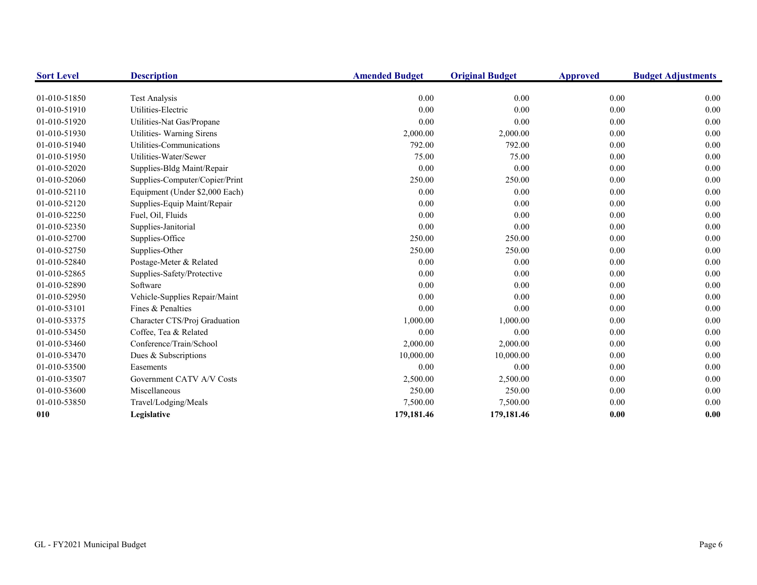| Sort Level | Description | Amended Budget | Original Budget | Approved | Budget Adjustments |
|---|---|---|---|---|---|
| 01-010-51850 | Test Analysis | 0.00 | 0.00 | 0.00 | 0.00 |
| 01-010-51910 | Utilities-Electric | 0.00 | 0.00 | 0.00 | 0.00 |
| 01-010-51920 | Utilities-Nat Gas/Propane | 0.00 | 0.00 | 0.00 | 0.00 |
| 01-010-51930 | Utilities- Warning Sirens | 2,000.00 | 2,000.00 | 0.00 | 0.00 |
| 01-010-51940 | Utilities-Communications | 792.00 | 792.00 | 0.00 | 0.00 |
| 01-010-51950 | Utilities-Water/Sewer | 75.00 | 75.00 | 0.00 | 0.00 |
| 01-010-52020 | Supplies-Bldg Maint/Repair | 0.00 | 0.00 | 0.00 | 0.00 |
| 01-010-52060 | Supplies-Computer/Copier/Print | 250.00 | 250.00 | 0.00 | 0.00 |
| 01-010-52110 | Equipment (Under $2,000 Each) | 0.00 | 0.00 | 0.00 | 0.00 |
| 01-010-52120 | Supplies-Equip Maint/Repair | 0.00 | 0.00 | 0.00 | 0.00 |
| 01-010-52250 | Fuel, Oil, Fluids | 0.00 | 0.00 | 0.00 | 0.00 |
| 01-010-52350 | Supplies-Janitorial | 0.00 | 0.00 | 0.00 | 0.00 |
| 01-010-52700 | Supplies-Office | 250.00 | 250.00 | 0.00 | 0.00 |
| 01-010-52750 | Supplies-Other | 250.00 | 250.00 | 0.00 | 0.00 |
| 01-010-52840 | Postage-Meter & Related | 0.00 | 0.00 | 0.00 | 0.00 |
| 01-010-52865 | Supplies-Safety/Protective | 0.00 | 0.00 | 0.00 | 0.00 |
| 01-010-52890 | Software | 0.00 | 0.00 | 0.00 | 0.00 |
| 01-010-52950 | Vehicle-Supplies Repair/Maint | 0.00 | 0.00 | 0.00 | 0.00 |
| 01-010-53101 | Fines & Penalties | 0.00 | 0.00 | 0.00 | 0.00 |
| 01-010-53375 | Character CTS/Proj Graduation | 1,000.00 | 1,000.00 | 0.00 | 0.00 |
| 01-010-53450 | Coffee, Tea & Related | 0.00 | 0.00 | 0.00 | 0.00 |
| 01-010-53460 | Conference/Train/School | 2,000.00 | 2,000.00 | 0.00 | 0.00 |
| 01-010-53470 | Dues & Subscriptions | 10,000.00 | 10,000.00 | 0.00 | 0.00 |
| 01-010-53500 | Easements | 0.00 | 0.00 | 0.00 | 0.00 |
| 01-010-53507 | Government CATV A/V Costs | 2,500.00 | 2,500.00 | 0.00 | 0.00 |
| 01-010-53600 | Miscellaneous | 250.00 | 250.00 | 0.00 | 0.00 |
| 01-010-53850 | Travel/Lodging/Meals | 7,500.00 | 7,500.00 | 0.00 | 0.00 |
| **010** | **Legislative** | **179,181.46** | **179,181.46** | **0.00** | **0.00** |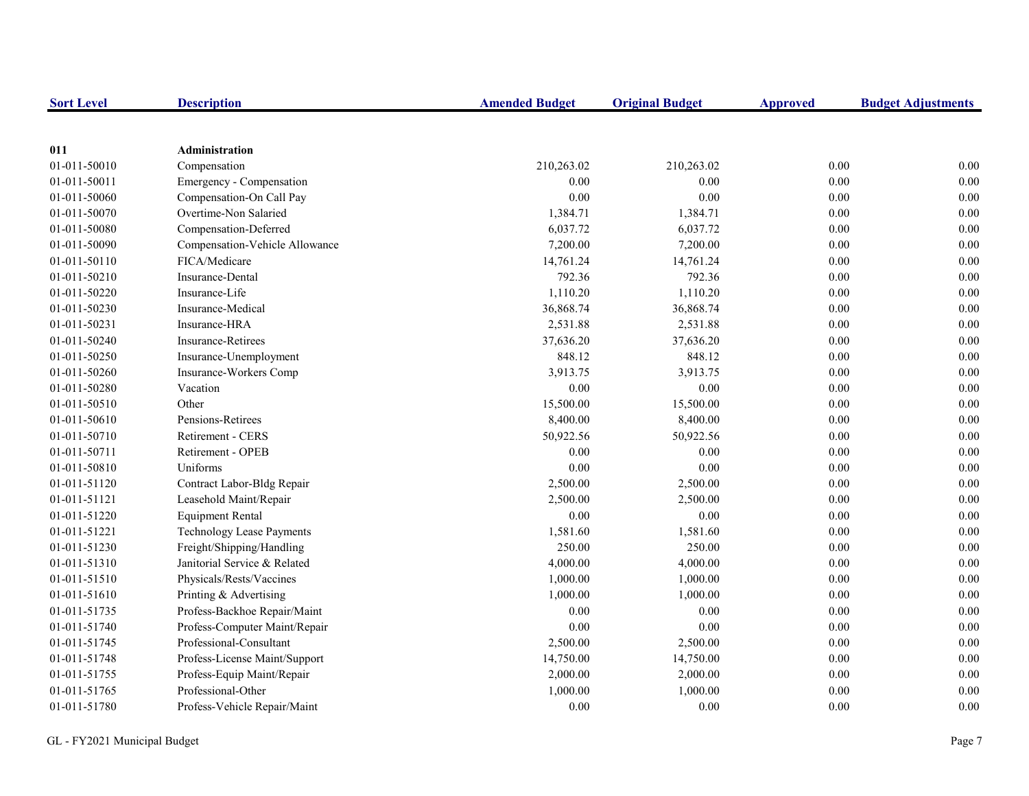| Sort Level | Description | Amended Budget | Original Budget | Approved | Budget Adjustments |
|---|---|---|---|---|---|
| **011** | **Administration** | | | | |
| 01-011-50010 | Compensation | 210,263.02 | 210,263.02 | 0.00 | 0.00 |
| 01-011-50011 | Emergency - Compensation | 0.00 | 0.00 | 0.00 | 0.00 |
| 01-011-50060 | Compensation-On Call Pay | 0.00 | 0.00 | 0.00 | 0.00 |
| 01-011-50070 | Overtime-Non Salaried | 1,384.71 | 1,384.71 | 0.00 | 0.00 |
| 01-011-50080 | Compensation-Deferred | 6,037.72 | 6,037.72 | 0.00 | 0.00 |
| 01-011-50090 | Compensation-Vehicle Allowance | 7,200.00 | 7,200.00 | 0.00 | 0.00 |
| 01-011-50110 | FICA/Medicare | 14,761.24 | 14,761.24 | 0.00 | 0.00 |
| 01-011-50210 | Insurance-Dental | 792.36 | 792.36 | 0.00 | 0.00 |
| 01-011-50220 | Insurance-Life | 1,110.20 | 1,110.20 | 0.00 | 0.00 |
| 01-011-50230 | Insurance-Medical | 36,868.74 | 36,868.74 | 0.00 | 0.00 |
| 01-011-50231 | Insurance-HRA | 2,531.88 | 2,531.88 | 0.00 | 0.00 |
| 01-011-50240 | Insurance-Retirees | 37,636.20 | 37,636.20 | 0.00 | 0.00 |
| 01-011-50250 | Insurance-Unemployment | 848.12 | 848.12 | 0.00 | 0.00 |
| 01-011-50260 | Insurance-Workers Comp | 3,913.75 | 3,913.75 | 0.00 | 0.00 |
| 01-011-50280 | Vacation | 0.00 | 0.00 | 0.00 | 0.00 |
| 01-011-50510 | Other | 15,500.00 | 15,500.00 | 0.00 | 0.00 |
| 01-011-50610 | Pensions-Retirees | 8,400.00 | 8,400.00 | 0.00 | 0.00 |
| 01-011-50710 | Retirement - CERS | 50,922.56 | 50,922.56 | 0.00 | 0.00 |
| 01-011-50711 | Retirement - OPEB | 0.00 | 0.00 | 0.00 | 0.00 |
| 01-011-50810 | Uniforms | 0.00 | 0.00 | 0.00 | 0.00 |
| 01-011-51120 | Contract Labor-Bldg Repair | 2,500.00 | 2,500.00 | 0.00 | 0.00 |
| 01-011-51121 | Leasehold Maint/Repair | 2,500.00 | 2,500.00 | 0.00 | 0.00 |
| 01-011-51220 | Equipment Rental | 0.00 | 0.00 | 0.00 | 0.00 |
| 01-011-51221 | Technology Lease Payments | 1,581.60 | 1,581.60 | 0.00 | 0.00 |
| 01-011-51230 | Freight/Shipping/Handling | 250.00 | 250.00 | 0.00 | 0.00 |
| 01-011-51310 | Janitorial Service & Related | 4,000.00 | 4,000.00 | 0.00 | 0.00 |
| 01-011-51510 | Physicals/Rests/Vaccines | 1,000.00 | 1,000.00 | 0.00 | 0.00 |
| 01-011-51610 | Printing & Advertising | 1,000.00 | 1,000.00 | 0.00 | 0.00 |
| 01-011-51735 | Profess-Backhoe Repair/Maint | 0.00 | 0.00 | 0.00 | 0.00 |
| 01-011-51740 | Profess-Computer Maint/Repair | 0.00 | 0.00 | 0.00 | 0.00 |
| 01-011-51745 | Professional-Consultant | 2,500.00 | 2,500.00 | 0.00 | 0.00 |
| 01-011-51748 | Profess-License Maint/Support | 14,750.00 | 14,750.00 | 0.00 | 0.00 |
| 01-011-51755 | Profess-Equip Maint/Repair | 2,000.00 | 2,000.00 | 0.00 | 0.00 |
| 01-011-51765 | Professional-Other | 1,000.00 | 1,000.00 | 0.00 | 0.00 |
| 01-011-51780 | Profess-Vehicle Repair/Maint | 0.00 | 0.00 | 0.00 | 0.00 |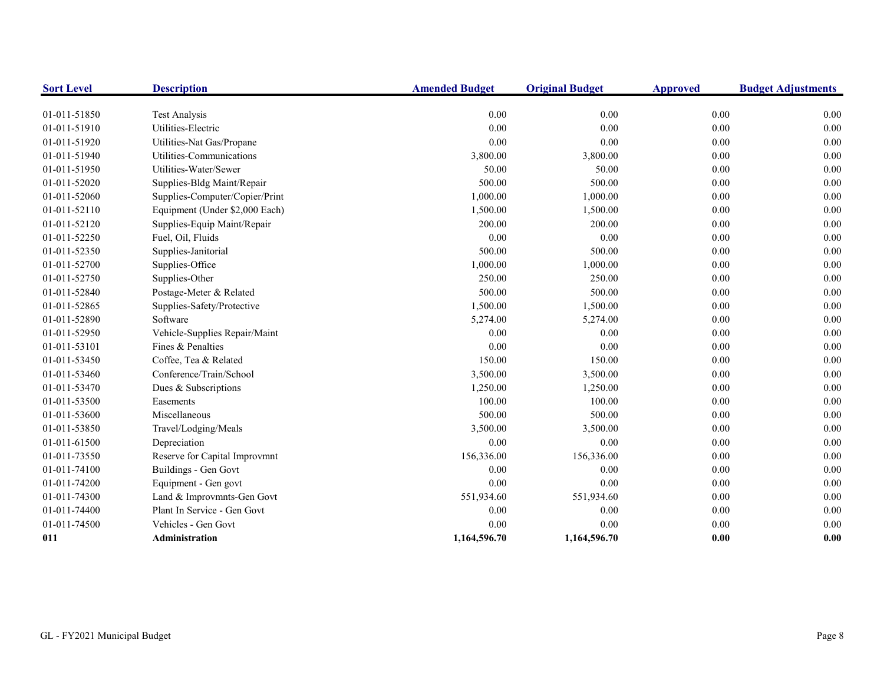| Sort Level | Description | Amended Budget | Original Budget | Approved | Budget Adjustments |
|---|---|---|---|---|---|
| 01-011-51850 | Test Analysis | 0.00 | 0.00 | 0.00 | 0.00 |
| 01-011-51910 | Utilities-Electric | 0.00 | 0.00 | 0.00 | 0.00 |
| 01-011-51920 | Utilities-Nat Gas/Propane | 0.00 | 0.00 | 0.00 | 0.00 |
| 01-011-51940 | Utilities-Communications | 3,800.00 | 3,800.00 | 0.00 | 0.00 |
| 01-011-51950 | Utilities-Water/Sewer | 50.00 | 50.00 | 0.00 | 0.00 |
| 01-011-52020 | Supplies-Bldg Maint/Repair | 500.00 | 500.00 | 0.00 | 0.00 |
| 01-011-52060 | Supplies-Computer/Copier/Print | 1,000.00 | 1,000.00 | 0.00 | 0.00 |
| 01-011-52110 | Equipment (Under $2,000 Each) | 1,500.00 | 1,500.00 | 0.00 | 0.00 |
| 01-011-52120 | Supplies-Equip Maint/Repair | 200.00 | 200.00 | 0.00 | 0.00 |
| 01-011-52250 | Fuel, Oil, Fluids | 0.00 | 0.00 | 0.00 | 0.00 |
| 01-011-52350 | Supplies-Janitorial | 500.00 | 500.00 | 0.00 | 0.00 |
| 01-011-52700 | Supplies-Office | 1,000.00 | 1,000.00 | 0.00 | 0.00 |
| 01-011-52750 | Supplies-Other | 250.00 | 250.00 | 0.00 | 0.00 |
| 01-011-52840 | Postage-Meter & Related | 500.00 | 500.00 | 0.00 | 0.00 |
| 01-011-52865 | Supplies-Safety/Protective | 1,500.00 | 1,500.00 | 0.00 | 0.00 |
| 01-011-52890 | Software | 5,274.00 | 5,274.00 | 0.00 | 0.00 |
| 01-011-52950 | Vehicle-Supplies Repair/Maint | 0.00 | 0.00 | 0.00 | 0.00 |
| 01-011-53101 | Fines & Penalties | 0.00 | 0.00 | 0.00 | 0.00 |
| 01-011-53450 | Coffee, Tea & Related | 150.00 | 150.00 | 0.00 | 0.00 |
| 01-011-53460 | Conference/Train/School | 3,500.00 | 3,500.00 | 0.00 | 0.00 |
| 01-011-53470 | Dues & Subscriptions | 1,250.00 | 1,250.00 | 0.00 | 0.00 |
| 01-011-53500 | Easements | 100.00 | 100.00 | 0.00 | 0.00 |
| 01-011-53600 | Miscellaneous | 500.00 | 500.00 | 0.00 | 0.00 |
| 01-011-53850 | Travel/Lodging/Meals | 3,500.00 | 3,500.00 | 0.00 | 0.00 |
| 01-011-61500 | Depreciation | 0.00 | 0.00 | 0.00 | 0.00 |
| 01-011-73550 | Reserve for Capital Improvmnt | 156,336.00 | 156,336.00 | 0.00 | 0.00 |
| 01-011-74100 | Buildings - Gen Govt | 0.00 | 0.00 | 0.00 | 0.00 |
| 01-011-74200 | Equipment - Gen govt | 0.00 | 0.00 | 0.00 | 0.00 |
| 01-011-74300 | Land & Improvmnts-Gen Govt | 551,934.60 | 551,934.60 | 0.00 | 0.00 |
| 01-011-74400 | Plant In Service - Gen Govt | 0.00 | 0.00 | 0.00 | 0.00 |
| 01-011-74500 | Vehicles - Gen Govt | 0.00 | 0.00 | 0.00 | 0.00 |
| **011** | **Administration** | **1,164,596.70** | **1,164,596.70** | **0.00** | **0.00** |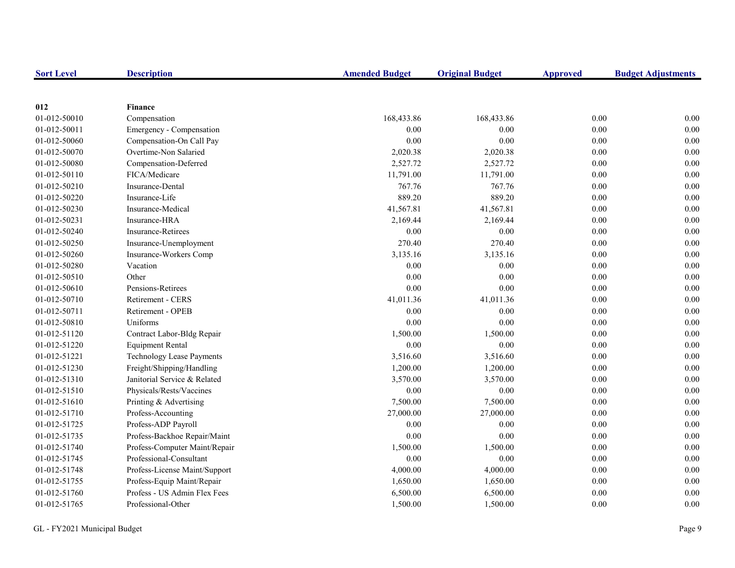| Sort Level | Description | Amended Budget | Original Budget | Approved | Budget Adjustments |
|---|---|---|---|---|---|
| **012** | **Finance** | | | | |
| 01-012-50010 | Compensation | 168,433.86 | 168,433.86 | 0.00 | 0.00 |
| 01-012-50011 | Emergency - Compensation | 0.00 | 0.00 | 0.00 | 0.00 |
| 01-012-50060 | Compensation-On Call Pay | 0.00 | 0.00 | 0.00 | 0.00 |
| 01-012-50070 | Overtime-Non Salaried | 2,020.38 | 2,020.38 | 0.00 | 0.00 |
| 01-012-50080 | Compensation-Deferred | 2,527.72 | 2,527.72 | 0.00 | 0.00 |
| 01-012-50110 | FICA/Medicare | 11,791.00 | 11,791.00 | 0.00 | 0.00 |
| 01-012-50210 | Insurance-Dental | 767.76 | 767.76 | 0.00 | 0.00 |
| 01-012-50220 | Insurance-Life | 889.20 | 889.20 | 0.00 | 0.00 |
| 01-012-50230 | Insurance-Medical | 41,567.81 | 41,567.81 | 0.00 | 0.00 |
| 01-012-50231 | Insurance-HRA | 2,169.44 | 2,169.44 | 0.00 | 0.00 |
| 01-012-50240 | Insurance-Retirees | 0.00 | 0.00 | 0.00 | 0.00 |
| 01-012-50250 | Insurance-Unemployment | 270.40 | 270.40 | 0.00 | 0.00 |
| 01-012-50260 | Insurance-Workers Comp | 3,135.16 | 3,135.16 | 0.00 | 0.00 |
| 01-012-50280 | Vacation | 0.00 | 0.00 | 0.00 | 0.00 |
| 01-012-50510 | Other | 0.00 | 0.00 | 0.00 | 0.00 |
| 01-012-50610 | Pensions-Retirees | 0.00 | 0.00 | 0.00 | 0.00 |
| 01-012-50710 | Retirement - CERS | 41,011.36 | 41,011.36 | 0.00 | 0.00 |
| 01-012-50711 | Retirement - OPEB | 0.00 | 0.00 | 0.00 | 0.00 |
| 01-012-50810 | Uniforms | 0.00 | 0.00 | 0.00 | 0.00 |
| 01-012-51120 | Contract Labor-Bldg Repair | 1,500.00 | 1,500.00 | 0.00 | 0.00 |
| 01-012-51220 | Equipment Rental | 0.00 | 0.00 | 0.00 | 0.00 |
| 01-012-51221 | Technology Lease Payments | 3,516.60 | 3,516.60 | 0.00 | 0.00 |
| 01-012-51230 | Freight/Shipping/Handling | 1,200.00 | 1,200.00 | 0.00 | 0.00 |
| 01-012-51310 | Janitorial Service & Related | 3,570.00 | 3,570.00 | 0.00 | 0.00 |
| 01-012-51510 | Physicals/Rests/Vaccines | 0.00 | 0.00 | 0.00 | 0.00 |
| 01-012-51610 | Printing & Advertising | 7,500.00 | 7,500.00 | 0.00 | 0.00 |
| 01-012-51710 | Profess-Accounting | 27,000.00 | 27,000.00 | 0.00 | 0.00 |
| 01-012-51725 | Profess-ADP Payroll | 0.00 | 0.00 | 0.00 | 0.00 |
| 01-012-51735 | Profess-Backhoe Repair/Maint | 0.00 | 0.00 | 0.00 | 0.00 |
| 01-012-51740 | Profess-Computer Maint/Repair | 1,500.00 | 1,500.00 | 0.00 | 0.00 |
| 01-012-51745 | Professional-Consultant | 0.00 | 0.00 | 0.00 | 0.00 |
| 01-012-51748 | Profess-License Maint/Support | 4,000.00 | 4,000.00 | 0.00 | 0.00 |
| 01-012-51755 | Profess-Equip Maint/Repair | 1,650.00 | 1,650.00 | 0.00 | 0.00 |
| 01-012-51760 | Profess - US Admin Flex Fees | 6,500.00 | 6,500.00 | 0.00 | 0.00 |
| 01-012-51765 | Professional-Other | 1,500.00 | 1,500.00 | 0.00 | 0.00 |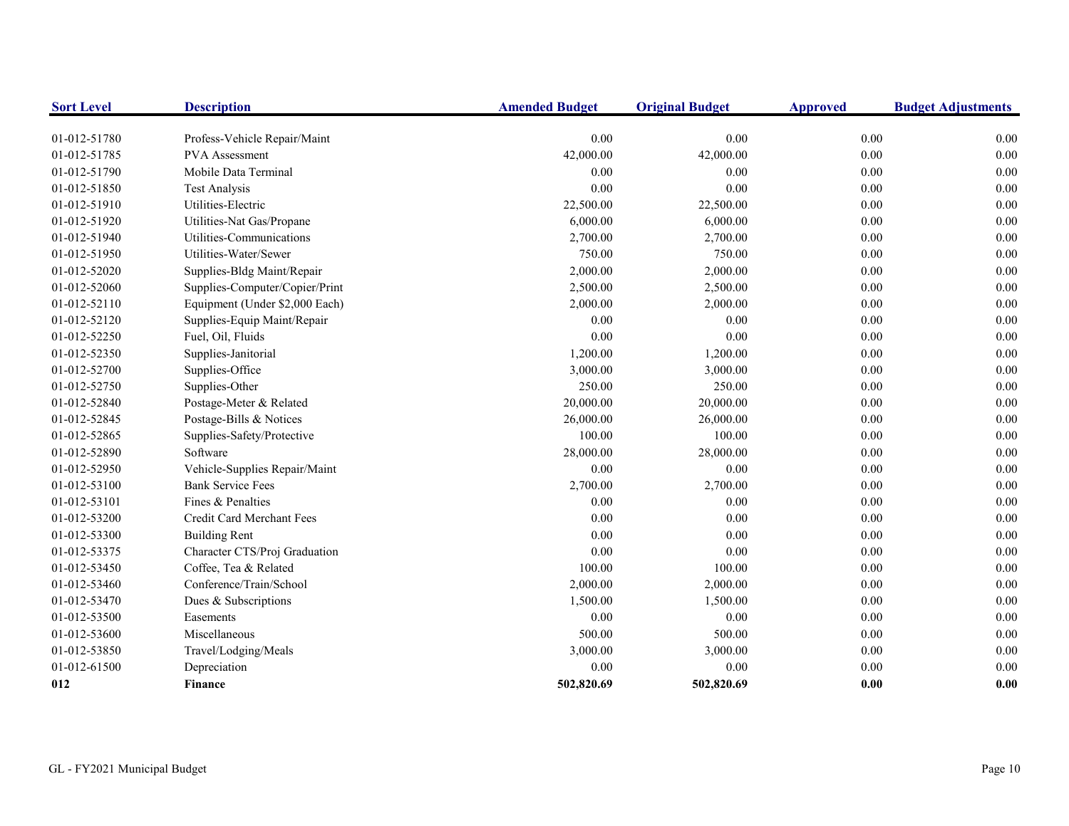| Sort Level | Description | Amended Budget | Original Budget | Approved | Budget Adjustments |
|---|---|---|---|---|---|
| 01-012-51780 | Profess-Vehicle Repair/Maint | 0.00 | 0.00 | 0.00 | 0.00 |
| 01-012-51785 | PVA Assessment | 42,000.00 | 42,000.00 | 0.00 | 0.00 |
| 01-012-51790 | Mobile Data Terminal | 0.00 | 0.00 | 0.00 | 0.00 |
| 01-012-51850 | Test Analysis | 0.00 | 0.00 | 0.00 | 0.00 |
| 01-012-51910 | Utilities-Electric | 22,500.00 | 22,500.00 | 0.00 | 0.00 |
| 01-012-51920 | Utilities-Nat Gas/Propane | 6,000.00 | 6,000.00 | 0.00 | 0.00 |
| 01-012-51940 | Utilities-Communications | 2,700.00 | 2,700.00 | 0.00 | 0.00 |
| 01-012-51950 | Utilities-Water/Sewer | 750.00 | 750.00 | 0.00 | 0.00 |
| 01-012-52020 | Supplies-Bldg Maint/Repair | 2,000.00 | 2,000.00 | 0.00 | 0.00 |
| 01-012-52060 | Supplies-Computer/Copier/Print | 2,500.00 | 2,500.00 | 0.00 | 0.00 |
| 01-012-52110 | Equipment (Under $2,000 Each) | 2,000.00 | 2,000.00 | 0.00 | 0.00 |
| 01-012-52120 | Supplies-Equip Maint/Repair | 0.00 | 0.00 | 0.00 | 0.00 |
| 01-012-52250 | Fuel, Oil, Fluids | 0.00 | 0.00 | 0.00 | 0.00 |
| 01-012-52350 | Supplies-Janitorial | 1,200.00 | 1,200.00 | 0.00 | 0.00 |
| 01-012-52700 | Supplies-Office | 3,000.00 | 3,000.00 | 0.00 | 0.00 |
| 01-012-52750 | Supplies-Other | 250.00 | 250.00 | 0.00 | 0.00 |
| 01-012-52840 | Postage-Meter & Related | 20,000.00 | 20,000.00 | 0.00 | 0.00 |
| 01-012-52845 | Postage-Bills & Notices | 26,000.00 | 26,000.00 | 0.00 | 0.00 |
| 01-012-52865 | Supplies-Safety/Protective | 100.00 | 100.00 | 0.00 | 0.00 |
| 01-012-52890 | Software | 28,000.00 | 28,000.00 | 0.00 | 0.00 |
| 01-012-52950 | Vehicle-Supplies Repair/Maint | 0.00 | 0.00 | 0.00 | 0.00 |
| 01-012-53100 | Bank Service Fees | 2,700.00 | 2,700.00 | 0.00 | 0.00 |
| 01-012-53101 | Fines & Penalties | 0.00 | 0.00 | 0.00 | 0.00 |
| 01-012-53200 | Credit Card Merchant Fees | 0.00 | 0.00 | 0.00 | 0.00 |
| 01-012-53300 | Building Rent | 0.00 | 0.00 | 0.00 | 0.00 |
| 01-012-53375 | Character CTS/Proj Graduation | 0.00 | 0.00 | 0.00 | 0.00 |
| 01-012-53450 | Coffee, Tea & Related | 100.00 | 100.00 | 0.00 | 0.00 |
| 01-012-53460 | Conference/Train/School | 2,000.00 | 2,000.00 | 0.00 | 0.00 |
| 01-012-53470 | Dues & Subscriptions | 1,500.00 | 1,500.00 | 0.00 | 0.00 |
| 01-012-53500 | Easements | 0.00 | 0.00 | 0.00 | 0.00 |
| 01-012-53600 | Miscellaneous | 500.00 | 500.00 | 0.00 | 0.00 |
| 01-012-53850 | Travel/Lodging/Meals | 3,000.00 | 3,000.00 | 0.00 | 0.00 |
| 01-012-61500 | Depreciation | 0.00 | 0.00 | 0.00 | 0.00 |
| **012** | **Finance** | **502,820.69** | **502,820.69** | **0.00** | **0.00** |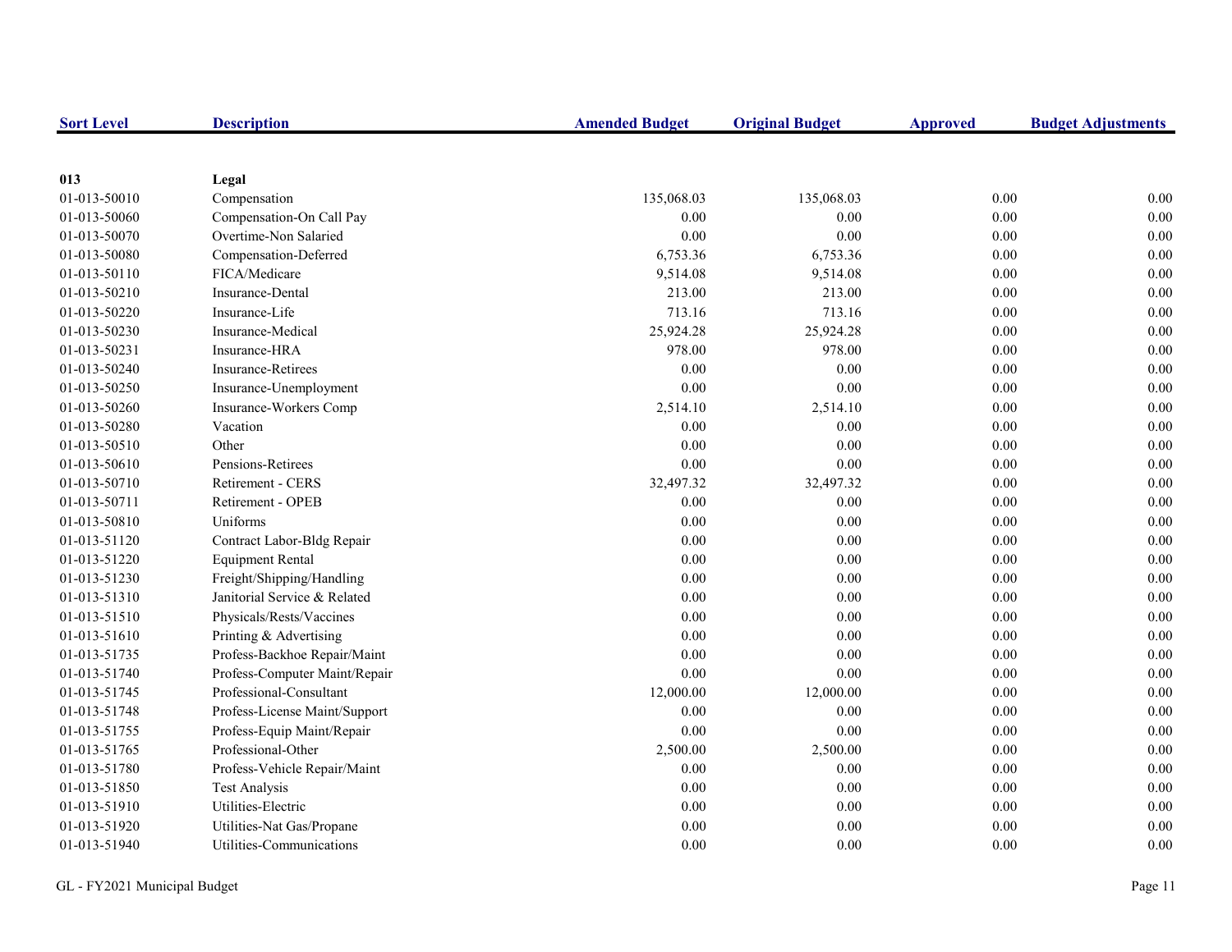| Sort Level | Description | Amended Budget | Original Budget | Approved | Budget Adjustments |
|---|---|---|---|---|---|
| **013** | **Legal** | | | | |
| 01-013-50010 | Compensation | 135,068.03 | 135,068.03 | 0.00 | 0.00 |
| 01-013-50060 | Compensation-On Call Pay | 0.00 | 0.00 | 0.00 | 0.00 |
| 01-013-50070 | Overtime-Non Salaried | 0.00 | 0.00 | 0.00 | 0.00 |
| 01-013-50080 | Compensation-Deferred | 6,753.36 | 6,753.36 | 0.00 | 0.00 |
| 01-013-50110 | FICA/Medicare | 9,514.08 | 9,514.08 | 0.00 | 0.00 |
| 01-013-50210 | Insurance-Dental | 213.00 | 213.00 | 0.00 | 0.00 |
| 01-013-50220 | Insurance-Life | 713.16 | 713.16 | 0.00 | 0.00 |
| 01-013-50230 | Insurance-Medical | 25,924.28 | 25,924.28 | 0.00 | 0.00 |
| 01-013-50231 | Insurance-HRA | 978.00 | 978.00 | 0.00 | 0.00 |
| 01-013-50240 | Insurance-Retirees | 0.00 | 0.00 | 0.00 | 0.00 |
| 01-013-50250 | Insurance-Unemployment | 0.00 | 0.00 | 0.00 | 0.00 |
| 01-013-50260 | Insurance-Workers Comp | 2,514.10 | 2,514.10 | 0.00 | 0.00 |
| 01-013-50280 | Vacation | 0.00 | 0.00 | 0.00 | 0.00 |
| 01-013-50510 | Other | 0.00 | 0.00 | 0.00 | 0.00 |
| 01-013-50610 | Pensions-Retirees | 0.00 | 0.00 | 0.00 | 0.00 |
| 01-013-50710 | Retirement - CERS | 32,497.32 | 32,497.32 | 0.00 | 0.00 |
| 01-013-50711 | Retirement - OPEB | 0.00 | 0.00 | 0.00 | 0.00 |
| 01-013-50810 | Uniforms | 0.00 | 0.00 | 0.00 | 0.00 |
| 01-013-51120 | Contract Labor-Bldg Repair | 0.00 | 0.00 | 0.00 | 0.00 |
| 01-013-51220 | Equipment Rental | 0.00 | 0.00 | 0.00 | 0.00 |
| 01-013-51230 | Freight/Shipping/Handling | 0.00 | 0.00 | 0.00 | 0.00 |
| 01-013-51310 | Janitorial Service & Related | 0.00 | 0.00 | 0.00 | 0.00 |
| 01-013-51510 | Physicals/Rests/Vaccines | 0.00 | 0.00 | 0.00 | 0.00 |
| 01-013-51610 | Printing & Advertising | 0.00 | 0.00 | 0.00 | 0.00 |
| 01-013-51735 | Profess-Backhoe Repair/Maint | 0.00 | 0.00 | 0.00 | 0.00 |
| 01-013-51740 | Profess-Computer Maint/Repair | 0.00 | 0.00 | 0.00 | 0.00 |
| 01-013-51745 | Professional-Consultant | 12,000.00 | 12,000.00 | 0.00 | 0.00 |
| 01-013-51748 | Profess-License Maint/Support | 0.00 | 0.00 | 0.00 | 0.00 |
| 01-013-51755 | Profess-Equip Maint/Repair | 0.00 | 0.00 | 0.00 | 0.00 |
| 01-013-51765 | Professional-Other | 2,500.00 | 2,500.00 | 0.00 | 0.00 |
| 01-013-51780 | Profess-Vehicle Repair/Maint | 0.00 | 0.00 | 0.00 | 0.00 |
| 01-013-51850 | Test Analysis | 0.00 | 0.00 | 0.00 | 0.00 |
| 01-013-51910 | Utilities-Electric | 0.00 | 0.00 | 0.00 | 0.00 |
| 01-013-51920 | Utilities-Nat Gas/Propane | 0.00 | 0.00 | 0.00 | 0.00 |
| 01-013-51940 | Utilities-Communications | 0.00 | 0.00 | 0.00 | 0.00 |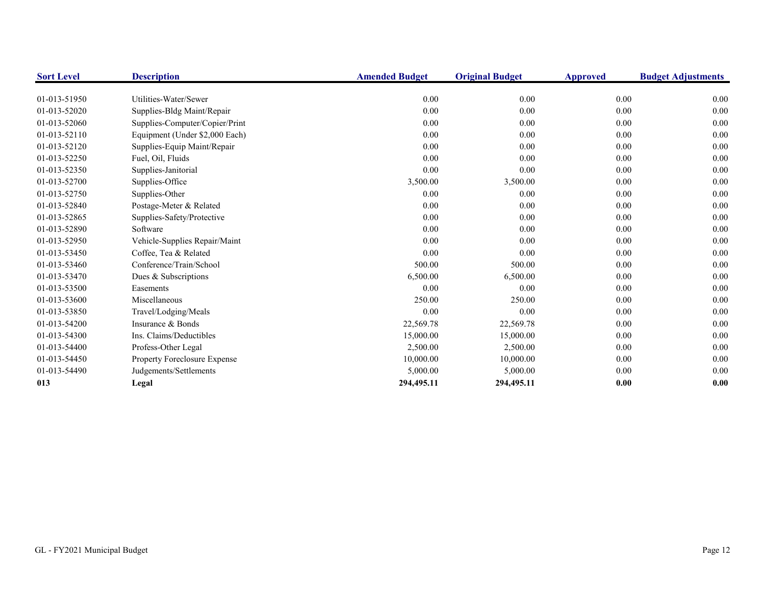| Sort Level | Description | Amended Budget | Original Budget | Approved | Budget Adjustments |
|---|---|---|---|---|---|
| 01-013-51950 | Utilities-Water/Sewer | 0.00 | 0.00 | 0.00 | 0.00 |
| 01-013-52020 | Supplies-Bldg Maint/Repair | 0.00 | 0.00 | 0.00 | 0.00 |
| 01-013-52060 | Supplies-Computer/Copier/Print | 0.00 | 0.00 | 0.00 | 0.00 |
| 01-013-52110 | Equipment (Under $2,000 Each) | 0.00 | 0.00 | 0.00 | 0.00 |
| 01-013-52120 | Supplies-Equip Maint/Repair | 0.00 | 0.00 | 0.00 | 0.00 |
| 01-013-52250 | Fuel, Oil, Fluids | 0.00 | 0.00 | 0.00 | 0.00 |
| 01-013-52350 | Supplies-Janitorial | 0.00 | 0.00 | 0.00 | 0.00 |
| 01-013-52700 | Supplies-Office | 3,500.00 | 3,500.00 | 0.00 | 0.00 |
| 01-013-52750 | Supplies-Other | 0.00 | 0.00 | 0.00 | 0.00 |
| 01-013-52840 | Postage-Meter & Related | 0.00 | 0.00 | 0.00 | 0.00 |
| 01-013-52865 | Supplies-Safety/Protective | 0.00 | 0.00 | 0.00 | 0.00 |
| 01-013-52890 | Software | 0.00 | 0.00 | 0.00 | 0.00 |
| 01-013-52950 | Vehicle-Supplies Repair/Maint | 0.00 | 0.00 | 0.00 | 0.00 |
| 01-013-53450 | Coffee, Tea & Related | 0.00 | 0.00 | 0.00 | 0.00 |
| 01-013-53460 | Conference/Train/School | 500.00 | 500.00 | 0.00 | 0.00 |
| 01-013-53470 | Dues & Subscriptions | 6,500.00 | 6,500.00 | 0.00 | 0.00 |
| 01-013-53500 | Easements | 0.00 | 0.00 | 0.00 | 0.00 |
| 01-013-53600 | Miscellaneous | 250.00 | 250.00 | 0.00 | 0.00 |
| 01-013-53850 | Travel/Lodging/Meals | 0.00 | 0.00 | 0.00 | 0.00 |
| 01-013-54200 | Insurance & Bonds | 22,569.78 | 22,569.78 | 0.00 | 0.00 |
| 01-013-54300 | Ins. Claims/Deductibles | 15,000.00 | 15,000.00 | 0.00 | 0.00 |
| 01-013-54400 | Profess-Other Legal | 2,500.00 | 2,500.00 | 0.00 | 0.00 |
| 01-013-54450 | Property Foreclosure Expense | 10,000.00 | 10,000.00 | 0.00 | 0.00 |
| 01-013-54490 | Judgements/Settlements | 5,000.00 | 5,000.00 | 0.00 | 0.00 |
| **013** | **Legal** | **294,495.11** | **294,495.11** | **0.00** | **0.00** |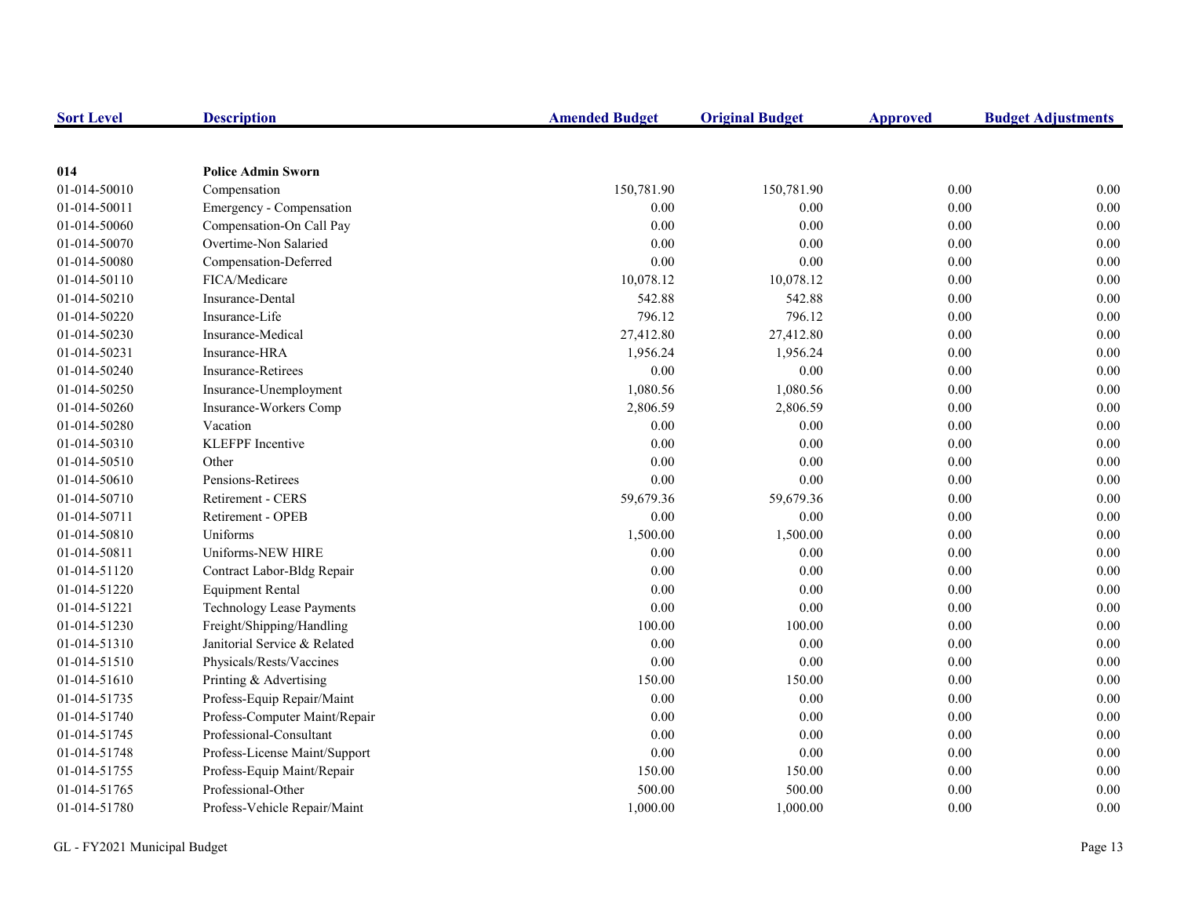| Sort Level | Description | Amended Budget | Original Budget | Approved | Budget Adjustments |
|---|---|---|---|---|---|
| **014** | **Police Admin Sworn** | | | | |
| 01-014-50010 | Compensation | 150,781.90 | 150,781.90 | 0.00 | 0.00 |
| 01-014-50011 | Emergency - Compensation | 0.00 | 0.00 | 0.00 | 0.00 |
| 01-014-50060 | Compensation-On Call Pay | 0.00 | 0.00 | 0.00 | 0.00 |
| 01-014-50070 | Overtime-Non Salaried | 0.00 | 0.00 | 0.00 | 0.00 |
| 01-014-50080 | Compensation-Deferred | 0.00 | 0.00 | 0.00 | 0.00 |
| 01-014-50110 | FICA/Medicare | 10,078.12 | 10,078.12 | 0.00 | 0.00 |
| 01-014-50210 | Insurance-Dental | 542.88 | 542.88 | 0.00 | 0.00 |
| 01-014-50220 | Insurance-Life | 796.12 | 796.12 | 0.00 | 0.00 |
| 01-014-50230 | Insurance-Medical | 27,412.80 | 27,412.80 | 0.00 | 0.00 |
| 01-014-50231 | Insurance-HRA | 1,956.24 | 1,956.24 | 0.00 | 0.00 |
| 01-014-50240 | Insurance-Retirees | 0.00 | 0.00 | 0.00 | 0.00 |
| 01-014-50250 | Insurance-Unemployment | 1,080.56 | 1,080.56 | 0.00 | 0.00 |
| 01-014-50260 | Insurance-Workers Comp | 2,806.59 | 2,806.59 | 0.00 | 0.00 |
| 01-014-50280 | Vacation | 0.00 | 0.00 | 0.00 | 0.00 |
| 01-014-50310 | KLEFPF Incentive | 0.00 | 0.00 | 0.00 | 0.00 |
| 01-014-50510 | Other | 0.00 | 0.00 | 0.00 | 0.00 |
| 01-014-50610 | Pensions-Retirees | 0.00 | 0.00 | 0.00 | 0.00 |
| 01-014-50710 | Retirement - CERS | 59,679.36 | 59,679.36 | 0.00 | 0.00 |
| 01-014-50711 | Retirement - OPEB | 0.00 | 0.00 | 0.00 | 0.00 |
| 01-014-50810 | Uniforms | 1,500.00 | 1,500.00 | 0.00 | 0.00 |
| 01-014-50811 | Uniforms-NEW HIRE | 0.00 | 0.00 | 0.00 | 0.00 |
| 01-014-51120 | Contract Labor-Bldg Repair | 0.00 | 0.00 | 0.00 | 0.00 |
| 01-014-51220 | Equipment Rental | 0.00 | 0.00 | 0.00 | 0.00 |
| 01-014-51221 | Technology Lease Payments | 0.00 | 0.00 | 0.00 | 0.00 |
| 01-014-51230 | Freight/Shipping/Handling | 100.00 | 100.00 | 0.00 | 0.00 |
| 01-014-51310 | Janitorial Service & Related | 0.00 | 0.00 | 0.00 | 0.00 |
| 01-014-51510 | Physicals/Rests/Vaccines | 0.00 | 0.00 | 0.00 | 0.00 |
| 01-014-51610 | Printing & Advertising | 150.00 | 150.00 | 0.00 | 0.00 |
| 01-014-51735 | Profess-Equip Repair/Maint | 0.00 | 0.00 | 0.00 | 0.00 |
| 01-014-51740 | Profess-Computer Maint/Repair | 0.00 | 0.00 | 0.00 | 0.00 |
| 01-014-51745 | Professional-Consultant | 0.00 | 0.00 | 0.00 | 0.00 |
| 01-014-51748 | Profess-License Maint/Support | 0.00 | 0.00 | 0.00 | 0.00 |
| 01-014-51755 | Profess-Equip Maint/Repair | 150.00 | 150.00 | 0.00 | 0.00 |
| 01-014-51765 | Professional-Other | 500.00 | 500.00 | 0.00 | 0.00 |
| 01-014-51780 | Profess-Vehicle Repair/Maint | 1,000.00 | 1,000.00 | 0.00 | 0.00 |

GL - FY2021 Municipal Budget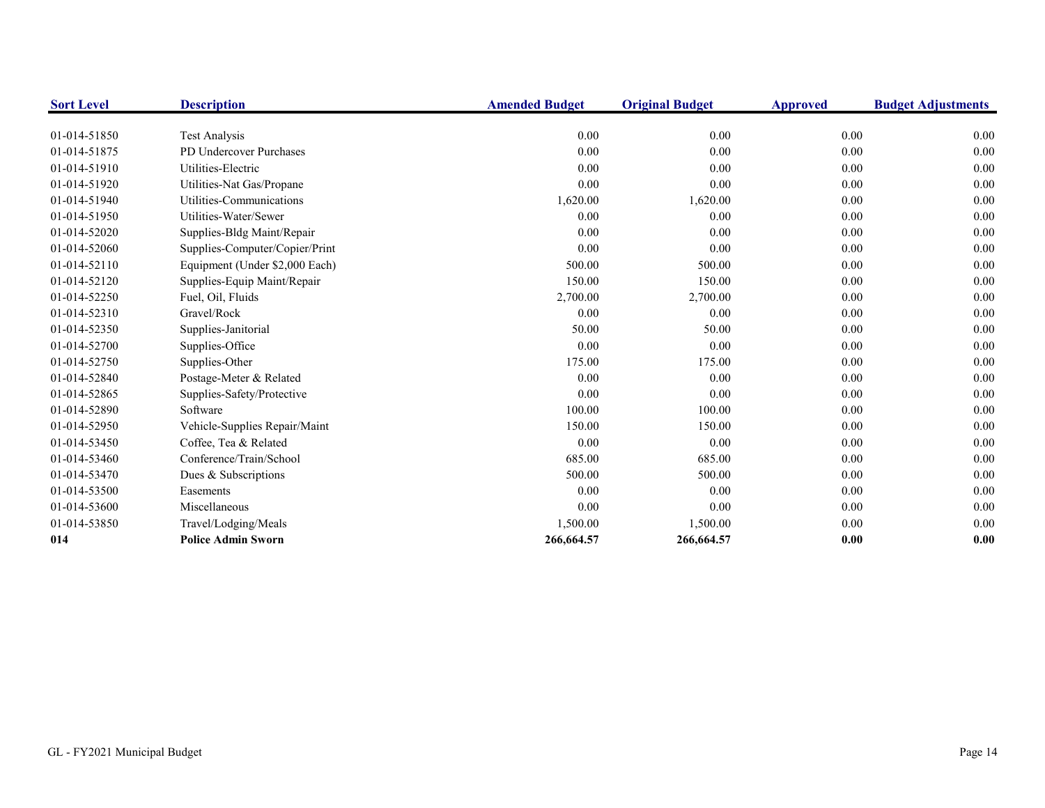| Sort Level | Description | Amended Budget | Original Budget | Approved | Budget Adjustments |
|---|---|---|---|---|---|
| 01-014-51850 | Test Analysis | 0.00 | 0.00 | 0.00 | 0.00 |
| 01-014-51875 | PD Undercover Purchases | 0.00 | 0.00 | 0.00 | 0.00 |
| 01-014-51910 | Utilities-Electric | 0.00 | 0.00 | 0.00 | 0.00 |
| 01-014-51920 | Utilities-Nat Gas/Propane | 0.00 | 0.00 | 0.00 | 0.00 |
| 01-014-51940 | Utilities-Communications | 1,620.00 | 1,620.00 | 0.00 | 0.00 |
| 01-014-51950 | Utilities-Water/Sewer | 0.00 | 0.00 | 0.00 | 0.00 |
| 01-014-52020 | Supplies-Bldg Maint/Repair | 0.00 | 0.00 | 0.00 | 0.00 |
| 01-014-52060 | Supplies-Computer/Copier/Print | 0.00 | 0.00 | 0.00 | 0.00 |
| 01-014-52110 | Equipment (Under $2,000 Each) | 500.00 | 500.00 | 0.00 | 0.00 |
| 01-014-52120 | Supplies-Equip Maint/Repair | 150.00 | 150.00 | 0.00 | 0.00 |
| 01-014-52250 | Fuel, Oil, Fluids | 2,700.00 | 2,700.00 | 0.00 | 0.00 |
| 01-014-52310 | Gravel/Rock | 0.00 | 0.00 | 0.00 | 0.00 |
| 01-014-52350 | Supplies-Janitorial | 50.00 | 50.00 | 0.00 | 0.00 |
| 01-014-52700 | Supplies-Office | 0.00 | 0.00 | 0.00 | 0.00 |
| 01-014-52750 | Supplies-Other | 175.00 | 175.00 | 0.00 | 0.00 |
| 01-014-52840 | Postage-Meter & Related | 0.00 | 0.00 | 0.00 | 0.00 |
| 01-014-52865 | Supplies-Safety/Protective | 0.00 | 0.00 | 0.00 | 0.00 |
| 01-014-52890 | Software | 100.00 | 100.00 | 0.00 | 0.00 |
| 01-014-52950 | Vehicle-Supplies Repair/Maint | 150.00 | 150.00 | 0.00 | 0.00 |
| 01-014-53450 | Coffee, Tea & Related | 0.00 | 0.00 | 0.00 | 0.00 |
| 01-014-53460 | Conference/Train/School | 685.00 | 685.00 | 0.00 | 0.00 |
| 01-014-53470 | Dues & Subscriptions | 500.00 | 500.00 | 0.00 | 0.00 |
| 01-014-53500 | Easements | 0.00 | 0.00 | 0.00 | 0.00 |
| 01-014-53600 | Miscellaneous | 0.00 | 0.00 | 0.00 | 0.00 |
| 01-014-53850 | Travel/Lodging/Meals | 1,500.00 | 1,500.00 | 0.00 | 0.00 |
| **014** | **Police Admin Sworn** | **266,664.57** | **266,664.57** | **0.00** | **0.00** |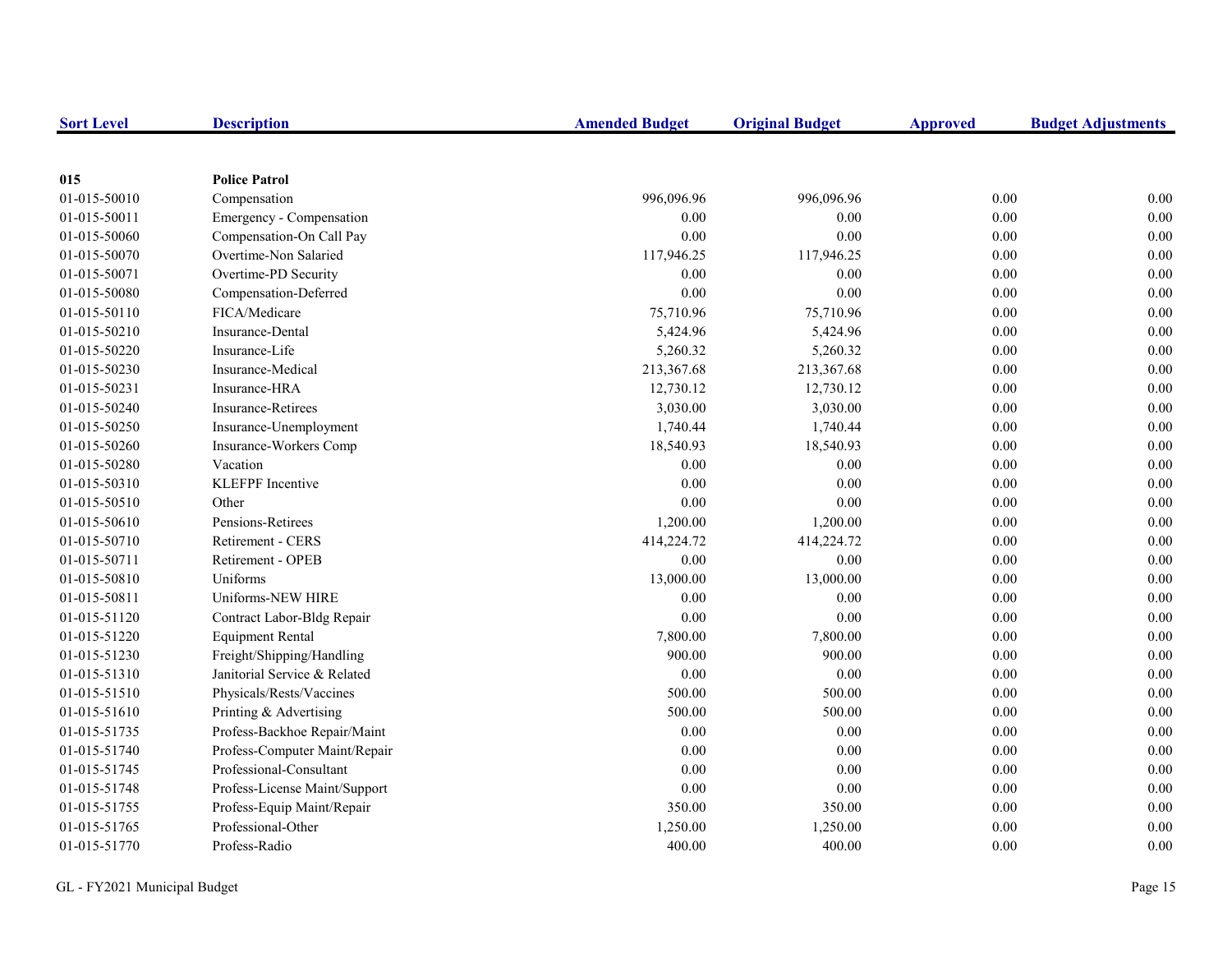| Sort Level | Description | Amended Budget | Original Budget | Approved | Budget Adjustments |
|---|---|---|---|---|---|
| **015** | **Police Patrol** | | | | |
| 01-015-50010 | Compensation | 996,096.96 | 996,096.96 | 0.00 | 0.00 |
| 01-015-50011 | Emergency - Compensation | 0.00 | 0.00 | 0.00 | 0.00 |
| 01-015-50060 | Compensation-On Call Pay | 0.00 | 0.00 | 0.00 | 0.00 |
| 01-015-50070 | Overtime-Non Salaried | 117,946.25 | 117,946.25 | 0.00 | 0.00 |
| 01-015-50071 | Overtime-PD Security | 0.00 | 0.00 | 0.00 | 0.00 |
| 01-015-50080 | Compensation-Deferred | 0.00 | 0.00 | 0.00 | 0.00 |
| 01-015-50110 | FICA/Medicare | 75,710.96 | 75,710.96 | 0.00 | 0.00 |
| 01-015-50210 | Insurance-Dental | 5,424.96 | 5,424.96 | 0.00 | 0.00 |
| 01-015-50220 | Insurance-Life | 5,260.32 | 5,260.32 | 0.00 | 0.00 |
| 01-015-50230 | Insurance-Medical | 213,367.68 | 213,367.68 | 0.00 | 0.00 |
| 01-015-50231 | Insurance-HRA | 12,730.12 | 12,730.12 | 0.00 | 0.00 |
| 01-015-50240 | Insurance-Retirees | 3,030.00 | 3,030.00 | 0.00 | 0.00 |
| 01-015-50250 | Insurance-Unemployment | 1,740.44 | 1,740.44 | 0.00 | 0.00 |
| 01-015-50260 | Insurance-Workers Comp | 18,540.93 | 18,540.93 | 0.00 | 0.00 |
| 01-015-50280 | Vacation | 0.00 | 0.00 | 0.00 | 0.00 |
| 01-015-50310 | KLEFPF Incentive | 0.00 | 0.00 | 0.00 | 0.00 |
| 01-015-50510 | Other | 0.00 | 0.00 | 0.00 | 0.00 |
| 01-015-50610 | Pensions-Retirees | 1,200.00 | 1,200.00 | 0.00 | 0.00 |
| 01-015-50710 | Retirement - CERS | 414,224.72 | 414,224.72 | 0.00 | 0.00 |
| 01-015-50711 | Retirement - OPEB | 0.00 | 0.00 | 0.00 | 0.00 |
| 01-015-50810 | Uniforms | 13,000.00 | 13,000.00 | 0.00 | 0.00 |
| 01-015-50811 | Uniforms-NEW HIRE | 0.00 | 0.00 | 0.00 | 0.00 |
| 01-015-51120 | Contract Labor-Bldg Repair | 0.00 | 0.00 | 0.00 | 0.00 |
| 01-015-51220 | Equipment Rental | 7,800.00 | 7,800.00 | 0.00 | 0.00 |
| 01-015-51230 | Freight/Shipping/Handling | 900.00 | 900.00 | 0.00 | 0.00 |
| 01-015-51310 | Janitorial Service & Related | 0.00 | 0.00 | 0.00 | 0.00 |
| 01-015-51510 | Physicals/Rests/Vaccines | 500.00 | 500.00 | 0.00 | 0.00 |
| 01-015-51610 | Printing & Advertising | 500.00 | 500.00 | 0.00 | 0.00 |
| 01-015-51735 | Profess-Backhoe Repair/Maint | 0.00 | 0.00 | 0.00 | 0.00 |
| 01-015-51740 | Profess-Computer Maint/Repair | 0.00 | 0.00 | 0.00 | 0.00 |
| 01-015-51745 | Professional-Consultant | 0.00 | 0.00 | 0.00 | 0.00 |
| 01-015-51748 | Profess-License Maint/Support | 0.00 | 0.00 | 0.00 | 0.00 |
| 01-015-51755 | Profess-Equip Maint/Repair | 350.00 | 350.00 | 0.00 | 0.00 |
| 01-015-51765 | Professional-Other | 1,250.00 | 1,250.00 | 0.00 | 0.00 |
| 01-015-51770 | Profess-Radio | 400.00 | 400.00 | 0.00 | 0.00 |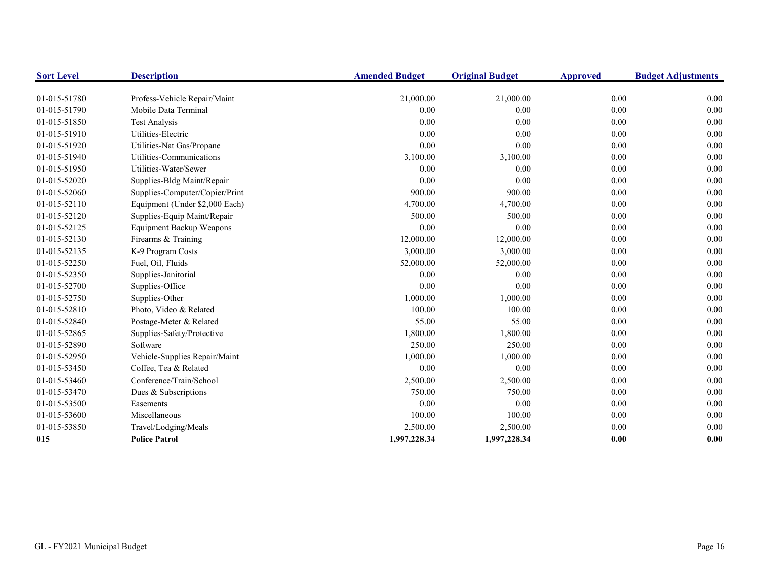| Sort Level | Description | Amended Budget | Original Budget | Approved | Budget Adjustments |
|---|---|---|---|---|---|
| 01-015-51780 | Profess-Vehicle Repair/Maint | 21,000.00 | 21,000.00 | 0.00 | 0.00 |
| 01-015-51790 | Mobile Data Terminal | 0.00 | 0.00 | 0.00 | 0.00 |
| 01-015-51850 | Test Analysis | 0.00 | 0.00 | 0.00 | 0.00 |
| 01-015-51910 | Utilities-Electric | 0.00 | 0.00 | 0.00 | 0.00 |
| 01-015-51920 | Utilities-Nat Gas/Propane | 0.00 | 0.00 | 0.00 | 0.00 |
| 01-015-51940 | Utilities-Communications | 3,100.00 | 3,100.00 | 0.00 | 0.00 |
| 01-015-51950 | Utilities-Water/Sewer | 0.00 | 0.00 | 0.00 | 0.00 |
| 01-015-52020 | Supplies-Bldg Maint/Repair | 0.00 | 0.00 | 0.00 | 0.00 |
| 01-015-52060 | Supplies-Computer/Copier/Print | 900.00 | 900.00 | 0.00 | 0.00 |
| 01-015-52110 | Equipment (Under $2,000 Each) | 4,700.00 | 4,700.00 | 0.00 | 0.00 |
| 01-015-52120 | Supplies-Equip Maint/Repair | 500.00 | 500.00 | 0.00 | 0.00 |
| 01-015-52125 | Equipment Backup Weapons | 0.00 | 0.00 | 0.00 | 0.00 |
| 01-015-52130 | Firearms & Training | 12,000.00 | 12,000.00 | 0.00 | 0.00 |
| 01-015-52135 | K-9 Program Costs | 3,000.00 | 3,000.00 | 0.00 | 0.00 |
| 01-015-52250 | Fuel, Oil, Fluids | 52,000.00 | 52,000.00 | 0.00 | 0.00 |
| 01-015-52350 | Supplies-Janitorial | 0.00 | 0.00 | 0.00 | 0.00 |
| 01-015-52700 | Supplies-Office | 0.00 | 0.00 | 0.00 | 0.00 |
| 01-015-52750 | Supplies-Other | 1,000.00 | 1,000.00 | 0.00 | 0.00 |
| 01-015-52810 | Photo, Video & Related | 100.00 | 100.00 | 0.00 | 0.00 |
| 01-015-52840 | Postage-Meter & Related | 55.00 | 55.00 | 0.00 | 0.00 |
| 01-015-52865 | Supplies-Safety/Protective | 1,800.00 | 1,800.00 | 0.00 | 0.00 |
| 01-015-52890 | Software | 250.00 | 250.00 | 0.00 | 0.00 |
| 01-015-52950 | Vehicle-Supplies Repair/Maint | 1,000.00 | 1,000.00 | 0.00 | 0.00 |
| 01-015-53450 | Coffee, Tea & Related | 0.00 | 0.00 | 0.00 | 0.00 |
| 01-015-53460 | Conference/Train/School | 2,500.00 | 2,500.00 | 0.00 | 0.00 |
| 01-015-53470 | Dues & Subscriptions | 750.00 | 750.00 | 0.00 | 0.00 |
| 01-015-53500 | Easements | 0.00 | 0.00 | 0.00 | 0.00 |
| 01-015-53600 | Miscellaneous | 100.00 | 100.00 | 0.00 | 0.00 |
| 01-015-53850 | Travel/Lodging/Meals | 2,500.00 | 2,500.00 | 0.00 | 0.00 |
| **015** | **Police Patrol** | **1,997,228.34** | **1,997,228.34** | **0.00** | **0.00** |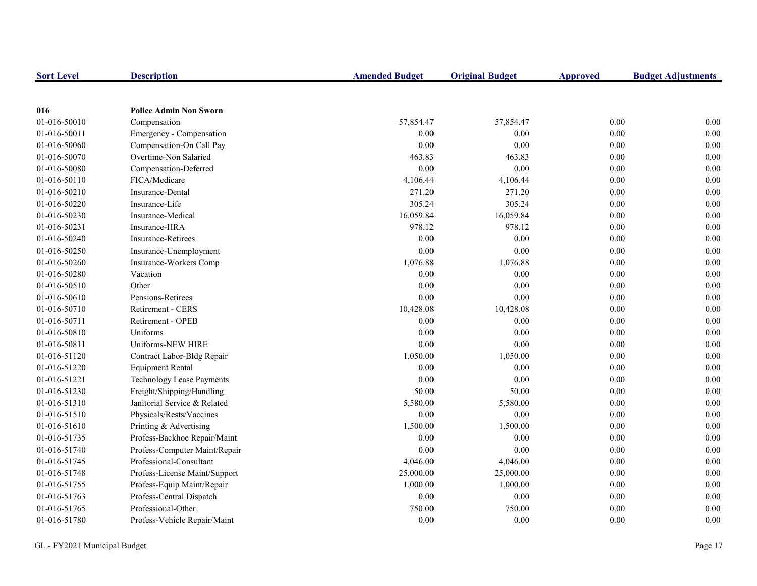| Sort Level | Description | Amended Budget | Original Budget | Approved | Budget Adjustments |
|---|---|---|---|---|---|
| **016** | **Police Admin Non Sworn** | | | | |
| 01-016-50010 | Compensation | 57,854.47 | 57,854.47 | 0.00 | 0.00 |
| 01-016-50011 | Emergency - Compensation | 0.00 | 0.00 | 0.00 | 0.00 |
| 01-016-50060 | Compensation-On Call Pay | 0.00 | 0.00 | 0.00 | 0.00 |
| 01-016-50070 | Overtime-Non Salaried | 463.83 | 463.83 | 0.00 | 0.00 |
| 01-016-50080 | Compensation-Deferred | 0.00 | 0.00 | 0.00 | 0.00 |
| 01-016-50110 | FICA/Medicare | 4,106.44 | 4,106.44 | 0.00 | 0.00 |
| 01-016-50210 | Insurance-Dental | 271.20 | 271.20 | 0.00 | 0.00 |
| 01-016-50220 | Insurance-Life | 305.24 | 305.24 | 0.00 | 0.00 |
| 01-016-50230 | Insurance-Medical | 16,059.84 | 16,059.84 | 0.00 | 0.00 |
| 01-016-50231 | Insurance-HRA | 978.12 | 978.12 | 0.00 | 0.00 |
| 01-016-50240 | Insurance-Retirees | 0.00 | 0.00 | 0.00 | 0.00 |
| 01-016-50250 | Insurance-Unemployment | 0.00 | 0.00 | 0.00 | 0.00 |
| 01-016-50260 | Insurance-Workers Comp | 1,076.88 | 1,076.88 | 0.00 | 0.00 |
| 01-016-50280 | Vacation | 0.00 | 0.00 | 0.00 | 0.00 |
| 01-016-50510 | Other | 0.00 | 0.00 | 0.00 | 0.00 |
| 01-016-50610 | Pensions-Retirees | 0.00 | 0.00 | 0.00 | 0.00 |
| 01-016-50710 | Retirement - CERS | 10,428.08 | 10,428.08 | 0.00 | 0.00 |
| 01-016-50711 | Retirement - OPEB | 0.00 | 0.00 | 0.00 | 0.00 |
| 01-016-50810 | Uniforms | 0.00 | 0.00 | 0.00 | 0.00 |
| 01-016-50811 | Uniforms-NEW HIRE | 0.00 | 0.00 | 0.00 | 0.00 |
| 01-016-51120 | Contract Labor-Bldg Repair | 1,050.00 | 1,050.00 | 0.00 | 0.00 |
| 01-016-51220 | Equipment Rental | 0.00 | 0.00 | 0.00 | 0.00 |
| 01-016-51221 | Technology Lease Payments | 0.00 | 0.00 | 0.00 | 0.00 |
| 01-016-51230 | Freight/Shipping/Handling | 50.00 | 50.00 | 0.00 | 0.00 |
| 01-016-51310 | Janitorial Service & Related | 5,580.00 | 5,580.00 | 0.00 | 0.00 |
| 01-016-51510 | Physicals/Rests/Vaccines | 0.00 | 0.00 | 0.00 | 0.00 |
| 01-016-51610 | Printing & Advertising | 1,500.00 | 1,500.00 | 0.00 | 0.00 |
| 01-016-51735 | Profess-Backhoe Repair/Maint | 0.00 | 0.00 | 0.00 | 0.00 |
| 01-016-51740 | Profess-Computer Maint/Repair | 0.00 | 0.00 | 0.00 | 0.00 |
| 01-016-51745 | Professional-Consultant | 4,046.00 | 4,046.00 | 0.00 | 0.00 |
| 01-016-51748 | Profess-License Maint/Support | 25,000.00 | 25,000.00 | 0.00 | 0.00 |
| 01-016-51755 | Profess-Equip Maint/Repair | 1,000.00 | 1,000.00 | 0.00 | 0.00 |
| 01-016-51763 | Profess-Central Dispatch | 0.00 | 0.00 | 0.00 | 0.00 |
| 01-016-51765 | Professional-Other | 750.00 | 750.00 | 0.00 | 0.00 |
| 01-016-51780 | Profess-Vehicle Repair/Maint | 0.00 | 0.00 | 0.00 | 0.00 |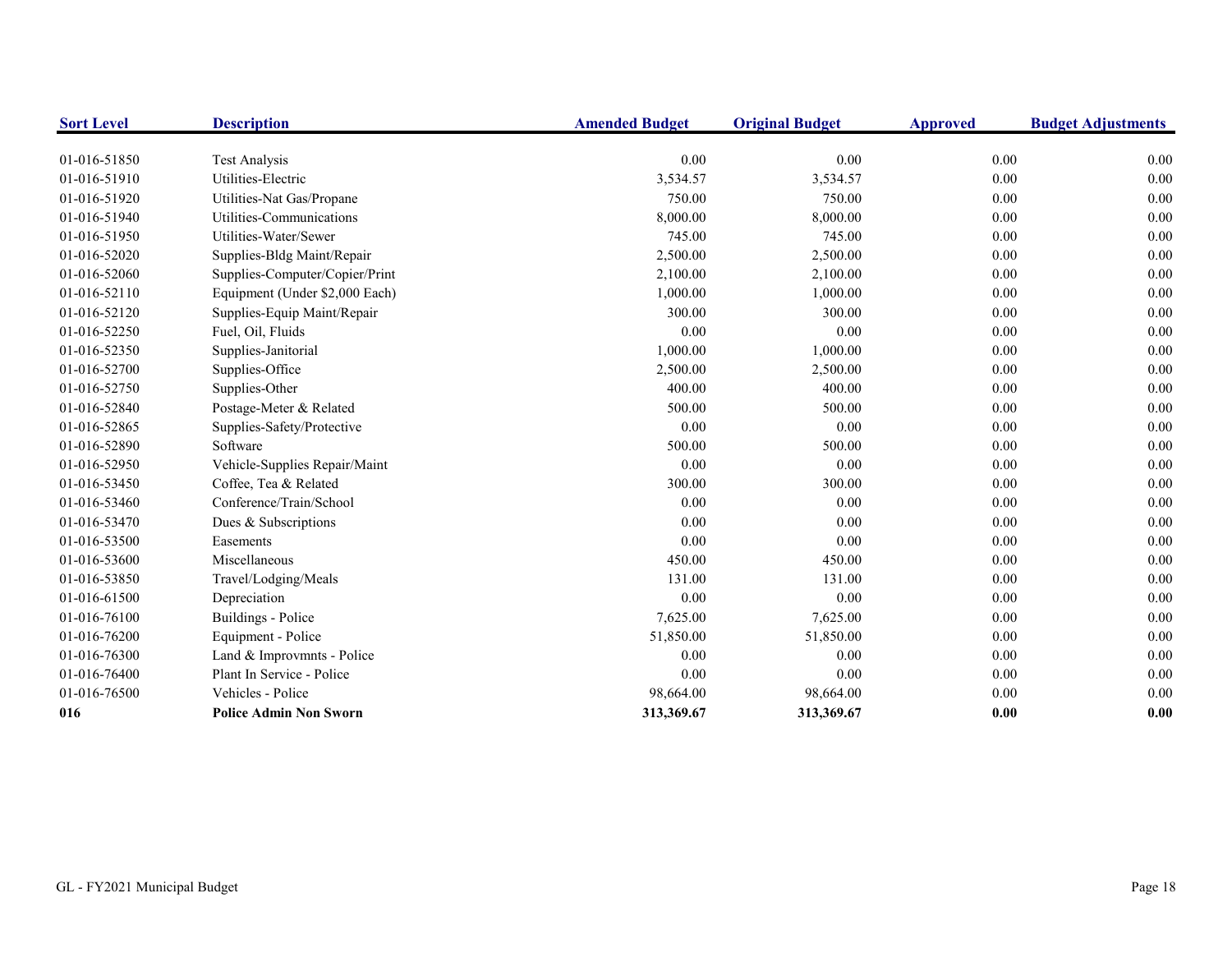| Sort Level | Description | Amended Budget | Original Budget | Approved | Budget Adjustments |
|---|---|---|---|---|---|
| 01-016-51850 | Test Analysis | 0.00 | 0.00 | 0.00 | 0.00 |
| 01-016-51910 | Utilities-Electric | 3,534.57 | 3,534.57 | 0.00 | 0.00 |
| 01-016-51920 | Utilities-Nat Gas/Propane | 750.00 | 750.00 | 0.00 | 0.00 |
| 01-016-51940 | Utilities-Communications | 8,000.00 | 8,000.00 | 0.00 | 0.00 |
| 01-016-51950 | Utilities-Water/Sewer | 745.00 | 745.00 | 0.00 | 0.00 |
| 01-016-52020 | Supplies-Bldg Maint/Repair | 2,500.00 | 2,500.00 | 0.00 | 0.00 |
| 01-016-52060 | Supplies-Computer/Copier/Print | 2,100.00 | 2,100.00 | 0.00 | 0.00 |
| 01-016-52110 | Equipment (Under $2,000 Each) | 1,000.00 | 1,000.00 | 0.00 | 0.00 |
| 01-016-52120 | Supplies-Equip Maint/Repair | 300.00 | 300.00 | 0.00 | 0.00 |
| 01-016-52250 | Fuel, Oil, Fluids | 0.00 | 0.00 | 0.00 | 0.00 |
| 01-016-52350 | Supplies-Janitorial | 1,000.00 | 1,000.00 | 0.00 | 0.00 |
| 01-016-52700 | Supplies-Office | 2,500.00 | 2,500.00 | 0.00 | 0.00 |
| 01-016-52750 | Supplies-Other | 400.00 | 400.00 | 0.00 | 0.00 |
| 01-016-52840 | Postage-Meter & Related | 500.00 | 500.00 | 0.00 | 0.00 |
| 01-016-52865 | Supplies-Safety/Protective | 0.00 | 0.00 | 0.00 | 0.00 |
| 01-016-52890 | Software | 500.00 | 500.00 | 0.00 | 0.00 |
| 01-016-52950 | Vehicle-Supplies Repair/Maint | 0.00 | 0.00 | 0.00 | 0.00 |
| 01-016-53450 | Coffee, Tea & Related | 300.00 | 300.00 | 0.00 | 0.00 |
| 01-016-53460 | Conference/Train/School | 0.00 | 0.00 | 0.00 | 0.00 |
| 01-016-53470 | Dues & Subscriptions | 0.00 | 0.00 | 0.00 | 0.00 |
| 01-016-53500 | Easements | 0.00 | 0.00 | 0.00 | 0.00 |
| 01-016-53600 | Miscellaneous | 450.00 | 450.00 | 0.00 | 0.00 |
| 01-016-53850 | Travel/Lodging/Meals | 131.00 | 131.00 | 0.00 | 0.00 |
| 01-016-61500 | Depreciation | 0.00 | 0.00 | 0.00 | 0.00 |
| 01-016-76100 | Buildings - Police | 7,625.00 | 7,625.00 | 0.00 | 0.00 |
| 01-016-76200 | Equipment - Police | 51,850.00 | 51,850.00 | 0.00 | 0.00 |
| 01-016-76300 | Land & Improvmnts - Police | 0.00 | 0.00 | 0.00 | 0.00 |
| 01-016-76400 | Plant In Service - Police | 0.00 | 0.00 | 0.00 | 0.00 |
| 01-016-76500 | Vehicles - Police | 98,664.00 | 98,664.00 | 0.00 | 0.00 |
| **016** | **Police Admin Non Sworn** | **313,369.67** | **313,369.67** | **0.00** | **0.00** |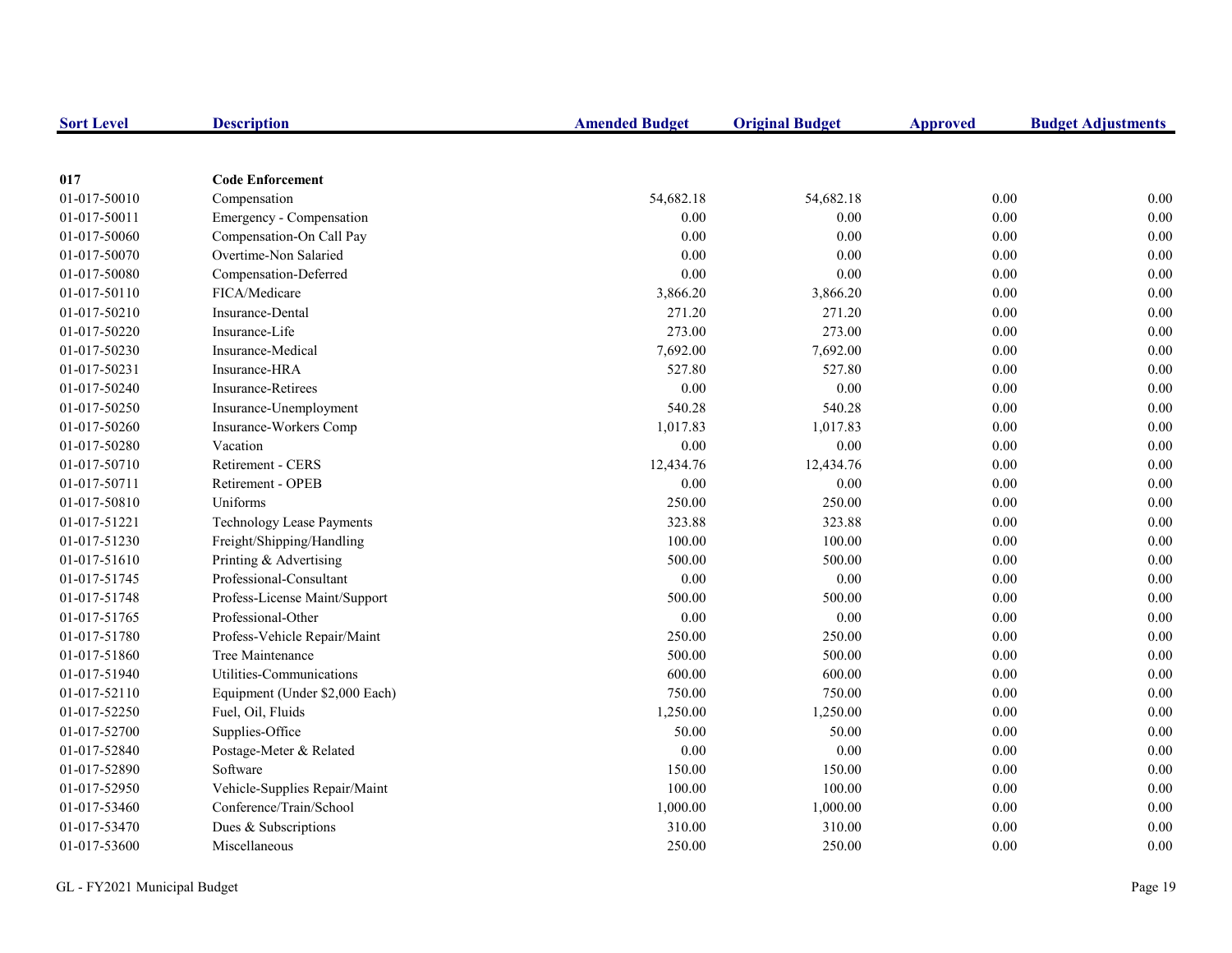| Sort Level | Description | Amended Budget | Original Budget | Approved | Budget Adjustments |
|---|---|---|---|---|---|
| **017** | **Code Enforcement** | | | | |
| 01-017-50010 | Compensation | 54,682.18 | 54,682.18 | 0.00 | 0.00 |
| 01-017-50011 | Emergency - Compensation | 0.00 | 0.00 | 0.00 | 0.00 |
| 01-017-50060 | Compensation-On Call Pay | 0.00 | 0.00 | 0.00 | 0.00 |
| 01-017-50070 | Overtime-Non Salaried | 0.00 | 0.00 | 0.00 | 0.00 |
| 01-017-50080 | Compensation-Deferred | 0.00 | 0.00 | 0.00 | 0.00 |
| 01-017-50110 | FICA/Medicare | 3,866.20 | 3,866.20 | 0.00 | 0.00 |
| 01-017-50210 | Insurance-Dental | 271.20 | 271.20 | 0.00 | 0.00 |
| 01-017-50220 | Insurance-Life | 273.00 | 273.00 | 0.00 | 0.00 |
| 01-017-50230 | Insurance-Medical | 7,692.00 | 7,692.00 | 0.00 | 0.00 |
| 01-017-50231 | Insurance-HRA | 527.80 | 527.80 | 0.00 | 0.00 |
| 01-017-50240 | Insurance-Retirees | 0.00 | 0.00 | 0.00 | 0.00 |
| 01-017-50250 | Insurance-Unemployment | 540.28 | 540.28 | 0.00 | 0.00 |
| 01-017-50260 | Insurance-Workers Comp | 1,017.83 | 1,017.83 | 0.00 | 0.00 |
| 01-017-50280 | Vacation | 0.00 | 0.00 | 0.00 | 0.00 |
| 01-017-50710 | Retirement - CERS | 12,434.76 | 12,434.76 | 0.00 | 0.00 |
| 01-017-50711 | Retirement - OPEB | 0.00 | 0.00 | 0.00 | 0.00 |
| 01-017-50810 | Uniforms | 250.00 | 250.00 | 0.00 | 0.00 |
| 01-017-51221 | Technology Lease Payments | 323.88 | 323.88 | 0.00 | 0.00 |
| 01-017-51230 | Freight/Shipping/Handling | 100.00 | 100.00 | 0.00 | 0.00 |
| 01-017-51610 | Printing & Advertising | 500.00 | 500.00 | 0.00 | 0.00 |
| 01-017-51745 | Professional-Consultant | 0.00 | 0.00 | 0.00 | 0.00 |
| 01-017-51748 | Profess-License Maint/Support | 500.00 | 500.00 | 0.00 | 0.00 |
| 01-017-51765 | Professional-Other | 0.00 | 0.00 | 0.00 | 0.00 |
| 01-017-51780 | Profess-Vehicle Repair/Maint | 250.00 | 250.00 | 0.00 | 0.00 |
| 01-017-51860 | Tree Maintenance | 500.00 | 500.00 | 0.00 | 0.00 |
| 01-017-51940 | Utilities-Communications | 600.00 | 600.00 | 0.00 | 0.00 |
| 01-017-52110 | Equipment (Under $2,000 Each) | 750.00 | 750.00 | 0.00 | 0.00 |
| 01-017-52250 | Fuel, Oil, Fluids | 1,250.00 | 1,250.00 | 0.00 | 0.00 |
| 01-017-52700 | Supplies-Office | 50.00 | 50.00 | 0.00 | 0.00 |
| 01-017-52840 | Postage-Meter & Related | 0.00 | 0.00 | 0.00 | 0.00 |
| 01-017-52890 | Software | 150.00 | 150.00 | 0.00 | 0.00 |
| 01-017-52950 | Vehicle-Supplies Repair/Maint | 100.00 | 100.00 | 0.00 | 0.00 |
| 01-017-53460 | Conference/Train/School | 1,000.00 | 1,000.00 | 0.00 | 0.00 |
| 01-017-53470 | Dues & Subscriptions | 310.00 | 310.00 | 0.00 | 0.00 |
| 01-017-53600 | Miscellaneous | 250.00 | 250.00 | 0.00 | 0.00 |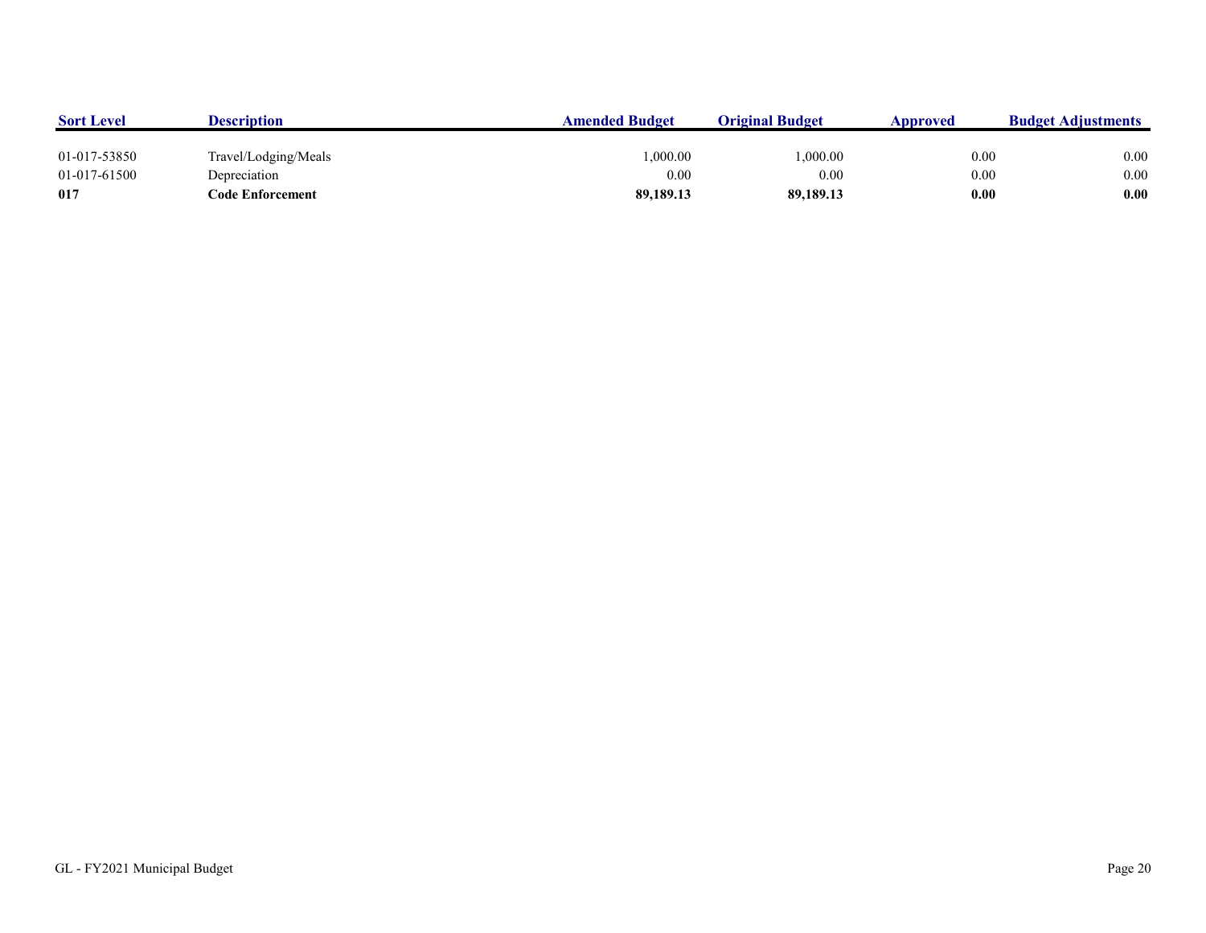| Sort Level | Description | Amended Budget | Original Budget | Approved | Budget Adjustments |
|---|---|---|---|---|---|
| 01-017-53850 | Travel/Lodging/Meals | 1,000.00 | 1,000.00 | 0.00 | 0.00 |
| 01-017-61500 | Depreciation | 0.00 | 0.00 | 0.00 | 0.00 |
| **017** | **Code Enforcement** | **89,189.13** | **89,189.13** | **0.00** | **0.00** |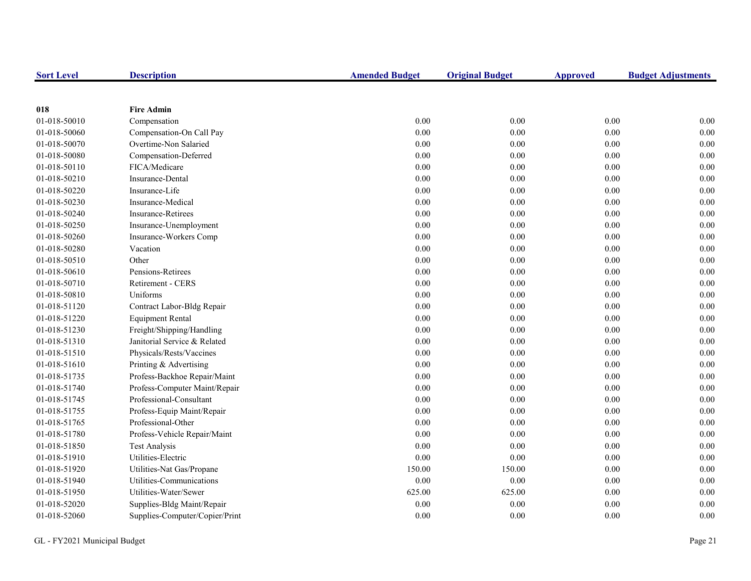| Sort Level | Description | Amended Budget | Original Budget | Approved | Budget Adjustments |
|---|---|---|---|---|---|
| **018** | **Fire Admin** | | | | |
| 01-018-50010 | Compensation | 0.00 | 0.00 | 0.00 | 0.00 |
| 01-018-50060 | Compensation-On Call Pay | 0.00 | 0.00 | 0.00 | 0.00 |
| 01-018-50070 | Overtime-Non Salaried | 0.00 | 0.00 | 0.00 | 0.00 |
| 01-018-50080 | Compensation-Deferred | 0.00 | 0.00 | 0.00 | 0.00 |
| 01-018-50110 | FICA/Medicare | 0.00 | 0.00 | 0.00 | 0.00 |
| 01-018-50210 | Insurance-Dental | 0.00 | 0.00 | 0.00 | 0.00 |
| 01-018-50220 | Insurance-Life | 0.00 | 0.00 | 0.00 | 0.00 |
| 01-018-50230 | Insurance-Medical | 0.00 | 0.00 | 0.00 | 0.00 |
| 01-018-50240 | Insurance-Retirees | 0.00 | 0.00 | 0.00 | 0.00 |
| 01-018-50250 | Insurance-Unemployment | 0.00 | 0.00 | 0.00 | 0.00 |
| 01-018-50260 | Insurance-Workers Comp | 0.00 | 0.00 | 0.00 | 0.00 |
| 01-018-50280 | Vacation | 0.00 | 0.00 | 0.00 | 0.00 |
| 01-018-50510 | Other | 0.00 | 0.00 | 0.00 | 0.00 |
| 01-018-50610 | Pensions-Retirees | 0.00 | 0.00 | 0.00 | 0.00 |
| 01-018-50710 | Retirement - CERS | 0.00 | 0.00 | 0.00 | 0.00 |
| 01-018-50810 | Uniforms | 0.00 | 0.00 | 0.00 | 0.00 |
| 01-018-51120 | Contract Labor-Bldg Repair | 0.00 | 0.00 | 0.00 | 0.00 |
| 01-018-51220 | Equipment Rental | 0.00 | 0.00 | 0.00 | 0.00 |
| 01-018-51230 | Freight/Shipping/Handling | 0.00 | 0.00 | 0.00 | 0.00 |
| 01-018-51310 | Janitorial Service & Related | 0.00 | 0.00 | 0.00 | 0.00 |
| 01-018-51510 | Physicals/Rests/Vaccines | 0.00 | 0.00 | 0.00 | 0.00 |
| 01-018-51610 | Printing & Advertising | 0.00 | 0.00 | 0.00 | 0.00 |
| 01-018-51735 | Profess-Backhoe Repair/Maint | 0.00 | 0.00 | 0.00 | 0.00 |
| 01-018-51740 | Profess-Computer Maint/Repair | 0.00 | 0.00 | 0.00 | 0.00 |
| 01-018-51745 | Professional-Consultant | 0.00 | 0.00 | 0.00 | 0.00 |
| 01-018-51755 | Profess-Equip Maint/Repair | 0.00 | 0.00 | 0.00 | 0.00 |
| 01-018-51765 | Professional-Other | 0.00 | 0.00 | 0.00 | 0.00 |
| 01-018-51780 | Profess-Vehicle Repair/Maint | 0.00 | 0.00 | 0.00 | 0.00 |
| 01-018-51850 | Test Analysis | 0.00 | 0.00 | 0.00 | 0.00 |
| 01-018-51910 | Utilities-Electric | 0.00 | 0.00 | 0.00 | 0.00 |
| 01-018-51920 | Utilities-Nat Gas/Propane | 150.00 | 150.00 | 0.00 | 0.00 |
| 01-018-51940 | Utilities-Communications | 0.00 | 0.00 | 0.00 | 0.00 |
| 01-018-51950 | Utilities-Water/Sewer | 625.00 | 625.00 | 0.00 | 0.00 |
| 01-018-52020 | Supplies-Bldg Maint/Repair | 0.00 | 0.00 | 0.00 | 0.00 |
| 01-018-52060 | Supplies-Computer/Copier/Print | 0.00 | 0.00 | 0.00 | 0.00 |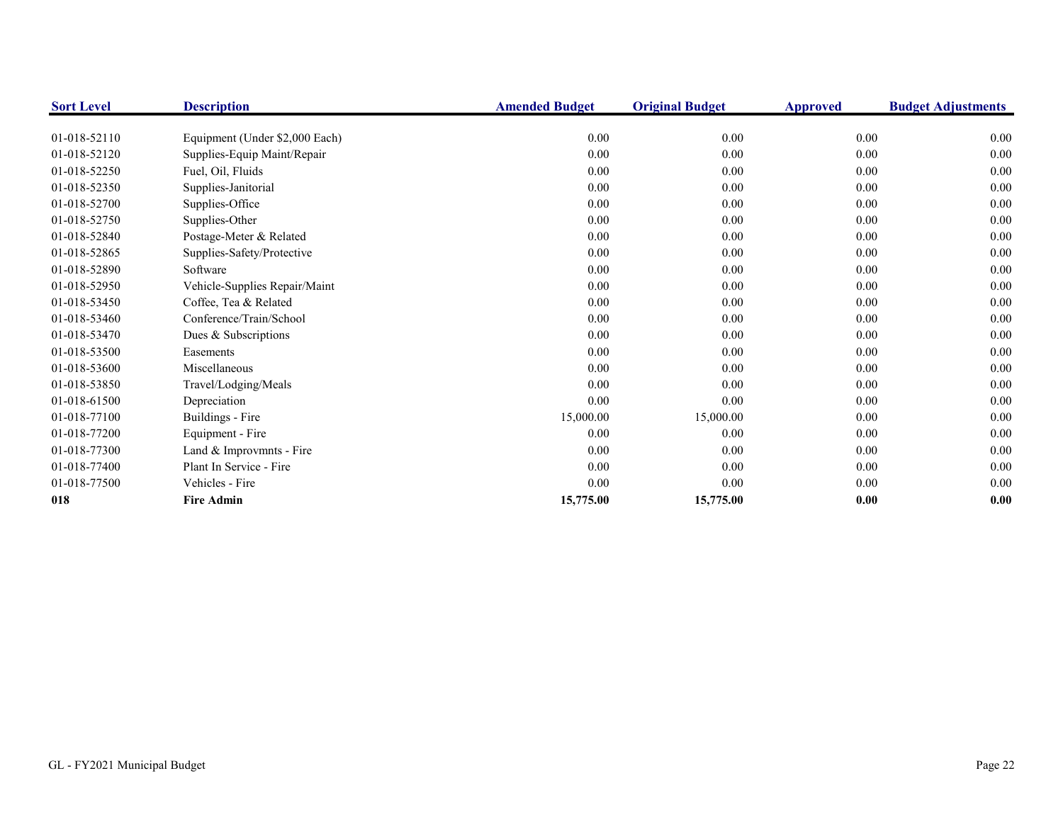| Sort Level | Description | Amended Budget | Original Budget | Approved | Budget Adjustments |
|---|---|---|---|---|---|
| 01-018-52110 | Equipment (Under $2,000 Each) | 0.00 | 0.00 | 0.00 | 0.00 |
| 01-018-52120 | Supplies-Equip Maint/Repair | 0.00 | 0.00 | 0.00 | 0.00 |
| 01-018-52250 | Fuel, Oil, Fluids | 0.00 | 0.00 | 0.00 | 0.00 |
| 01-018-52350 | Supplies-Janitorial | 0.00 | 0.00 | 0.00 | 0.00 |
| 01-018-52700 | Supplies-Office | 0.00 | 0.00 | 0.00 | 0.00 |
| 01-018-52750 | Supplies-Other | 0.00 | 0.00 | 0.00 | 0.00 |
| 01-018-52840 | Postage-Meter & Related | 0.00 | 0.00 | 0.00 | 0.00 |
| 01-018-52865 | Supplies-Safety/Protective | 0.00 | 0.00 | 0.00 | 0.00 |
| 01-018-52890 | Software | 0.00 | 0.00 | 0.00 | 0.00 |
| 01-018-52950 | Vehicle-Supplies Repair/Maint | 0.00 | 0.00 | 0.00 | 0.00 |
| 01-018-53450 | Coffee, Tea & Related | 0.00 | 0.00 | 0.00 | 0.00 |
| 01-018-53460 | Conference/Train/School | 0.00 | 0.00 | 0.00 | 0.00 |
| 01-018-53470 | Dues & Subscriptions | 0.00 | 0.00 | 0.00 | 0.00 |
| 01-018-53500 | Easements | 0.00 | 0.00 | 0.00 | 0.00 |
| 01-018-53600 | Miscellaneous | 0.00 | 0.00 | 0.00 | 0.00 |
| 01-018-53850 | Travel/Lodging/Meals | 0.00 | 0.00 | 0.00 | 0.00 |
| 01-018-61500 | Depreciation | 0.00 | 0.00 | 0.00 | 0.00 |
| 01-018-77100 | Buildings - Fire | 15,000.00 | 15,000.00 | 0.00 | 0.00 |
| 01-018-77200 | Equipment - Fire | 0.00 | 0.00 | 0.00 | 0.00 |
| 01-018-77300 | Land & Improvmnts - Fire | 0.00 | 0.00 | 0.00 | 0.00 |
| 01-018-77400 | Plant In Service - Fire | 0.00 | 0.00 | 0.00 | 0.00 |
| 01-018-77500 | Vehicles - Fire | 0.00 | 0.00 | 0.00 | 0.00 |
| **018** | **Fire Admin** | **15,775.00** | **15,775.00** | **0.00** | **0.00** |

GL - FY2021 Municipal Budget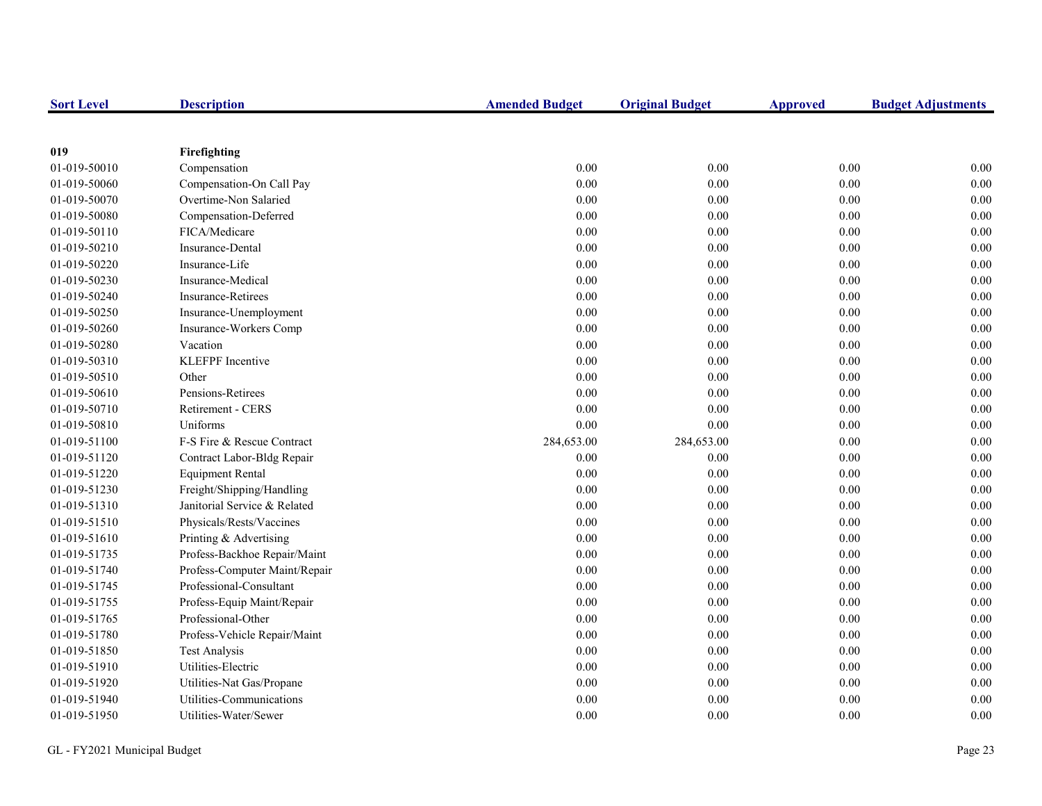| Sort Level | Description | Amended Budget | Original Budget | Approved | Budget Adjustments |
|---|---|---|---|---|---|
| **019** | **Firefighting** | | | | |
| 01-019-50010 | Compensation | 0.00 | 0.00 | 0.00 | 0.00 |
| 01-019-50060 | Compensation-On Call Pay | 0.00 | 0.00 | 0.00 | 0.00 |
| 01-019-50070 | Overtime-Non Salaried | 0.00 | 0.00 | 0.00 | 0.00 |
| 01-019-50080 | Compensation-Deferred | 0.00 | 0.00 | 0.00 | 0.00 |
| 01-019-50110 | FICA/Medicare | 0.00 | 0.00 | 0.00 | 0.00 |
| 01-019-50210 | Insurance-Dental | 0.00 | 0.00 | 0.00 | 0.00 |
| 01-019-50220 | Insurance-Life | 0.00 | 0.00 | 0.00 | 0.00 |
| 01-019-50230 | Insurance-Medical | 0.00 | 0.00 | 0.00 | 0.00 |
| 01-019-50240 | Insurance-Retirees | 0.00 | 0.00 | 0.00 | 0.00 |
| 01-019-50250 | Insurance-Unemployment | 0.00 | 0.00 | 0.00 | 0.00 |
| 01-019-50260 | Insurance-Workers Comp | 0.00 | 0.00 | 0.00 | 0.00 |
| 01-019-50280 | Vacation | 0.00 | 0.00 | 0.00 | 0.00 |
| 01-019-50310 | KLEFPF Incentive | 0.00 | 0.00 | 0.00 | 0.00 |
| 01-019-50510 | Other | 0.00 | 0.00 | 0.00 | 0.00 |
| 01-019-50610 | Pensions-Retirees | 0.00 | 0.00 | 0.00 | 0.00 |
| 01-019-50710 | Retirement - CERS | 0.00 | 0.00 | 0.00 | 0.00 |
| 01-019-50810 | Uniforms | 0.00 | 0.00 | 0.00 | 0.00 |
| 01-019-51100 | F-S Fire & Rescue Contract | 284,653.00 | 284,653.00 | 0.00 | 0.00 |
| 01-019-51120 | Contract Labor-Bldg Repair | 0.00 | 0.00 | 0.00 | 0.00 |
| 01-019-51220 | Equipment Rental | 0.00 | 0.00 | 0.00 | 0.00 |
| 01-019-51230 | Freight/Shipping/Handling | 0.00 | 0.00 | 0.00 | 0.00 |
| 01-019-51310 | Janitorial Service & Related | 0.00 | 0.00 | 0.00 | 0.00 |
| 01-019-51510 | Physicals/Rests/Vaccines | 0.00 | 0.00 | 0.00 | 0.00 |
| 01-019-51610 | Printing & Advertising | 0.00 | 0.00 | 0.00 | 0.00 |
| 01-019-51735 | Profess-Backhoe Repair/Maint | 0.00 | 0.00 | 0.00 | 0.00 |
| 01-019-51740 | Profess-Computer Maint/Repair | 0.00 | 0.00 | 0.00 | 0.00 |
| 01-019-51745 | Professional-Consultant | 0.00 | 0.00 | 0.00 | 0.00 |
| 01-019-51755 | Profess-Equip Maint/Repair | 0.00 | 0.00 | 0.00 | 0.00 |
| 01-019-51765 | Professional-Other | 0.00 | 0.00 | 0.00 | 0.00 |
| 01-019-51780 | Profess-Vehicle Repair/Maint | 0.00 | 0.00 | 0.00 | 0.00 |
| 01-019-51850 | Test Analysis | 0.00 | 0.00 | 0.00 | 0.00 |
| 01-019-51910 | Utilities-Electric | 0.00 | 0.00 | 0.00 | 0.00 |
| 01-019-51920 | Utilities-Nat Gas/Propane | 0.00 | 0.00 | 0.00 | 0.00 |
| 01-019-51940 | Utilities-Communications | 0.00 | 0.00 | 0.00 | 0.00 |
| 01-019-51950 | Utilities-Water/Sewer | 0.00 | 0.00 | 0.00 | 0.00 |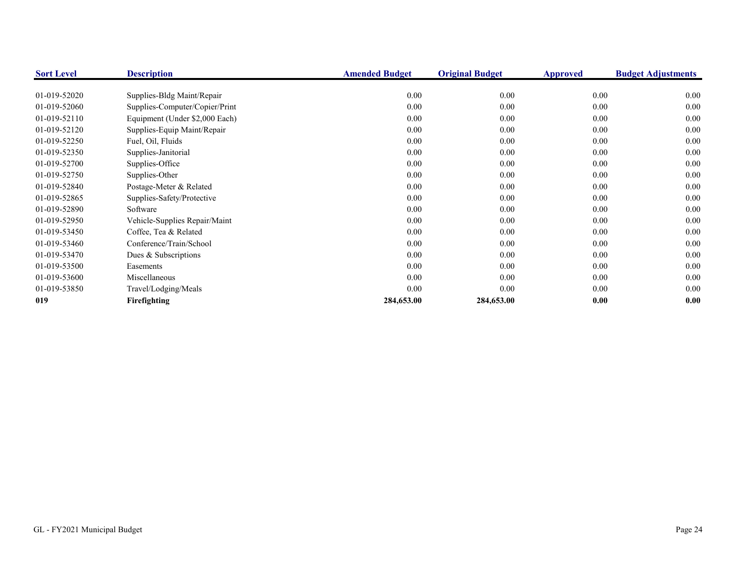| Sort Level | Description | Amended Budget | Original Budget | Approved | Budget Adjustments |
|---|---|---|---|---|---|
| 01-019-52020 | Supplies-Bldg Maint/Repair | 0.00 | 0.00 | 0.00 | 0.00 |
| 01-019-52060 | Supplies-Computer/Copier/Print | 0.00 | 0.00 | 0.00 | 0.00 |
| 01-019-52110 | Equipment (Under $2,000 Each) | 0.00 | 0.00 | 0.00 | 0.00 |
| 01-019-52120 | Supplies-Equip Maint/Repair | 0.00 | 0.00 | 0.00 | 0.00 |
| 01-019-52250 | Fuel, Oil, Fluids | 0.00 | 0.00 | 0.00 | 0.00 |
| 01-019-52350 | Supplies-Janitorial | 0.00 | 0.00 | 0.00 | 0.00 |
| 01-019-52700 | Supplies-Office | 0.00 | 0.00 | 0.00 | 0.00 |
| 01-019-52750 | Supplies-Other | 0.00 | 0.00 | 0.00 | 0.00 |
| 01-019-52840 | Postage-Meter & Related | 0.00 | 0.00 | 0.00 | 0.00 |
| 01-019-52865 | Supplies-Safety/Protective | 0.00 | 0.00 | 0.00 | 0.00 |
| 01-019-52890 | Software | 0.00 | 0.00 | 0.00 | 0.00 |
| 01-019-52950 | Vehicle-Supplies Repair/Maint | 0.00 | 0.00 | 0.00 | 0.00 |
| 01-019-53450 | Coffee, Tea & Related | 0.00 | 0.00 | 0.00 | 0.00 |
| 01-019-53460 | Conference/Train/School | 0.00 | 0.00 | 0.00 | 0.00 |
| 01-019-53470 | Dues & Subscriptions | 0.00 | 0.00 | 0.00 | 0.00 |
| 01-019-53500 | Easements | 0.00 | 0.00 | 0.00 | 0.00 |
| 01-019-53600 | Miscellaneous | 0.00 | 0.00 | 0.00 | 0.00 |
| 01-019-53850 | Travel/Lodging/Meals | 0.00 | 0.00 | 0.00 | 0.00 |
| **019** | **Firefighting** | **284,653.00** | **284,653.00** | **0.00** | **0.00** |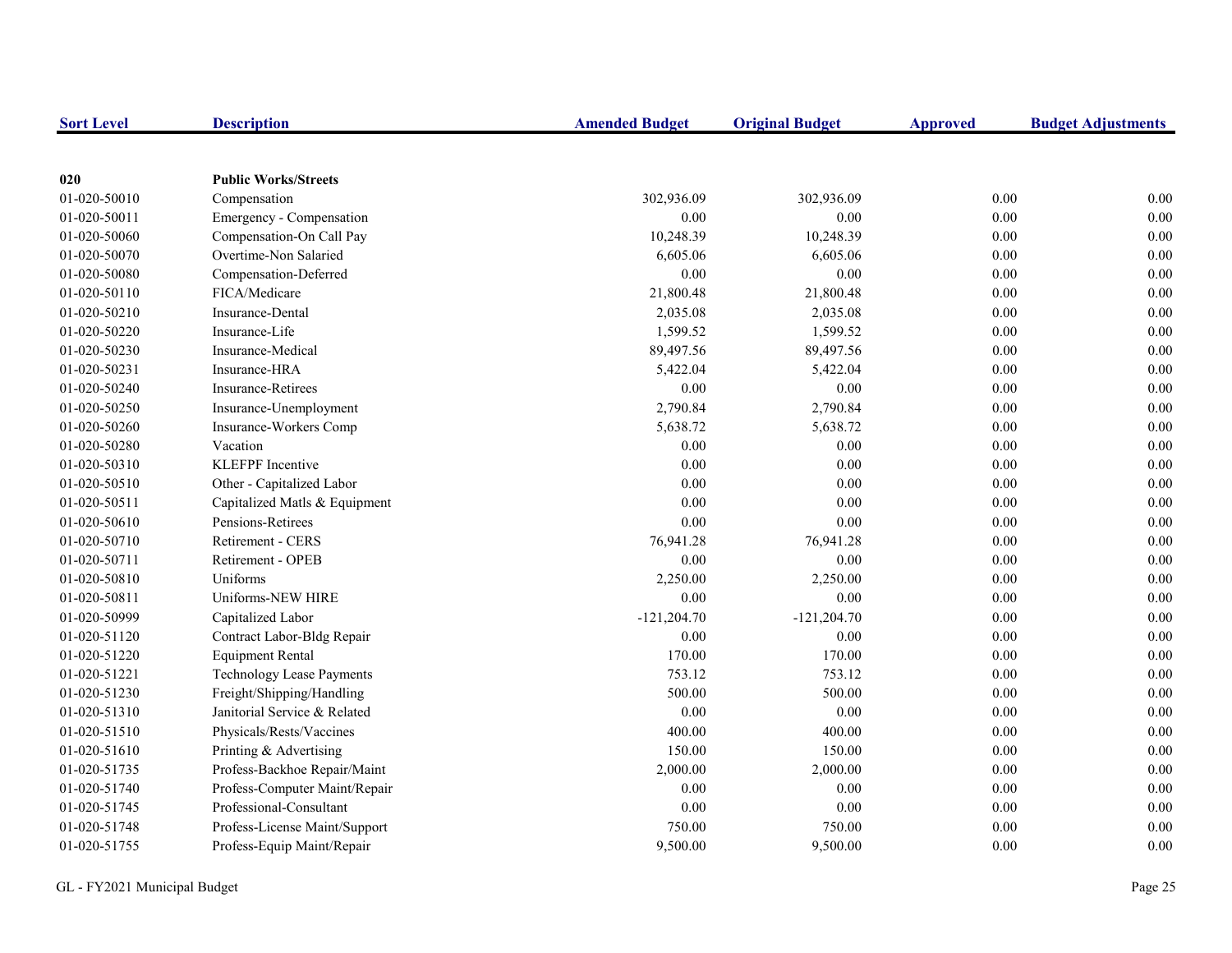| Sort Level | Description | Amended Budget | Original Budget | Approved | Budget Adjustments |
|---|---|---|---|---|---|
| **020** | **Public Works/Streets** | | | | |
| 01-020-50010 | Compensation | 302,936.09 | 302,936.09 | 0.00 | 0.00 |
| 01-020-50011 | Emergency - Compensation | 0.00 | 0.00 | 0.00 | 0.00 |
| 01-020-50060 | Compensation-On Call Pay | 10,248.39 | 10,248.39 | 0.00 | 0.00 |
| 01-020-50070 | Overtime-Non Salaried | 6,605.06 | 6,605.06 | 0.00 | 0.00 |
| 01-020-50080 | Compensation-Deferred | 0.00 | 0.00 | 0.00 | 0.00 |
| 01-020-50110 | FICA/Medicare | 21,800.48 | 21,800.48 | 0.00 | 0.00 |
| 01-020-50210 | Insurance-Dental | 2,035.08 | 2,035.08 | 0.00 | 0.00 |
| 01-020-50220 | Insurance-Life | 1,599.52 | 1,599.52 | 0.00 | 0.00 |
| 01-020-50230 | Insurance-Medical | 89,497.56 | 89,497.56 | 0.00 | 0.00 |
| 01-020-50231 | Insurance-HRA | 5,422.04 | 5,422.04 | 0.00 | 0.00 |
| 01-020-50240 | Insurance-Retirees | 0.00 | 0.00 | 0.00 | 0.00 |
| 01-020-50250 | Insurance-Unemployment | 2,790.84 | 2,790.84 | 0.00 | 0.00 |
| 01-020-50260 | Insurance-Workers Comp | 5,638.72 | 5,638.72 | 0.00 | 0.00 |
| 01-020-50280 | Vacation | 0.00 | 0.00 | 0.00 | 0.00 |
| 01-020-50310 | KLEFPF Incentive | 0.00 | 0.00 | 0.00 | 0.00 |
| 01-020-50510 | Other - Capitalized Labor | 0.00 | 0.00 | 0.00 | 0.00 |
| 01-020-50511 | Capitalized Matls & Equipment | 0.00 | 0.00 | 0.00 | 0.00 |
| 01-020-50610 | Pensions-Retirees | 0.00 | 0.00 | 0.00 | 0.00 |
| 01-020-50710 | Retirement - CERS | 76,941.28 | 76,941.28 | 0.00 | 0.00 |
| 01-020-50711 | Retirement - OPEB | 0.00 | 0.00 | 0.00 | 0.00 |
| 01-020-50810 | Uniforms | 2,250.00 | 2,250.00 | 0.00 | 0.00 |
| 01-020-50811 | Uniforms-NEW HIRE | 0.00 | 0.00 | 0.00 | 0.00 |
| 01-020-50999 | Capitalized Labor | -121,204.70 | -121,204.70 | 0.00 | 0.00 |
| 01-020-51120 | Contract Labor-Bldg Repair | 0.00 | 0.00 | 0.00 | 0.00 |
| 01-020-51220 | Equipment Rental | 170.00 | 170.00 | 0.00 | 0.00 |
| 01-020-51221 | Technology Lease Payments | 753.12 | 753.12 | 0.00 | 0.00 |
| 01-020-51230 | Freight/Shipping/Handling | 500.00 | 500.00 | 0.00 | 0.00 |
| 01-020-51310 | Janitorial Service & Related | 0.00 | 0.00 | 0.00 | 0.00 |
| 01-020-51510 | Physicals/Rests/Vaccines | 400.00 | 400.00 | 0.00 | 0.00 |
| 01-020-51610 | Printing & Advertising | 150.00 | 150.00 | 0.00 | 0.00 |
| 01-020-51735 | Profess-Backhoe Repair/Maint | 2,000.00 | 2,000.00 | 0.00 | 0.00 |
| 01-020-51740 | Profess-Computer Maint/Repair | 0.00 | 0.00 | 0.00 | 0.00 |
| 01-020-51745 | Professional-Consultant | 0.00 | 0.00 | 0.00 | 0.00 |
| 01-020-51748 | Profess-License Maint/Support | 750.00 | 750.00 | 0.00 | 0.00 |
| 01-020-51755 | Profess-Equip Maint/Repair | 9,500.00 | 9,500.00 | 0.00 | 0.00 |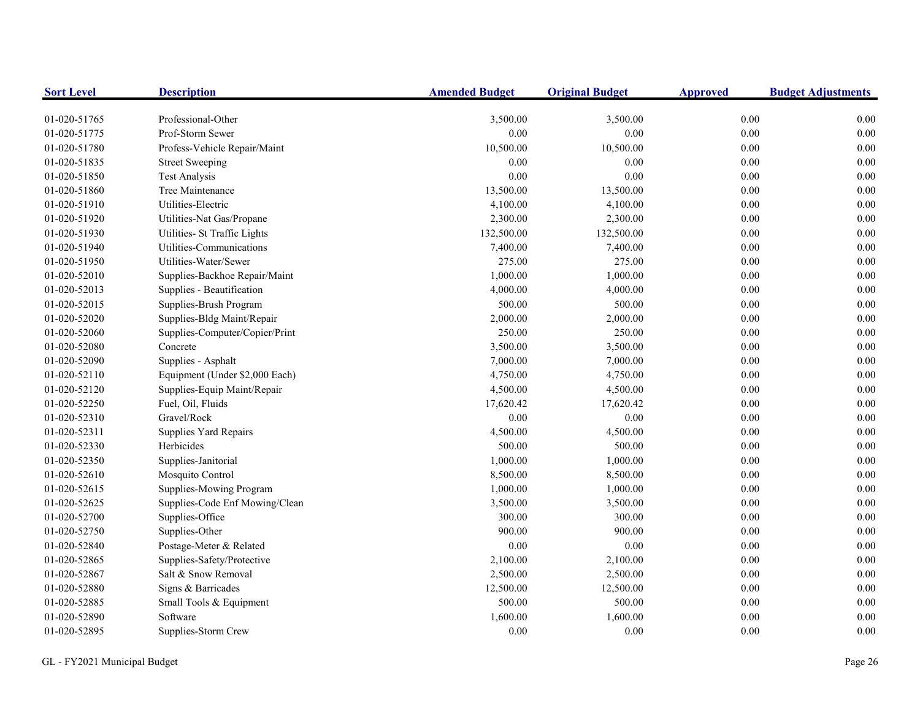| Sort Level | Description | Amended Budget | Original Budget | Approved | Budget Adjustments |
|---|---|---|---|---|---|
| 01-020-51765 | Professional-Other | 3,500.00 | 3,500.00 | 0.00 | 0.00 |
| 01-020-51775 | Prof-Storm Sewer | 0.00 | 0.00 | 0.00 | 0.00 |
| 01-020-51780 | Profess-Vehicle Repair/Maint | 10,500.00 | 10,500.00 | 0.00 | 0.00 |
| 01-020-51835 | Street Sweeping | 0.00 | 0.00 | 0.00 | 0.00 |
| 01-020-51850 | Test Analysis | 0.00 | 0.00 | 0.00 | 0.00 |
| 01-020-51860 | Tree Maintenance | 13,500.00 | 13,500.00 | 0.00 | 0.00 |
| 01-020-51910 | Utilities-Electric | 4,100.00 | 4,100.00 | 0.00 | 0.00 |
| 01-020-51920 | Utilities-Nat Gas/Propane | 2,300.00 | 2,300.00 | 0.00 | 0.00 |
| 01-020-51930 | Utilities- St Traffic Lights | 132,500.00 | 132,500.00 | 0.00 | 0.00 |
| 01-020-51940 | Utilities-Communications | 7,400.00 | 7,400.00 | 0.00 | 0.00 |
| 01-020-51950 | Utilities-Water/Sewer | 275.00 | 275.00 | 0.00 | 0.00 |
| 01-020-52010 | Supplies-Backhoe Repair/Maint | 1,000.00 | 1,000.00 | 0.00 | 0.00 |
| 01-020-52013 | Supplies - Beautification | 4,000.00 | 4,000.00 | 0.00 | 0.00 |
| 01-020-52015 | Supplies-Brush Program | 500.00 | 500.00 | 0.00 | 0.00 |
| 01-020-52020 | Supplies-Bldg Maint/Repair | 2,000.00 | 2,000.00 | 0.00 | 0.00 |
| 01-020-52060 | Supplies-Computer/Copier/Print | 250.00 | 250.00 | 0.00 | 0.00 |
| 01-020-52080 | Concrete | 3,500.00 | 3,500.00 | 0.00 | 0.00 |
| 01-020-52090 | Supplies - Asphalt | 7,000.00 | 7,000.00 | 0.00 | 0.00 |
| 01-020-52110 | Equipment (Under $2,000 Each) | 4,750.00 | 4,750.00 | 0.00 | 0.00 |
| 01-020-52120 | Supplies-Equip Maint/Repair | 4,500.00 | 4,500.00 | 0.00 | 0.00 |
| 01-020-52250 | Fuel, Oil, Fluids | 17,620.42 | 17,620.42 | 0.00 | 0.00 |
| 01-020-52310 | Gravel/Rock | 0.00 | 0.00 | 0.00 | 0.00 |
| 01-020-52311 | Supplies Yard Repairs | 4,500.00 | 4,500.00 | 0.00 | 0.00 |
| 01-020-52330 | Herbicides | 500.00 | 500.00 | 0.00 | 0.00 |
| 01-020-52350 | Supplies-Janitorial | 1,000.00 | 1,000.00 | 0.00 | 0.00 |
| 01-020-52610 | Mosquito Control | 8,500.00 | 8,500.00 | 0.00 | 0.00 |
| 01-020-52615 | Supplies-Mowing Program | 1,000.00 | 1,000.00 | 0.00 | 0.00 |
| 01-020-52625 | Supplies-Code Enf Mowing/Clean | 3,500.00 | 3,500.00 | 0.00 | 0.00 |
| 01-020-52700 | Supplies-Office | 300.00 | 300.00 | 0.00 | 0.00 |
| 01-020-52750 | Supplies-Other | 900.00 | 900.00 | 0.00 | 0.00 |
| 01-020-52840 | Postage-Meter & Related | 0.00 | 0.00 | 0.00 | 0.00 |
| 01-020-52865 | Supplies-Safety/Protective | 2,100.00 | 2,100.00 | 0.00 | 0.00 |
| 01-020-52867 | Salt & Snow Removal | 2,500.00 | 2,500.00 | 0.00 | 0.00 |
| 01-020-52880 | Signs & Barricades | 12,500.00 | 12,500.00 | 0.00 | 0.00 |
| 01-020-52885 | Small Tools & Equipment | 500.00 | 500.00 | 0.00 | 0.00 |
| 01-020-52890 | Software | 1,600.00 | 1,600.00 | 0.00 | 0.00 |
| 01-020-52895 | Supplies-Storm Crew | 0.00 | 0.00 | 0.00 | 0.00 |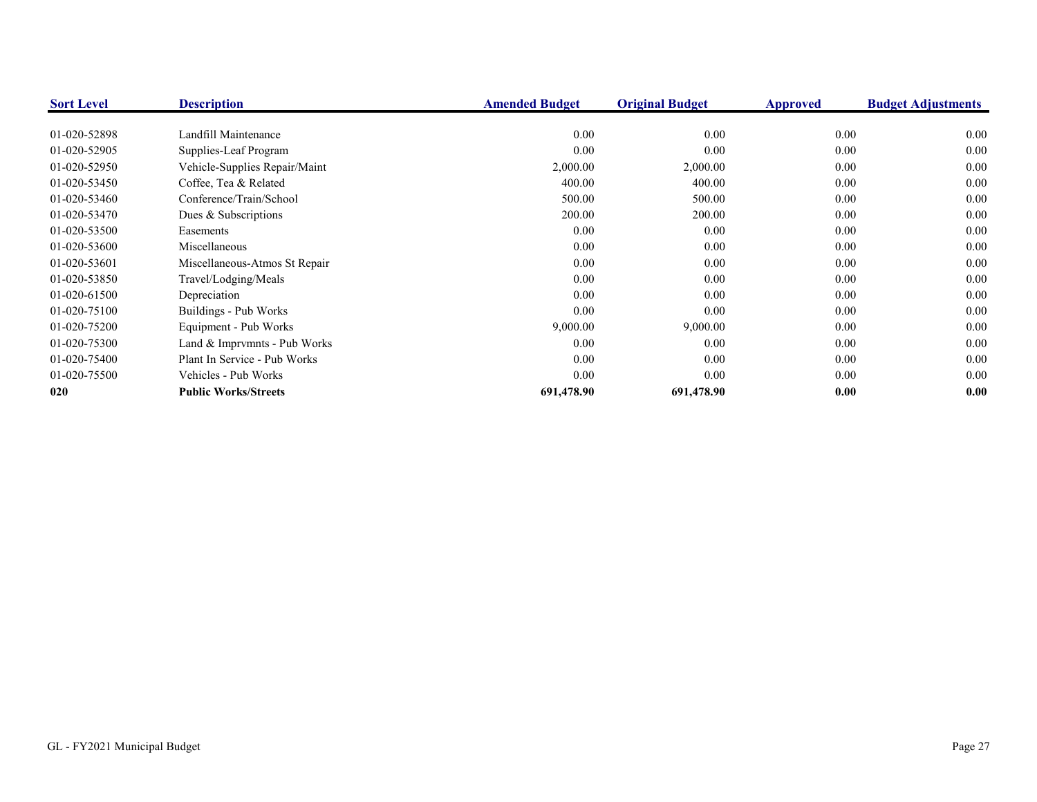| Sort Level | Description | Amended Budget | Original Budget | Approved | Budget Adjustments |
|---|---|---|---|---|---|
| 01-020-52898 | Landfill Maintenance | 0.00 | 0.00 | 0.00 | 0.00 |
| 01-020-52905 | Supplies-Leaf Program | 0.00 | 0.00 | 0.00 | 0.00 |
| 01-020-52950 | Vehicle-Supplies Repair/Maint | 2,000.00 | 2,000.00 | 0.00 | 0.00 |
| 01-020-53450 | Coffee, Tea & Related | 400.00 | 400.00 | 0.00 | 0.00 |
| 01-020-53460 | Conference/Train/School | 500.00 | 500.00 | 0.00 | 0.00 |
| 01-020-53470 | Dues & Subscriptions | 200.00 | 200.00 | 0.00 | 0.00 |
| 01-020-53500 | Easements | 0.00 | 0.00 | 0.00 | 0.00 |
| 01-020-53600 | Miscellaneous | 0.00 | 0.00 | 0.00 | 0.00 |
| 01-020-53601 | Miscellaneous-Atmos St Repair | 0.00 | 0.00 | 0.00 | 0.00 |
| 01-020-53850 | Travel/Lodging/Meals | 0.00 | 0.00 | 0.00 | 0.00 |
| 01-020-61500 | Depreciation | 0.00 | 0.00 | 0.00 | 0.00 |
| 01-020-75100 | Buildings - Pub Works | 0.00 | 0.00 | 0.00 | 0.00 |
| 01-020-75200 | Equipment - Pub Works | 9,000.00 | 9,000.00 | 0.00 | 0.00 |
| 01-020-75300 | Land & Imprvmnts - Pub Works | 0.00 | 0.00 | 0.00 | 0.00 |
| 01-020-75400 | Plant In Service - Pub Works | 0.00 | 0.00 | 0.00 | 0.00 |
| 01-020-75500 | Vehicles - Pub Works | 0.00 | 0.00 | 0.00 | 0.00 |
| **020** | **Public Works/Streets** | **691,478.90** | **691,478.90** | **0.00** | **0.00** |

GL - FY2021 Municipal Budget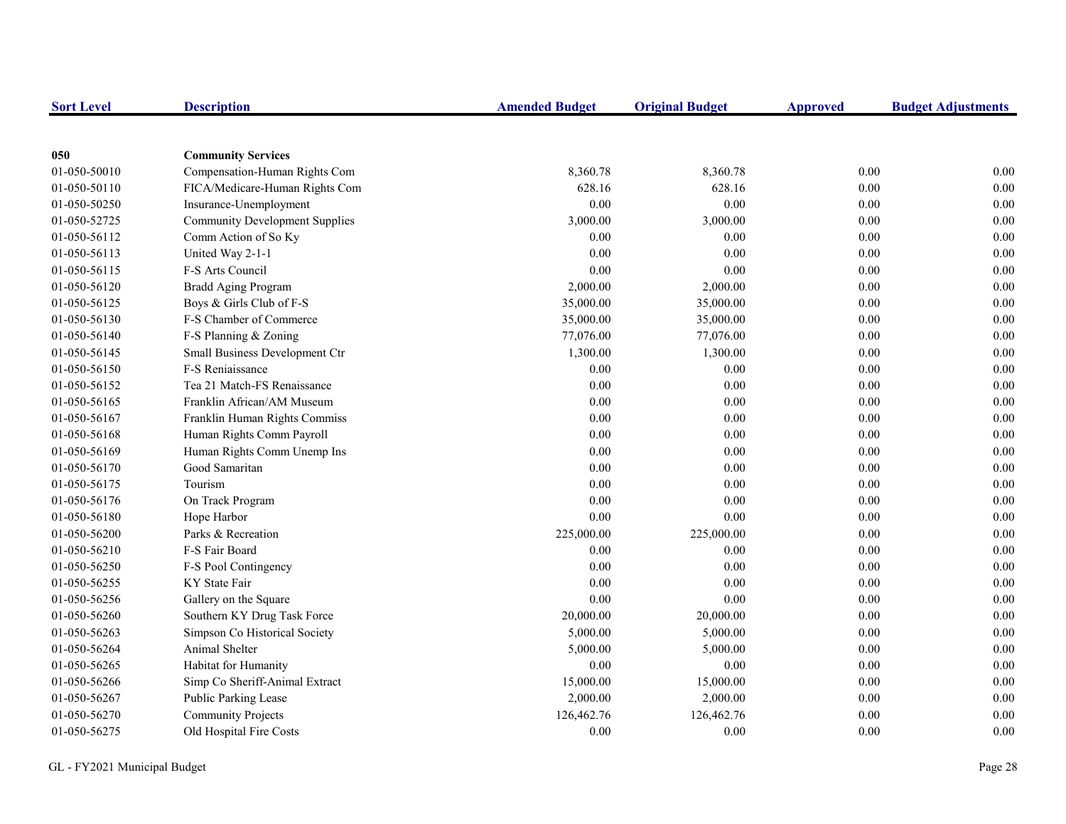| Sort Level | Description | Amended Budget | Original Budget | Approved | Budget Adjustments |
|---|---|---|---|---|---|
| **050** | **Community Services** | | | | |
| 01-050-50010 | Compensation-Human Rights Com | 8,360.78 | 8,360.78 | 0.00 | 0.00 |
| 01-050-50110 | FICA/Medicare-Human Rights Com | 628.16 | 628.16 | 0.00 | 0.00 |
| 01-050-50250 | Insurance-Unemployment | 0.00 | 0.00 | 0.00 | 0.00 |
| 01-050-52725 | Community Development Supplies | 3,000.00 | 3,000.00 | 0.00 | 0.00 |
| 01-050-56112 | Comm Action of So Ky | 0.00 | 0.00 | 0.00 | 0.00 |
| 01-050-56113 | United Way 2-1-1 | 0.00 | 0.00 | 0.00 | 0.00 |
| 01-050-56115 | F-S Arts Council | 0.00 | 0.00 | 0.00 | 0.00 |
| 01-050-56120 | Bradd Aging Program | 2,000.00 | 2,000.00 | 0.00 | 0.00 |
| 01-050-56125 | Boys & Girls Club of F-S | 35,000.00 | 35,000.00 | 0.00 | 0.00 |
| 01-050-56130 | F-S Chamber of Commerce | 35,000.00 | 35,000.00 | 0.00 | 0.00 |
| 01-050-56140 | F-S Planning & Zoning | 77,076.00 | 77,076.00 | 0.00 | 0.00 |
| 01-050-56145 | Small Business Development Ctr | 1,300.00 | 1,300.00 | 0.00 | 0.00 |
| 01-050-56150 | F-S Reniaissance | 0.00 | 0.00 | 0.00 | 0.00 |
| 01-050-56152 | Tea 21 Match-FS Renaissance | 0.00 | 0.00 | 0.00 | 0.00 |
| 01-050-56165 | Franklin African/AM Museum | 0.00 | 0.00 | 0.00 | 0.00 |
| 01-050-56167 | Franklin Human Rights Commiss | 0.00 | 0.00 | 0.00 | 0.00 |
| 01-050-56168 | Human Rights Comm Payroll | 0.00 | 0.00 | 0.00 | 0.00 |
| 01-050-56169 | Human Rights Comm Unemp Ins | 0.00 | 0.00 | 0.00 | 0.00 |
| 01-050-56170 | Good Samaritan | 0.00 | 0.00 | 0.00 | 0.00 |
| 01-050-56175 | Tourism | 0.00 | 0.00 | 0.00 | 0.00 |
| 01-050-56176 | On Track Program | 0.00 | 0.00 | 0.00 | 0.00 |
| 01-050-56180 | Hope Harbor | 0.00 | 0.00 | 0.00 | 0.00 |
| 01-050-56200 | Parks & Recreation | 225,000.00 | 225,000.00 | 0.00 | 0.00 |
| 01-050-56210 | F-S Fair Board | 0.00 | 0.00 | 0.00 | 0.00 |
| 01-050-56250 | F-S Pool Contingency | 0.00 | 0.00 | 0.00 | 0.00 |
| 01-050-56255 | KY State Fair | 0.00 | 0.00 | 0.00 | 0.00 |
| 01-050-56256 | Gallery on the Square | 0.00 | 0.00 | 0.00 | 0.00 |
| 01-050-56260 | Southern KY Drug Task Force | 20,000.00 | 20,000.00 | 0.00 | 0.00 |
| 01-050-56263 | Simpson Co Historical Society | 5,000.00 | 5,000.00 | 0.00 | 0.00 |
| 01-050-56264 | Animal Shelter | 5,000.00 | 5,000.00 | 0.00 | 0.00 |
| 01-050-56265 | Habitat for Humanity | 0.00 | 0.00 | 0.00 | 0.00 |
| 01-050-56266 | Simp Co Sheriff-Animal Extract | 15,000.00 | 15,000.00 | 0.00 | 0.00 |
| 01-050-56267 | Public Parking Lease | 2,000.00 | 2,000.00 | 0.00 | 0.00 |
| 01-050-56270 | Community Projects | 126,462.76 | 126,462.76 | 0.00 | 0.00 |
| 01-050-56275 | Old Hospital Fire Costs | 0.00 | 0.00 | 0.00 | 0.00 |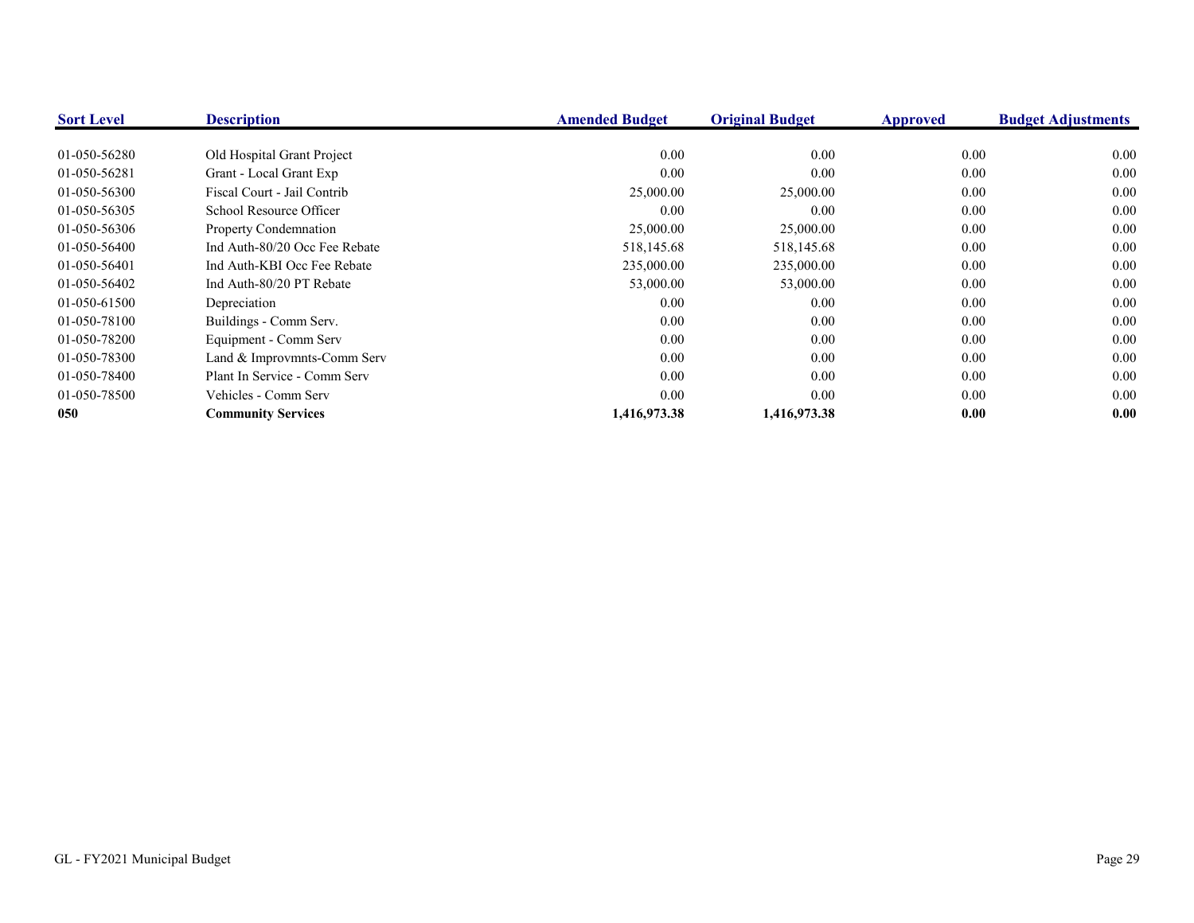| Sort Level | Description | Amended Budget | Original Budget | Approved | Budget Adjustments |
|---|---|---|---|---|---|
| 01-050-56280 | Old Hospital Grant Project | 0.00 | 0.00 | 0.00 | 0.00 |
| 01-050-56281 | Grant - Local Grant Exp | 0.00 | 0.00 | 0.00 | 0.00 |
| 01-050-56300 | Fiscal Court - Jail Contrib | 25,000.00 | 25,000.00 | 0.00 | 0.00 |
| 01-050-56305 | School Resource Officer | 0.00 | 0.00 | 0.00 | 0.00 |
| 01-050-56306 | Property Condemnation | 25,000.00 | 25,000.00 | 0.00 | 0.00 |
| 01-050-56400 | Ind Auth-80/20 Occ Fee Rebate | 518,145.68 | 518,145.68 | 0.00 | 0.00 |
| 01-050-56401 | Ind Auth-KBI Occ Fee Rebate | 235,000.00 | 235,000.00 | 0.00 | 0.00 |
| 01-050-56402 | Ind Auth-80/20 PT Rebate | 53,000.00 | 53,000.00 | 0.00 | 0.00 |
| 01-050-61500 | Depreciation | 0.00 | 0.00 | 0.00 | 0.00 |
| 01-050-78100 | Buildings - Comm Serv. | 0.00 | 0.00 | 0.00 | 0.00 |
| 01-050-78200 | Equipment - Comm Serv | 0.00 | 0.00 | 0.00 | 0.00 |
| 01-050-78300 | Land & Improvmnts-Comm Serv | 0.00 | 0.00 | 0.00 | 0.00 |
| 01-050-78400 | Plant In Service - Comm Serv | 0.00 | 0.00 | 0.00 | 0.00 |
| 01-050-78500 | Vehicles - Comm Serv | 0.00 | 0.00 | 0.00 | 0.00 |
| **050** | **Community Services** | **1,416,973.38** | **1,416,973.38** | **0.00** | **0.00** |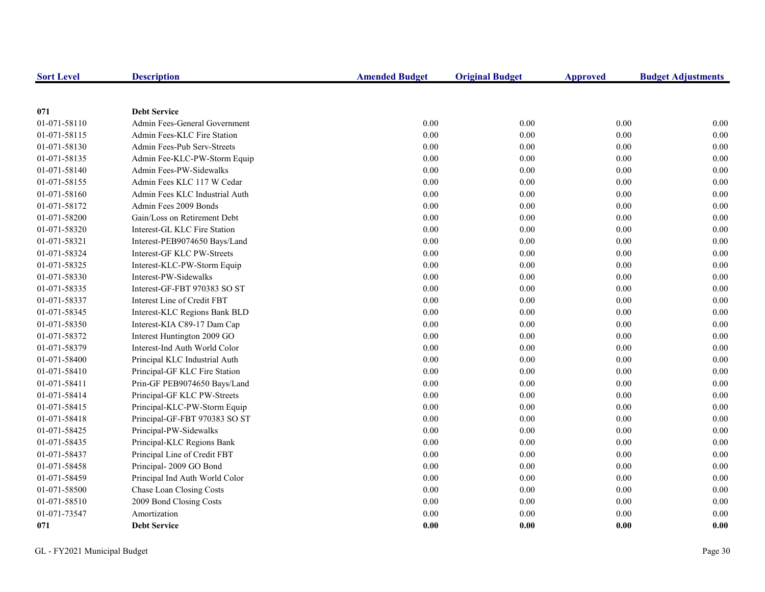| Sort Level | Description | Amended Budget | Original Budget | Approved | Budget Adjustments |
|---|---|---|---|---|---|
| **071** | **Debt Service** | | | | |
| 01-071-58110 | Admin Fees-General Government | 0.00 | 0.00 | 0.00 | 0.00 |
| 01-071-58115 | Admin Fees-KLC Fire Station | 0.00 | 0.00 | 0.00 | 0.00 |
| 01-071-58130 | Admin Fees-Pub Serv-Streets | 0.00 | 0.00 | 0.00 | 0.00 |
| 01-071-58135 | Admin Fee-KLC-PW-Storm Equip | 0.00 | 0.00 | 0.00 | 0.00 |
| 01-071-58140 | Admin Fees-PW-Sidewalks | 0.00 | 0.00 | 0.00 | 0.00 |
| 01-071-58155 | Admin Fees KLC 117 W Cedar | 0.00 | 0.00 | 0.00 | 0.00 |
| 01-071-58160 | Admin Fees KLC Industrial Auth | 0.00 | 0.00 | 0.00 | 0.00 |
| 01-071-58172 | Admin Fees 2009 Bonds | 0.00 | 0.00 | 0.00 | 0.00 |
| 01-071-58200 | Gain/Loss on Retirement Debt | 0.00 | 0.00 | 0.00 | 0.00 |
| 01-071-58320 | Interest-GL KLC Fire Station | 0.00 | 0.00 | 0.00 | 0.00 |
| 01-071-58321 | Interest-PEB9074650 Bays/Land | 0.00 | 0.00 | 0.00 | 0.00 |
| 01-071-58324 | Interest-GF KLC PW-Streets | 0.00 | 0.00 | 0.00 | 0.00 |
| 01-071-58325 | Interest-KLC-PW-Storm Equip | 0.00 | 0.00 | 0.00 | 0.00 |
| 01-071-58330 | Interest-PW-Sidewalks | 0.00 | 0.00 | 0.00 | 0.00 |
| 01-071-58335 | Interest-GF-FBT 970383 SO ST | 0.00 | 0.00 | 0.00 | 0.00 |
| 01-071-58337 | Interest Line of Credit FBT | 0.00 | 0.00 | 0.00 | 0.00 |
| 01-071-58345 | Interest-KLC Regions Bank BLD | 0.00 | 0.00 | 0.00 | 0.00 |
| 01-071-58350 | Interest-KIA C89-17 Dam Cap | 0.00 | 0.00 | 0.00 | 0.00 |
| 01-071-58372 | Interest Huntington 2009 GO | 0.00 | 0.00 | 0.00 | 0.00 |
| 01-071-58379 | Interest-Ind Auth World Color | 0.00 | 0.00 | 0.00 | 0.00 |
| 01-071-58400 | Principal KLC Industrial Auth | 0.00 | 0.00 | 0.00 | 0.00 |
| 01-071-58410 | Principal-GF KLC Fire Station | 0.00 | 0.00 | 0.00 | 0.00 |
| 01-071-58411 | Prin-GF PEB9074650 Bays/Land | 0.00 | 0.00 | 0.00 | 0.00 |
| 01-071-58414 | Principal-GF KLC PW-Streets | 0.00 | 0.00 | 0.00 | 0.00 |
| 01-071-58415 | Principal-KLC-PW-Storm Equip | 0.00 | 0.00 | 0.00 | 0.00 |
| 01-071-58418 | Principal-GF-FBT 970383 SO ST | 0.00 | 0.00 | 0.00 | 0.00 |
| 01-071-58425 | Principal-PW-Sidewalks | 0.00 | 0.00 | 0.00 | 0.00 |
| 01-071-58435 | Principal-KLC Regions Bank | 0.00 | 0.00 | 0.00 | 0.00 |
| 01-071-58437 | Principal Line of Credit FBT | 0.00 | 0.00 | 0.00 | 0.00 |
| 01-071-58458 | Principal- 2009 GO Bond | 0.00 | 0.00 | 0.00 | 0.00 |
| 01-071-58459 | Principal Ind Auth World Color | 0.00 | 0.00 | 0.00 | 0.00 |
| 01-071-58500 | Chase Loan Closing Costs | 0.00 | 0.00 | 0.00 | 0.00 |
| 01-071-58510 | 2009 Bond Closing Costs | 0.00 | 0.00 | 0.00 | 0.00 |
| 01-071-73547 | Amortization | 0.00 | 0.00 | 0.00 | 0.00 |
| **071** | **Debt Service** | **0.00** | **0.00** | **0.00** | **0.00** |

GL - FY2021 Municipal Budget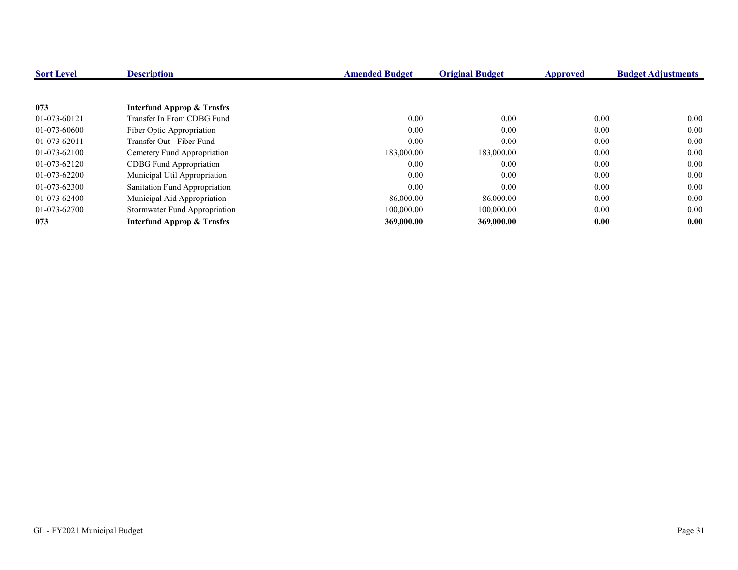| Sort Level | Description | Amended Budget | Original Budget | Approved | Budget Adjustments |
|---|---|---|---|---|---|
| **073** | **Interfund Approp & Trnsfrs** | | | | |
| 01-073-60121 | Transfer In From CDBG Fund | 0.00 | 0.00 | 0.00 | 0.00 |
| 01-073-60600 | Fiber Optic Appropriation | 0.00 | 0.00 | 0.00 | 0.00 |
| 01-073-62011 | Transfer Out - Fiber Fund | 0.00 | 0.00 | 0.00 | 0.00 |
| 01-073-62100 | Cemetery Fund Appropriation | 183,000.00 | 183,000.00 | 0.00 | 0.00 |
| 01-073-62120 | CDBG Fund Appropriation | 0.00 | 0.00 | 0.00 | 0.00 |
| 01-073-62200 | Municipal Util Appropriation | 0.00 | 0.00 | 0.00 | 0.00 |
| 01-073-62300 | Sanitation Fund Appropriation | 0.00 | 0.00 | 0.00 | 0.00 |
| 01-073-62400 | Municipal Aid Appropriation | 86,000.00 | 86,000.00 | 0.00 | 0.00 |
| 01-073-62700 | Stormwater Fund Appropriation | 100,000.00 | 100,000.00 | 0.00 | 0.00 |
| **073** | **Interfund Approp & Trnsfrs** | **369,000.00** | **369,000.00** | **0.00** | **0.00** |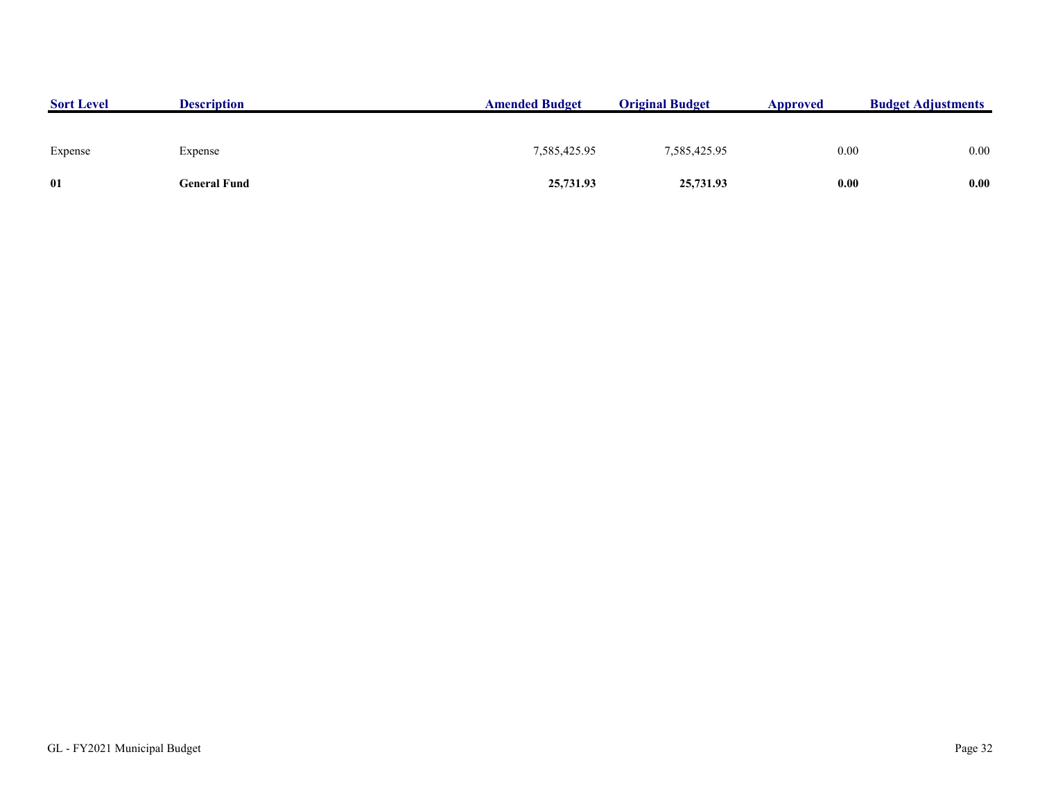| Sort Level | Description | Amended Budget | Original Budget | Approved | Budget Adjustments |
|---|---|---|---|---|---|
| Expense | Expense | 7,585,425.95 | 7,585,425.95 | 0.00 | 0.00 |
| **01** | **General Fund** | **25,731.93** | **25,731.93** | **0.00** | **0.00** |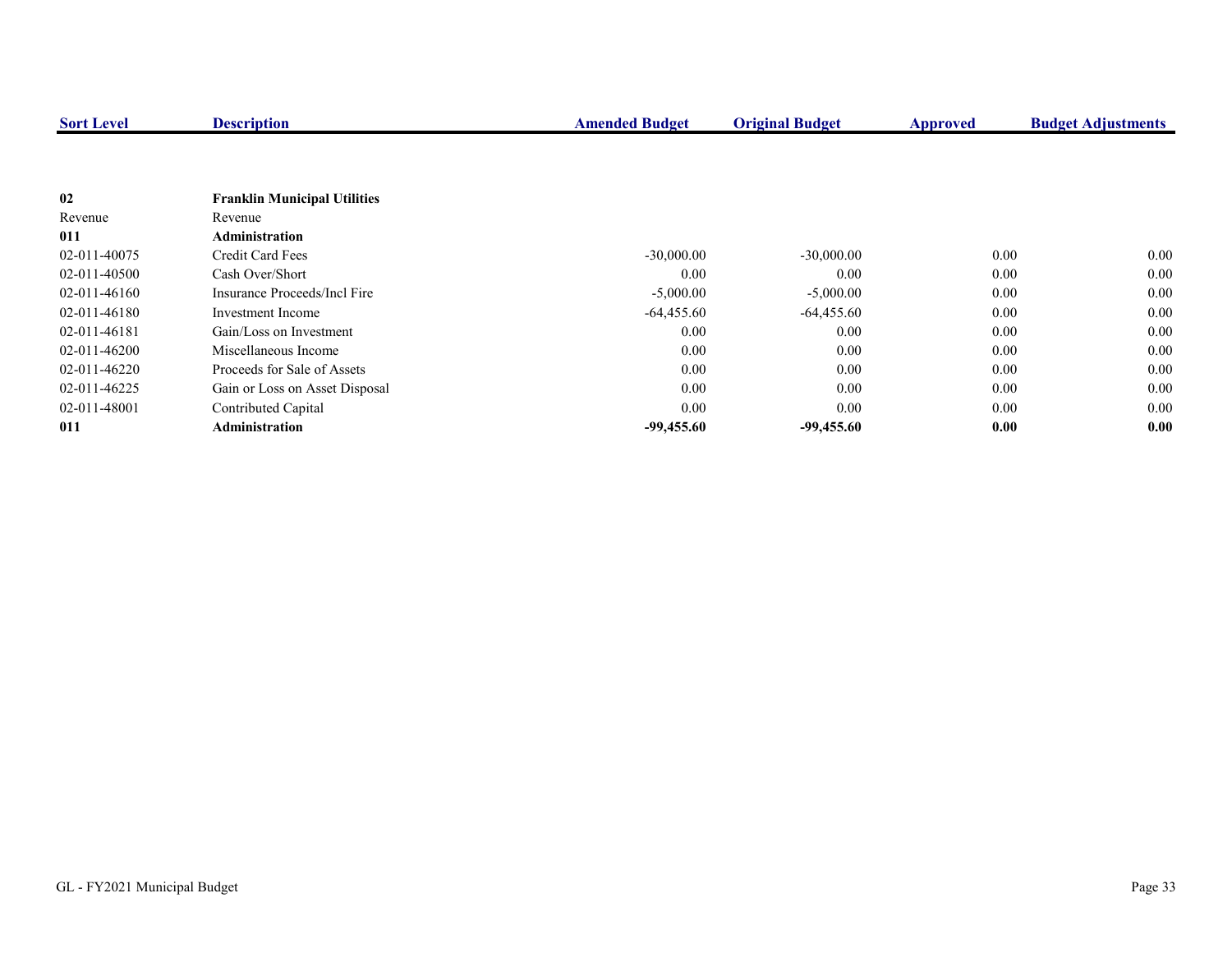| Sort Level | Description | Amended Budget | Original Budget | Approved | Budget Adjustments |
|---|---|---|---|---|---|
| **02** | **Franklin Municipal Utilities** | | | | |
| Revenue | Revenue | | | | |
| **011** | **Administration** | | | | |
| 02-011-40075 | Credit Card Fees | -30,000.00 | -30,000.00 | 0.00 | 0.00 |
| 02-011-40500 | Cash Over/Short | 0.00 | 0.00 | 0.00 | 0.00 |
| 02-011-46160 | Insurance Proceeds/Incl Fire | -5,000.00 | -5,000.00 | 0.00 | 0.00 |
| 02-011-46180 | Investment Income | -64,455.60 | -64,455.60 | 0.00 | 0.00 |
| 02-011-46181 | Gain/Loss on Investment | 0.00 | 0.00 | 0.00 | 0.00 |
| 02-011-46200 | Miscellaneous Income | 0.00 | 0.00 | 0.00 | 0.00 |
| 02-011-46220 | Proceeds for Sale of Assets | 0.00 | 0.00 | 0.00 | 0.00 |
| 02-011-46225 | Gain or Loss on Asset Disposal | 0.00 | 0.00 | 0.00 | 0.00 |
| 02-011-48001 | Contributed Capital | 0.00 | 0.00 | 0.00 | 0.00 |
| **011** | **Administration** | **-99,455.60** | **-99,455.60** | **0.00** | **0.00** |

GL - FY2021 Municipal Budget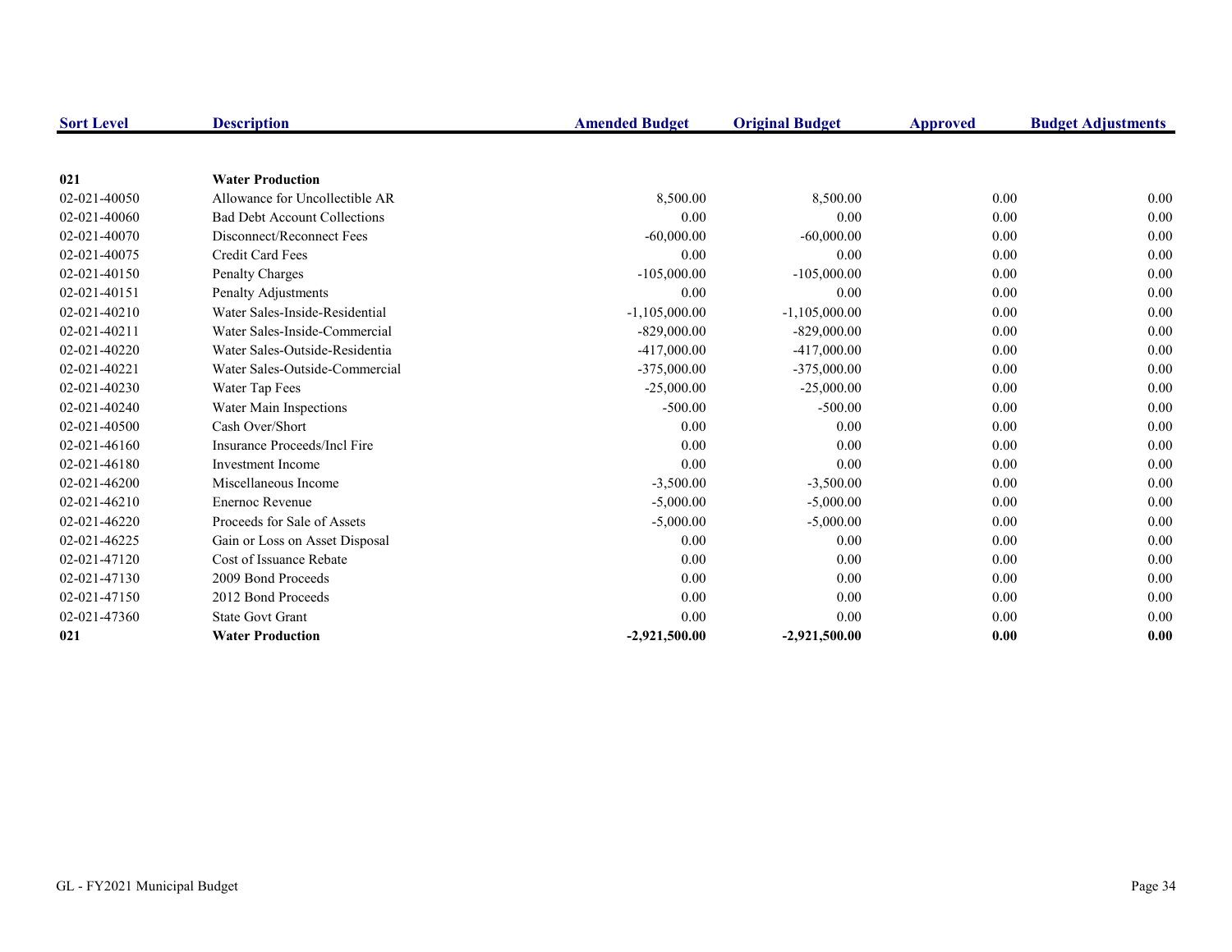| Sort Level | Description | Amended Budget | Original Budget | Approved | Budget Adjustments |
|---|---|---|---|---|---|
| **021** | **Water Production** | | | | |
| 02-021-40050 | Allowance for Uncollectible AR | 8,500.00 | 8,500.00 | 0.00 | 0.00 |
| 02-021-40060 | Bad Debt Account Collections | 0.00 | 0.00 | 0.00 | 0.00 |
| 02-021-40070 | Disconnect/Reconnect Fees | -60,000.00 | -60,000.00 | 0.00 | 0.00 |
| 02-021-40075 | Credit Card Fees | 0.00 | 0.00 | 0.00 | 0.00 |
| 02-021-40150 | Penalty Charges | -105,000.00 | -105,000.00 | 0.00 | 0.00 |
| 02-021-40151 | Penalty Adjustments | 0.00 | 0.00 | 0.00 | 0.00 |
| 02-021-40210 | Water Sales-Inside-Residential | -1,105,000.00 | -1,105,000.00 | 0.00 | 0.00 |
| 02-021-40211 | Water Sales-Inside-Commercial | -829,000.00 | -829,000.00 | 0.00 | 0.00 |
| 02-021-40220 | Water Sales-Outside-Residentia | -417,000.00 | -417,000.00 | 0.00 | 0.00 |
| 02-021-40221 | Water Sales-Outside-Commercial | -375,000.00 | -375,000.00 | 0.00 | 0.00 |
| 02-021-40230 | Water Tap Fees | -25,000.00 | -25,000.00 | 0.00 | 0.00 |
| 02-021-40240 | Water Main Inspections | -500.00 | -500.00 | 0.00 | 0.00 |
| 02-021-40500 | Cash Over/Short | 0.00 | 0.00 | 0.00 | 0.00 |
| 02-021-46160 | Insurance Proceeds/Incl Fire | 0.00 | 0.00 | 0.00 | 0.00 |
| 02-021-46180 | Investment Income | 0.00 | 0.00 | 0.00 | 0.00 |
| 02-021-46200 | Miscellaneous Income | -3,500.00 | -3,500.00 | 0.00 | 0.00 |
| 02-021-46210 | Enernoc Revenue | -5,000.00 | -5,000.00 | 0.00 | 0.00 |
| 02-021-46220 | Proceeds for Sale of Assets | -5,000.00 | -5,000.00 | 0.00 | 0.00 |
| 02-021-46225 | Gain or Loss on Asset Disposal | 0.00 | 0.00 | 0.00 | 0.00 |
| 02-021-47120 | Cost of Issuance Rebate | 0.00 | 0.00 | 0.00 | 0.00 |
| 02-021-47130 | 2009 Bond Proceeds | 0.00 | 0.00 | 0.00 | 0.00 |
| 02-021-47150 | 2012 Bond Proceeds | 0.00 | 0.00 | 0.00 | 0.00 |
| 02-021-47360 | State Govt Grant | 0.00 | 0.00 | 0.00 | 0.00 |
| **021** | **Water Production** | **-2,921,500.00** | **-2,921,500.00** | **0.00** | **0.00** |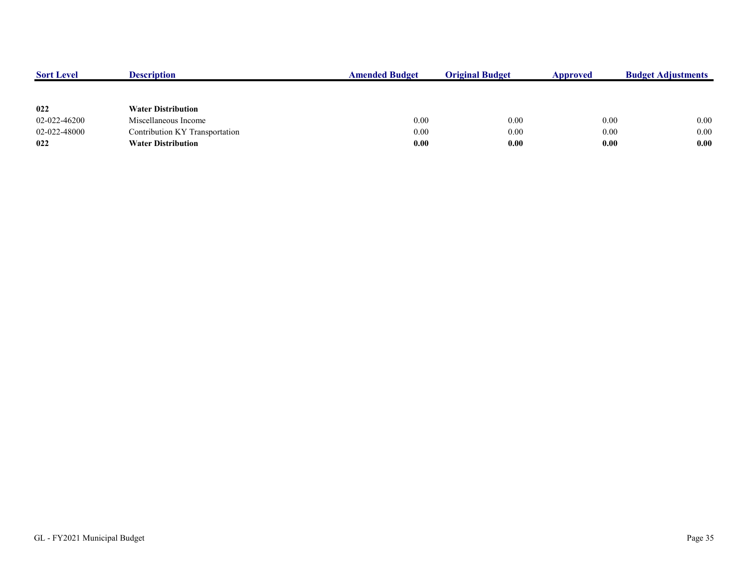| Sort Level | Description | Amended Budget | Original Budget | Approved | Budget Adjustments |
|---|---|---|---|---|---|
| **022** | **Water Distribution** | | | | |
| 02-022-46200 | Miscellaneous Income | 0.00 | 0.00 | 0.00 | 0.00 |
| 02-022-48000 | Contribution KY Transportation | 0.00 | 0.00 | 0.00 | 0.00 |
| **022** | **Water Distribution** | **0.00** | **0.00** | **0.00** | **0.00** |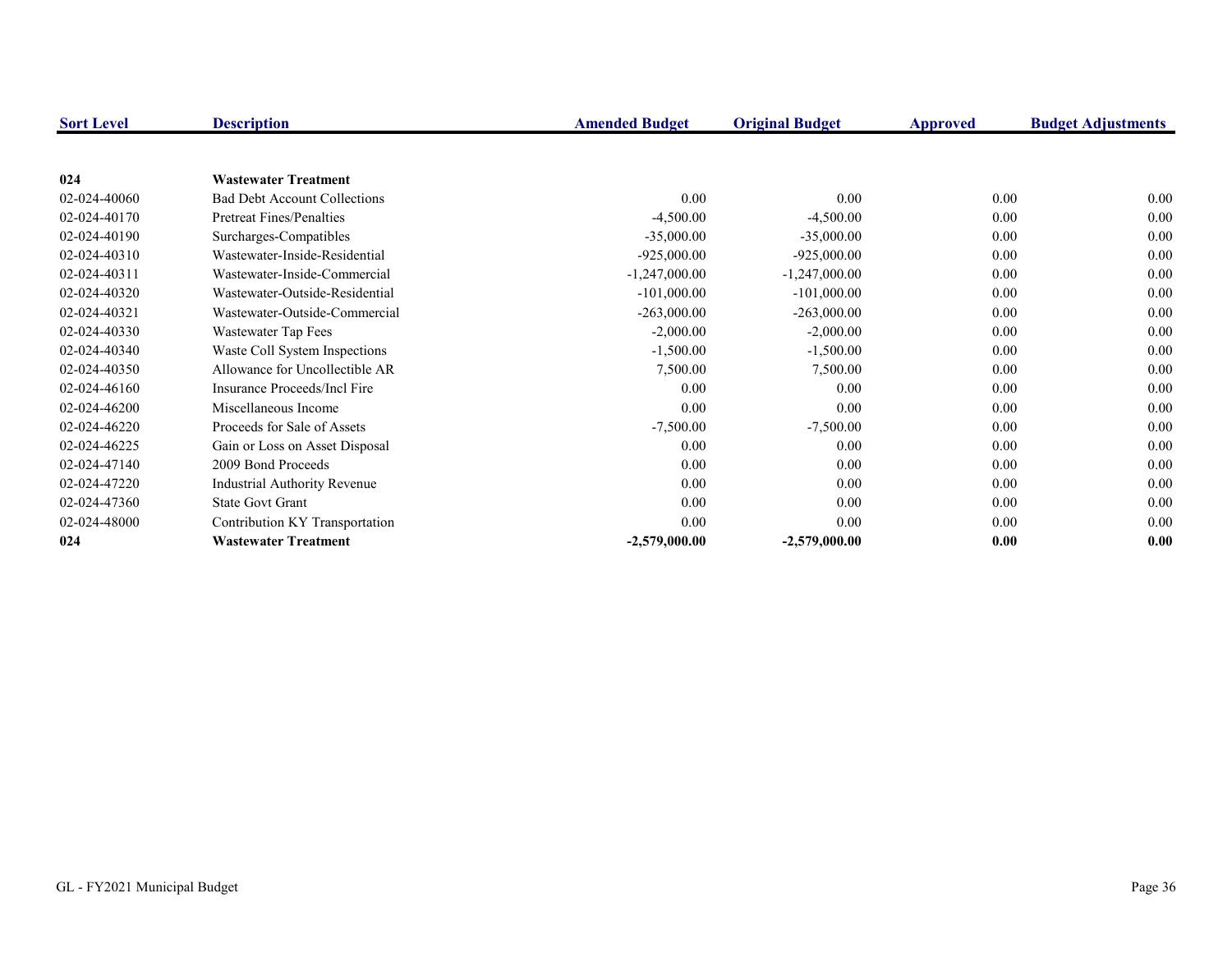| Sort Level | Description | Amended Budget | Original Budget | Approved | Budget Adjustments |
|---|---|---|---|---|---|
| **024** | **Wastewater Treatment** | | | | |
| 02-024-40060 | Bad Debt Account Collections | 0.00 | 0.00 | 0.00 | 0.00 |
| 02-024-40170 | Pretreat Fines/Penalties | -4,500.00 | -4,500.00 | 0.00 | 0.00 |
| 02-024-40190 | Surcharges-Compatibles | -35,000.00 | -35,000.00 | 0.00 | 0.00 |
| 02-024-40310 | Wastewater-Inside-Residential | -925,000.00 | -925,000.00 | 0.00 | 0.00 |
| 02-024-40311 | Wastewater-Inside-Commercial | -1,247,000.00 | -1,247,000.00 | 0.00 | 0.00 |
| 02-024-40320 | Wastewater-Outside-Residential | -101,000.00 | -101,000.00 | 0.00 | 0.00 |
| 02-024-40321 | Wastewater-Outside-Commercial | -263,000.00 | -263,000.00 | 0.00 | 0.00 |
| 02-024-40330 | Wastewater Tap Fees | -2,000.00 | -2,000.00 | 0.00 | 0.00 |
| 02-024-40340 | Waste Coll System Inspections | -1,500.00 | -1,500.00 | 0.00 | 0.00 |
| 02-024-40350 | Allowance for Uncollectible AR | 7,500.00 | 7,500.00 | 0.00 | 0.00 |
| 02-024-46160 | Insurance Proceeds/Incl Fire | 0.00 | 0.00 | 0.00 | 0.00 |
| 02-024-46200 | Miscellaneous Income | 0.00 | 0.00 | 0.00 | 0.00 |
| 02-024-46220 | Proceeds for Sale of Assets | -7,500.00 | -7,500.00 | 0.00 | 0.00 |
| 02-024-46225 | Gain or Loss on Asset Disposal | 0.00 | 0.00 | 0.00 | 0.00 |
| 02-024-47140 | 2009 Bond Proceeds | 0.00 | 0.00 | 0.00 | 0.00 |
| 02-024-47220 | Industrial Authority Revenue | 0.00 | 0.00 | 0.00 | 0.00 |
| 02-024-47360 | State Govt Grant | 0.00 | 0.00 | 0.00 | 0.00 |
| 02-024-48000 | Contribution KY Transportation | 0.00 | 0.00 | 0.00 | 0.00 |
| **024** | **Wastewater Treatment** | **-2,579,000.00** | **-2,579,000.00** | **0.00** | **0.00** |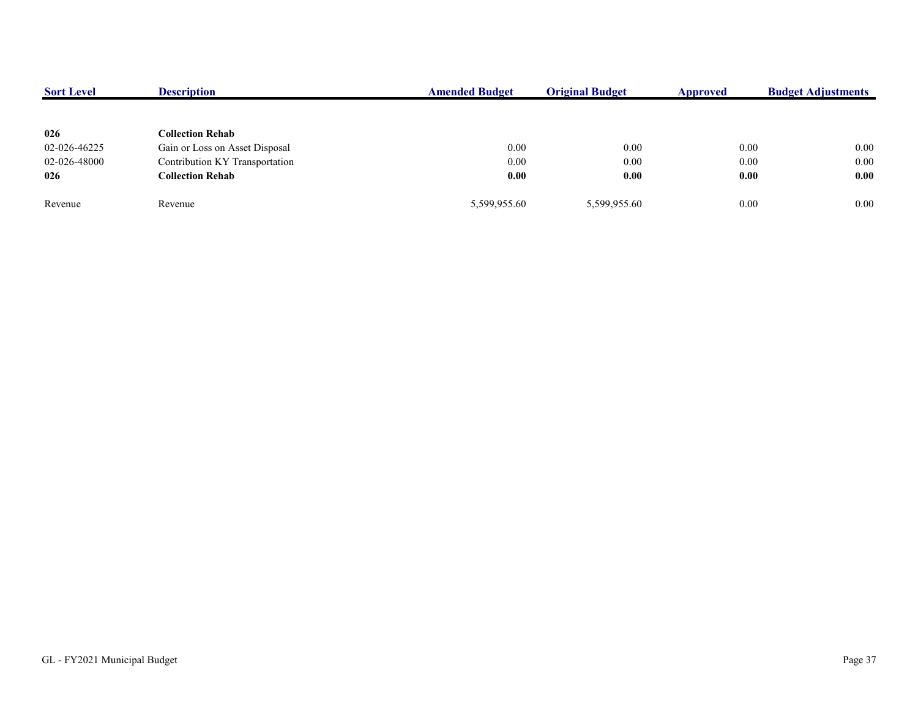| Sort Level | Description | Amended Budget | Original Budget | Approved | Budget Adjustments |
|---|---|---|---|---|---|
| **026** | **Collection Rehab** | | | | |
| 02-026-46225 | Gain or Loss on Asset Disposal | 0.00 | 0.00 | 0.00 | 0.00 |
| 02-026-48000 | Contribution KY Transportation | 0.00 | 0.00 | 0.00 | 0.00 |
| **026** | **Collection Rehab** | **0.00** | **0.00** | **0.00** | **0.00** |
| Revenue | Revenue | 5,599,955.60 | 5,599,955.60 | 0.00 | 0.00 |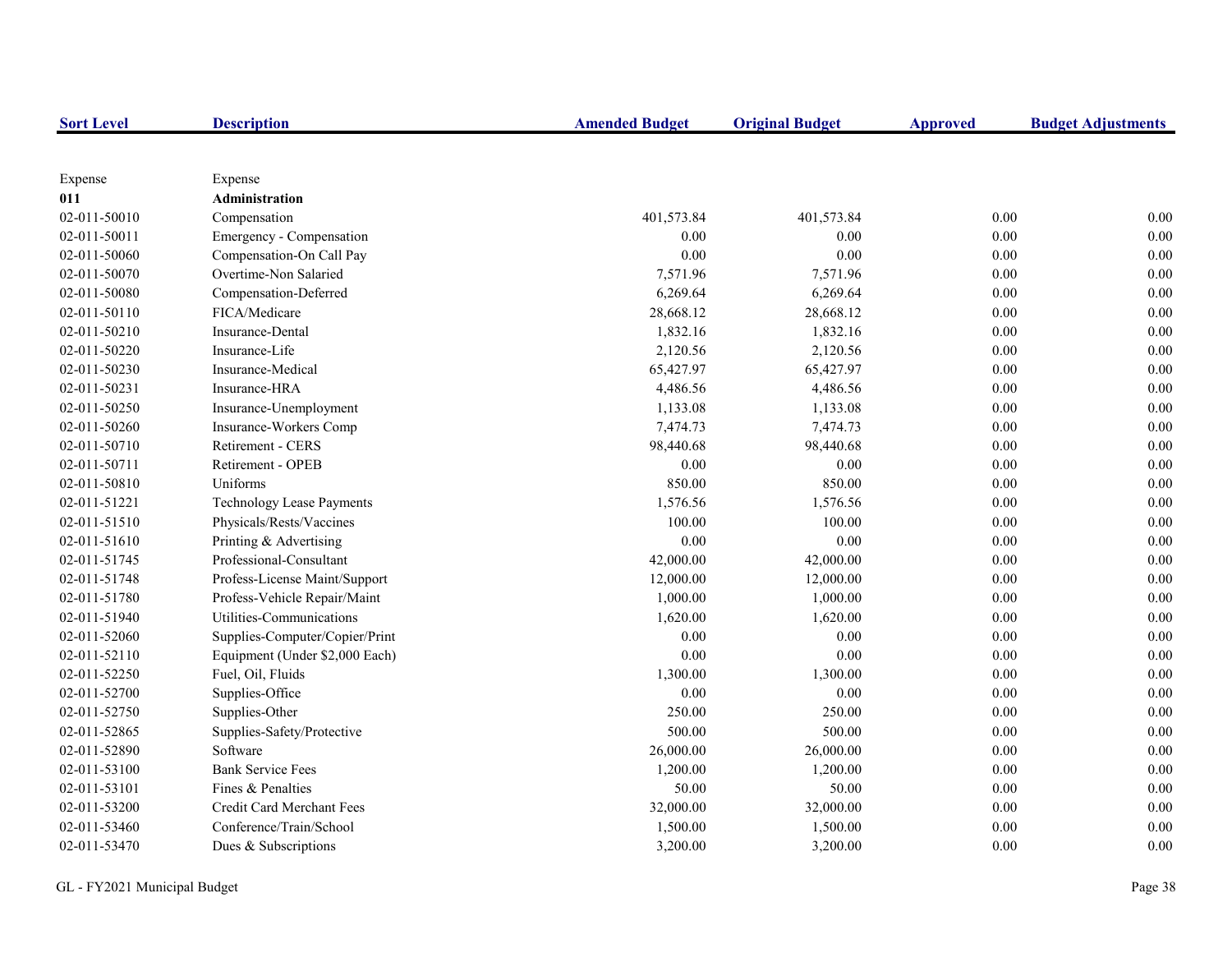| Sort Level | Description | Amended Budget | Original Budget | Approved | Budget Adjustments |
|---|---|---|---|---|---|
| Expense | Expense | | | | |
| **011** | **Administration** | | | | |
| 02-011-50010 | Compensation | 401,573.84 | 401,573.84 | 0.00 | 0.00 |
| 02-011-50011 | Emergency - Compensation | 0.00 | 0.00 | 0.00 | 0.00 |
| 02-011-50060 | Compensation-On Call Pay | 0.00 | 0.00 | 0.00 | 0.00 |
| 02-011-50070 | Overtime-Non Salaried | 7,571.96 | 7,571.96 | 0.00 | 0.00 |
| 02-011-50080 | Compensation-Deferred | 6,269.64 | 6,269.64 | 0.00 | 0.00 |
| 02-011-50110 | FICA/Medicare | 28,668.12 | 28,668.12 | 0.00 | 0.00 |
| 02-011-50210 | Insurance-Dental | 1,832.16 | 1,832.16 | 0.00 | 0.00 |
| 02-011-50220 | Insurance-Life | 2,120.56 | 2,120.56 | 0.00 | 0.00 |
| 02-011-50230 | Insurance-Medical | 65,427.97 | 65,427.97 | 0.00 | 0.00 |
| 02-011-50231 | Insurance-HRA | 4,486.56 | 4,486.56 | 0.00 | 0.00 |
| 02-011-50250 | Insurance-Unemployment | 1,133.08 | 1,133.08 | 0.00 | 0.00 |
| 02-011-50260 | Insurance-Workers Comp | 7,474.73 | 7,474.73 | 0.00 | 0.00 |
| 02-011-50710 | Retirement - CERS | 98,440.68 | 98,440.68 | 0.00 | 0.00 |
| 02-011-50711 | Retirement - OPEB | 0.00 | 0.00 | 0.00 | 0.00 |
| 02-011-50810 | Uniforms | 850.00 | 850.00 | 0.00 | 0.00 |
| 02-011-51221 | Technology Lease Payments | 1,576.56 | 1,576.56 | 0.00 | 0.00 |
| 02-011-51510 | Physicals/Rests/Vaccines | 100.00 | 100.00 | 0.00 | 0.00 |
| 02-011-51610 | Printing & Advertising | 0.00 | 0.00 | 0.00 | 0.00 |
| 02-011-51745 | Professional-Consultant | 42,000.00 | 42,000.00 | 0.00 | 0.00 |
| 02-011-51748 | Profess-License Maint/Support | 12,000.00 | 12,000.00 | 0.00 | 0.00 |
| 02-011-51780 | Profess-Vehicle Repair/Maint | 1,000.00 | 1,000.00 | 0.00 | 0.00 |
| 02-011-51940 | Utilities-Communications | 1,620.00 | 1,620.00 | 0.00 | 0.00 |
| 02-011-52060 | Supplies-Computer/Copier/Print | 0.00 | 0.00 | 0.00 | 0.00 |
| 02-011-52110 | Equipment (Under $2,000 Each) | 0.00 | 0.00 | 0.00 | 0.00 |
| 02-011-52250 | Fuel, Oil, Fluids | 1,300.00 | 1,300.00 | 0.00 | 0.00 |
| 02-011-52700 | Supplies-Office | 0.00 | 0.00 | 0.00 | 0.00 |
| 02-011-52750 | Supplies-Other | 250.00 | 250.00 | 0.00 | 0.00 |
| 02-011-52865 | Supplies-Safety/Protective | 500.00 | 500.00 | 0.00 | 0.00 |
| 02-011-52890 | Software | 26,000.00 | 26,000.00 | 0.00 | 0.00 |
| 02-011-53100 | Bank Service Fees | 1,200.00 | 1,200.00 | 0.00 | 0.00 |
| 02-011-53101 | Fines & Penalties | 50.00 | 50.00 | 0.00 | 0.00 |
| 02-011-53200 | Credit Card Merchant Fees | 32,000.00 | 32,000.00 | 0.00 | 0.00 |
| 02-011-53460 | Conference/Train/School | 1,500.00 | 1,500.00 | 0.00 | 0.00 |
| 02-011-53470 | Dues & Subscriptions | 3,200.00 | 3,200.00 | 0.00 | 0.00 |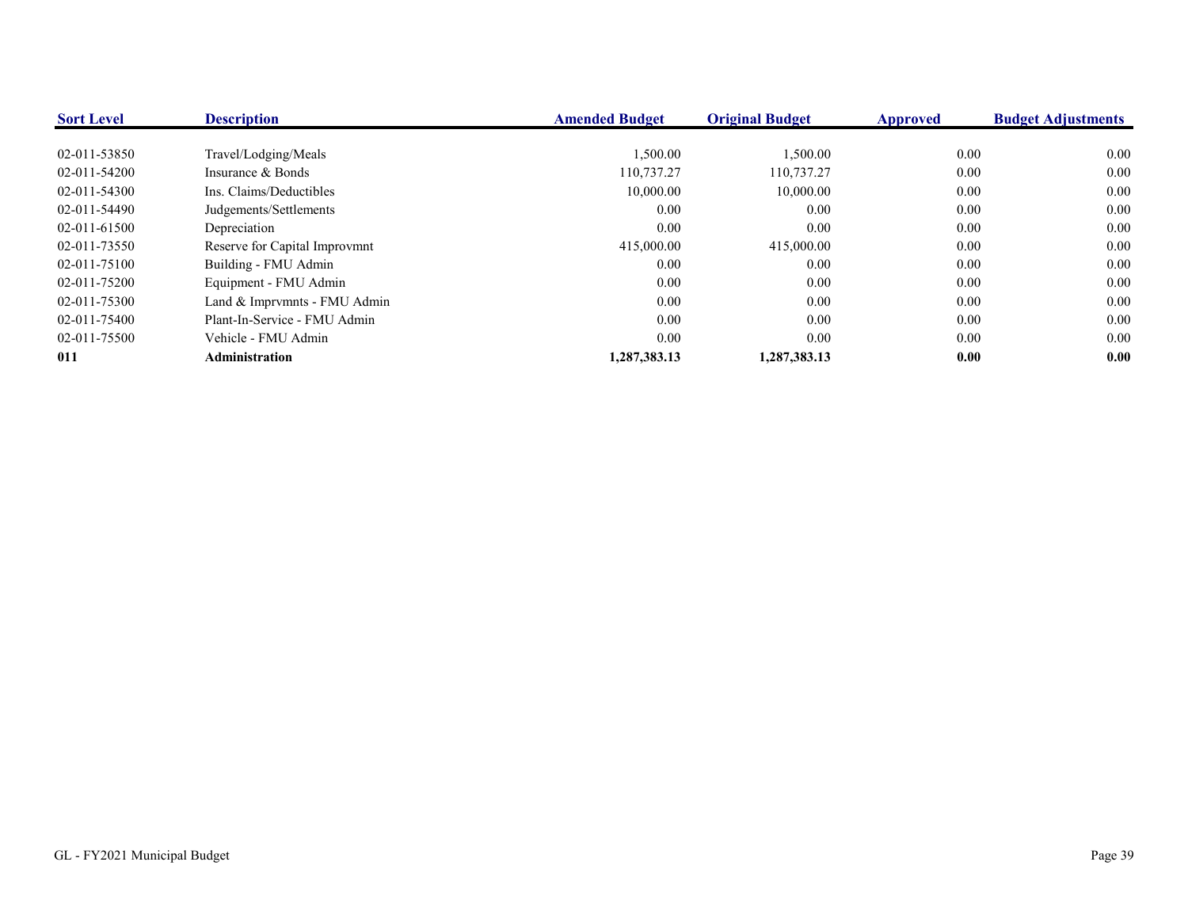| Sort Level | Description | Amended Budget | Original Budget | Approved | Budget Adjustments |
|---|---|---|---|---|---|
| 02-011-53850 | Travel/Lodging/Meals | 1,500.00 | 1,500.00 | 0.00 | 0.00 |
| 02-011-54200 | Insurance & Bonds | 110,737.27 | 110,737.27 | 0.00 | 0.00 |
| 02-011-54300 | Ins. Claims/Deductibles | 10,000.00 | 10,000.00 | 0.00 | 0.00 |
| 02-011-54490 | Judgements/Settlements | 0.00 | 0.00 | 0.00 | 0.00 |
| 02-011-61500 | Depreciation | 0.00 | 0.00 | 0.00 | 0.00 |
| 02-011-73550 | Reserve for Capital Improvmnt | 415,000.00 | 415,000.00 | 0.00 | 0.00 |
| 02-011-75100 | Building - FMU Admin | 0.00 | 0.00 | 0.00 | 0.00 |
| 02-011-75200 | Equipment - FMU Admin | 0.00 | 0.00 | 0.00 | 0.00 |
| 02-011-75300 | Land & Imprvmnts - FMU Admin | 0.00 | 0.00 | 0.00 | 0.00 |
| 02-011-75400 | Plant-In-Service - FMU Admin | 0.00 | 0.00 | 0.00 | 0.00 |
| 02-011-75500 | Vehicle - FMU Admin | 0.00 | 0.00 | 0.00 | 0.00 |
| **011** | **Administration** | **1,287,383.13** | **1,287,383.13** | **0.00** | **0.00** |

GL - FY2021 Municipal Budget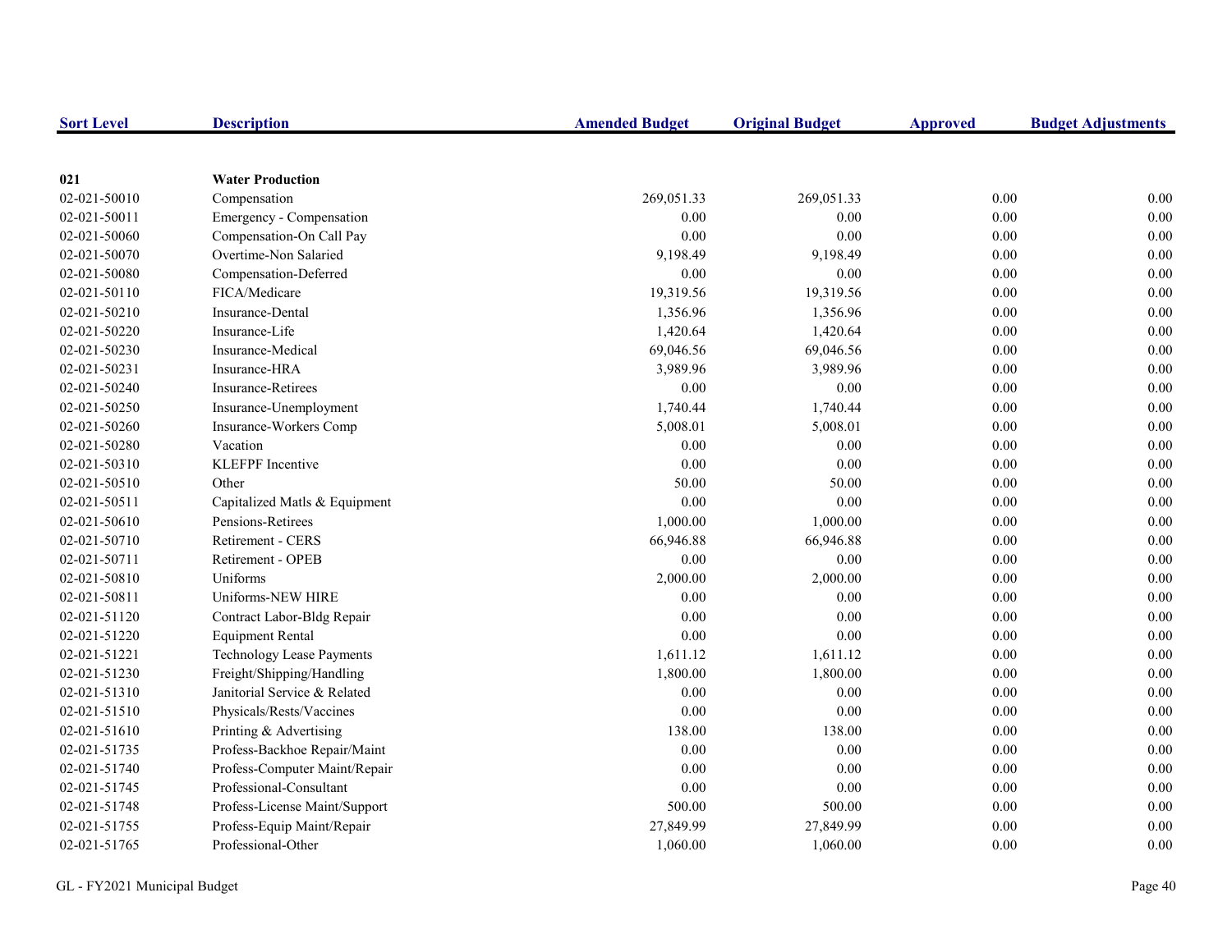| Sort Level | Description | Amended Budget | Original Budget | Approved | Budget Adjustments |
|---|---|---|---|---|---|
| **021** | **Water Production** | | | | |
| 02-021-50010 | Compensation | 269,051.33 | 269,051.33 | 0.00 | 0.00 |
| 02-021-50011 | Emergency - Compensation | 0.00 | 0.00 | 0.00 | 0.00 |
| 02-021-50060 | Compensation-On Call Pay | 0.00 | 0.00 | 0.00 | 0.00 |
| 02-021-50070 | Overtime-Non Salaried | 9,198.49 | 9,198.49 | 0.00 | 0.00 |
| 02-021-50080 | Compensation-Deferred | 0.00 | 0.00 | 0.00 | 0.00 |
| 02-021-50110 | FICA/Medicare | 19,319.56 | 19,319.56 | 0.00 | 0.00 |
| 02-021-50210 | Insurance-Dental | 1,356.96 | 1,356.96 | 0.00 | 0.00 |
| 02-021-50220 | Insurance-Life | 1,420.64 | 1,420.64 | 0.00 | 0.00 |
| 02-021-50230 | Insurance-Medical | 69,046.56 | 69,046.56 | 0.00 | 0.00 |
| 02-021-50231 | Insurance-HRA | 3,989.96 | 3,989.96 | 0.00 | 0.00 |
| 02-021-50240 | Insurance-Retirees | 0.00 | 0.00 | 0.00 | 0.00 |
| 02-021-50250 | Insurance-Unemployment | 1,740.44 | 1,740.44 | 0.00 | 0.00 |
| 02-021-50260 | Insurance-Workers Comp | 5,008.01 | 5,008.01 | 0.00 | 0.00 |
| 02-021-50280 | Vacation | 0.00 | 0.00 | 0.00 | 0.00 |
| 02-021-50310 | KLEFPF Incentive | 0.00 | 0.00 | 0.00 | 0.00 |
| 02-021-50510 | Other | 50.00 | 50.00 | 0.00 | 0.00 |
| 02-021-50511 | Capitalized Matls & Equipment | 0.00 | 0.00 | 0.00 | 0.00 |
| 02-021-50610 | Pensions-Retirees | 1,000.00 | 1,000.00 | 0.00 | 0.00 |
| 02-021-50710 | Retirement - CERS | 66,946.88 | 66,946.88 | 0.00 | 0.00 |
| 02-021-50711 | Retirement - OPEB | 0.00 | 0.00 | 0.00 | 0.00 |
| 02-021-50810 | Uniforms | 2,000.00 | 2,000.00 | 0.00 | 0.00 |
| 02-021-50811 | Uniforms-NEW HIRE | 0.00 | 0.00 | 0.00 | 0.00 |
| 02-021-51120 | Contract Labor-Bldg Repair | 0.00 | 0.00 | 0.00 | 0.00 |
| 02-021-51220 | Equipment Rental | 0.00 | 0.00 | 0.00 | 0.00 |
| 02-021-51221 | Technology Lease Payments | 1,611.12 | 1,611.12 | 0.00 | 0.00 |
| 02-021-51230 | Freight/Shipping/Handling | 1,800.00 | 1,800.00 | 0.00 | 0.00 |
| 02-021-51310 | Janitorial Service & Related | 0.00 | 0.00 | 0.00 | 0.00 |
| 02-021-51510 | Physicals/Rests/Vaccines | 0.00 | 0.00 | 0.00 | 0.00 |
| 02-021-51610 | Printing & Advertising | 138.00 | 138.00 | 0.00 | 0.00 |
| 02-021-51735 | Profess-Backhoe Repair/Maint | 0.00 | 0.00 | 0.00 | 0.00 |
| 02-021-51740 | Profess-Computer Maint/Repair | 0.00 | 0.00 | 0.00 | 0.00 |
| 02-021-51745 | Professional-Consultant | 0.00 | 0.00 | 0.00 | 0.00 |
| 02-021-51748 | Profess-License Maint/Support | 500.00 | 500.00 | 0.00 | 0.00 |
| 02-021-51755 | Profess-Equip Maint/Repair | 27,849.99 | 27,849.99 | 0.00 | 0.00 |
| 02-021-51765 | Professional-Other | 1,060.00 | 1,060.00 | 0.00 | 0.00 |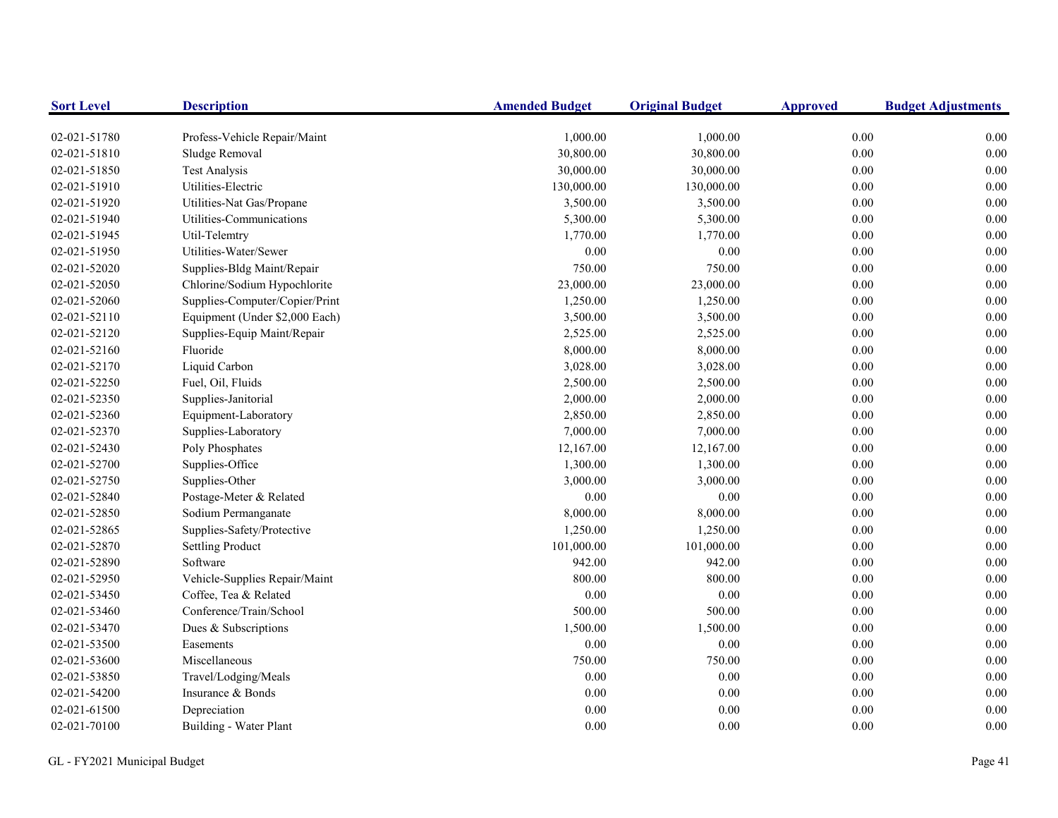| Sort Level | Description | Amended Budget | Original Budget | Approved | Budget Adjustments |
|---|---|---|---|---|---|
| 02-021-51780 | Profess-Vehicle Repair/Maint | 1,000.00 | 1,000.00 | 0.00 | 0.00 |
| 02-021-51810 | Sludge Removal | 30,800.00 | 30,800.00 | 0.00 | 0.00 |
| 02-021-51850 | Test Analysis | 30,000.00 | 30,000.00 | 0.00 | 0.00 |
| 02-021-51910 | Utilities-Electric | 130,000.00 | 130,000.00 | 0.00 | 0.00 |
| 02-021-51920 | Utilities-Nat Gas/Propane | 3,500.00 | 3,500.00 | 0.00 | 0.00 |
| 02-021-51940 | Utilities-Communications | 5,300.00 | 5,300.00 | 0.00 | 0.00 |
| 02-021-51945 | Util-Telemtry | 1,770.00 | 1,770.00 | 0.00 | 0.00 |
| 02-021-51950 | Utilities-Water/Sewer | 0.00 | 0.00 | 0.00 | 0.00 |
| 02-021-52020 | Supplies-Bldg Maint/Repair | 750.00 | 750.00 | 0.00 | 0.00 |
| 02-021-52050 | Chlorine/Sodium Hypochlorite | 23,000.00 | 23,000.00 | 0.00 | 0.00 |
| 02-021-52060 | Supplies-Computer/Copier/Print | 1,250.00 | 1,250.00 | 0.00 | 0.00 |
| 02-021-52110 | Equipment (Under $2,000 Each) | 3,500.00 | 3,500.00 | 0.00 | 0.00 |
| 02-021-52120 | Supplies-Equip Maint/Repair | 2,525.00 | 2,525.00 | 0.00 | 0.00 |
| 02-021-52160 | Fluoride | 8,000.00 | 8,000.00 | 0.00 | 0.00 |
| 02-021-52170 | Liquid Carbon | 3,028.00 | 3,028.00 | 0.00 | 0.00 |
| 02-021-52250 | Fuel, Oil, Fluids | 2,500.00 | 2,500.00 | 0.00 | 0.00 |
| 02-021-52350 | Supplies-Janitorial | 2,000.00 | 2,000.00 | 0.00 | 0.00 |
| 02-021-52360 | Equipment-Laboratory | 2,850.00 | 2,850.00 | 0.00 | 0.00 |
| 02-021-52370 | Supplies-Laboratory | 7,000.00 | 7,000.00 | 0.00 | 0.00 |
| 02-021-52430 | Poly Phosphates | 12,167.00 | 12,167.00 | 0.00 | 0.00 |
| 02-021-52700 | Supplies-Office | 1,300.00 | 1,300.00 | 0.00 | 0.00 |
| 02-021-52750 | Supplies-Other | 3,000.00 | 3,000.00 | 0.00 | 0.00 |
| 02-021-52840 | Postage-Meter & Related | 0.00 | 0.00 | 0.00 | 0.00 |
| 02-021-52850 | Sodium Permanganate | 8,000.00 | 8,000.00 | 0.00 | 0.00 |
| 02-021-52865 | Supplies-Safety/Protective | 1,250.00 | 1,250.00 | 0.00 | 0.00 |
| 02-021-52870 | Settling Product | 101,000.00 | 101,000.00 | 0.00 | 0.00 |
| 02-021-52890 | Software | 942.00 | 942.00 | 0.00 | 0.00 |
| 02-021-52950 | Vehicle-Supplies Repair/Maint | 800.00 | 800.00 | 0.00 | 0.00 |
| 02-021-53450 | Coffee, Tea & Related | 0.00 | 0.00 | 0.00 | 0.00 |
| 02-021-53460 | Conference/Train/School | 500.00 | 500.00 | 0.00 | 0.00 |
| 02-021-53470 | Dues & Subscriptions | 1,500.00 | 1,500.00 | 0.00 | 0.00 |
| 02-021-53500 | Easements | 0.00 | 0.00 | 0.00 | 0.00 |
| 02-021-53600 | Miscellaneous | 750.00 | 750.00 | 0.00 | 0.00 |
| 02-021-53850 | Travel/Lodging/Meals | 0.00 | 0.00 | 0.00 | 0.00 |
| 02-021-54200 | Insurance & Bonds | 0.00 | 0.00 | 0.00 | 0.00 |
| 02-021-61500 | Depreciation | 0.00 | 0.00 | 0.00 | 0.00 |
| 02-021-70100 | Building - Water Plant | 0.00 | 0.00 | 0.00 | 0.00 |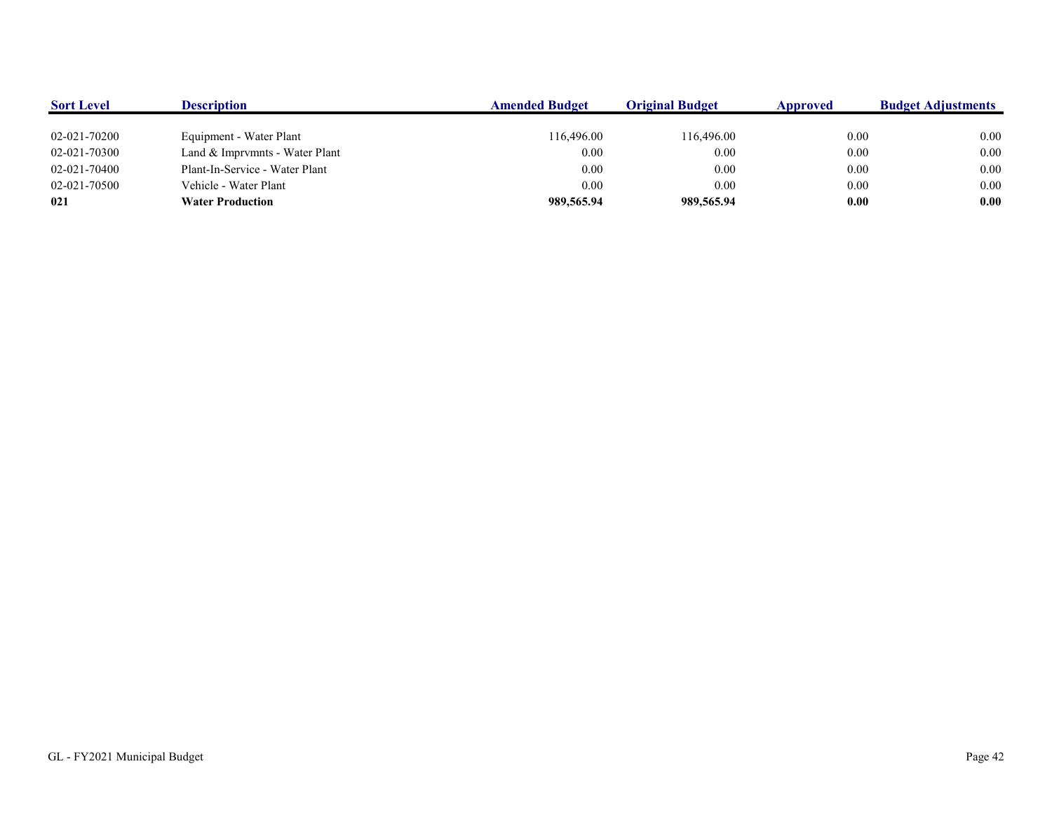| Sort Level | Description | Amended Budget | Original Budget | Approved | Budget Adjustments |
|---|---|---|---|---|---|
| 02-021-70200 | Equipment - Water Plant | 116,496.00 | 116,496.00 | 0.00 | 0.00 |
| 02-021-70300 | Land & Imprvmnts - Water Plant | 0.00 | 0.00 | 0.00 | 0.00 |
| 02-021-70400 | Plant-In-Service - Water Plant | 0.00 | 0.00 | 0.00 | 0.00 |
| 02-021-70500 | Vehicle - Water Plant | 0.00 | 0.00 | 0.00 | 0.00 |
| **021** | **Water Production** | **989,565.94** | **989,565.94** | **0.00** | **0.00** |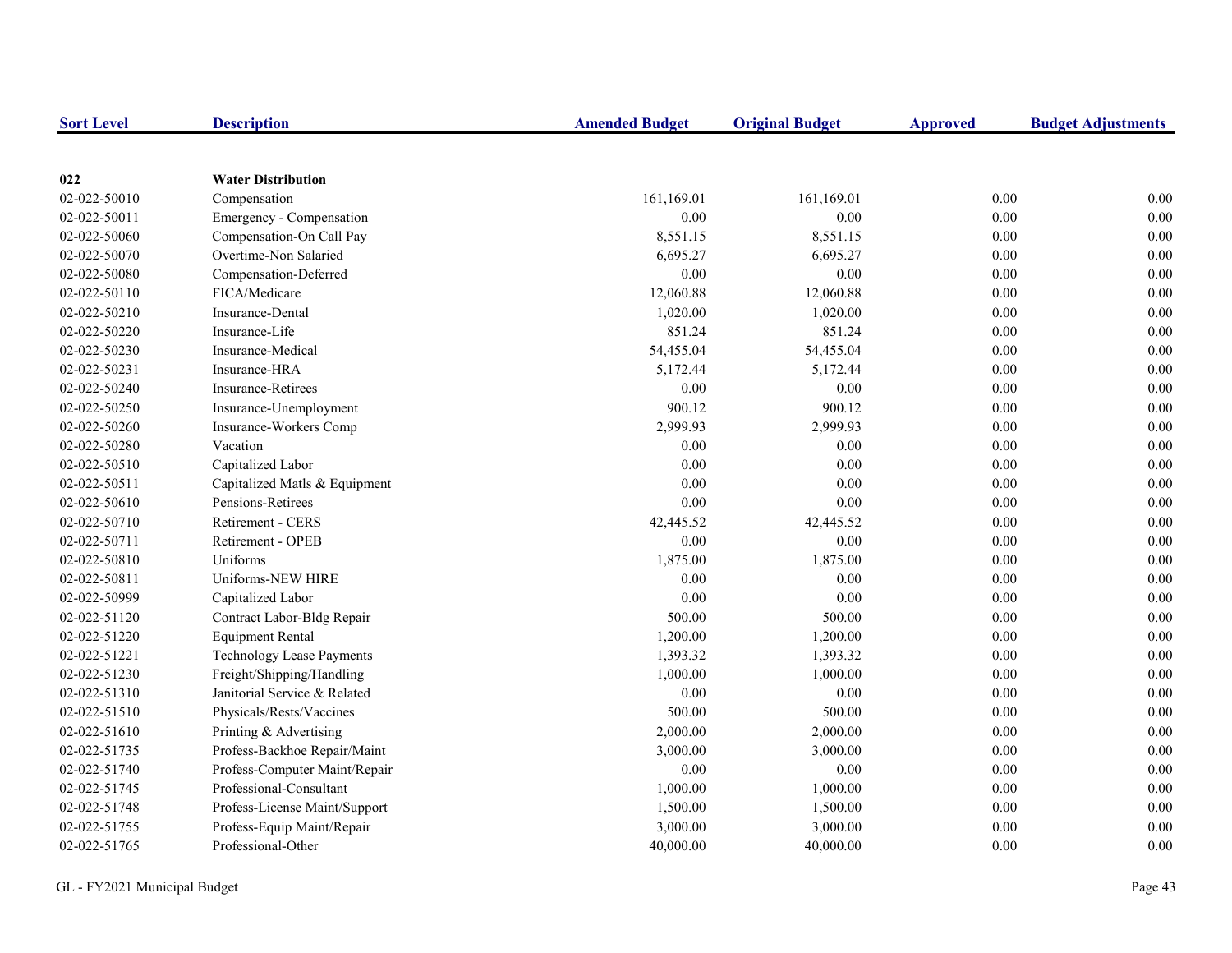| Sort Level | Description | Amended Budget | Original Budget | Approved | Budget Adjustments |
|---|---|---|---|---|---|
| **022** | **Water Distribution** | | | | |
| 02-022-50010 | Compensation | 161,169.01 | 161,169.01 | 0.00 | 0.00 |
| 02-022-50011 | Emergency - Compensation | 0.00 | 0.00 | 0.00 | 0.00 |
| 02-022-50060 | Compensation-On Call Pay | 8,551.15 | 8,551.15 | 0.00 | 0.00 |
| 02-022-50070 | Overtime-Non Salaried | 6,695.27 | 6,695.27 | 0.00 | 0.00 |
| 02-022-50080 | Compensation-Deferred | 0.00 | 0.00 | 0.00 | 0.00 |
| 02-022-50110 | FICA/Medicare | 12,060.88 | 12,060.88 | 0.00 | 0.00 |
| 02-022-50210 | Insurance-Dental | 1,020.00 | 1,020.00 | 0.00 | 0.00 |
| 02-022-50220 | Insurance-Life | 851.24 | 851.24 | 0.00 | 0.00 |
| 02-022-50230 | Insurance-Medical | 54,455.04 | 54,455.04 | 0.00 | 0.00 |
| 02-022-50231 | Insurance-HRA | 5,172.44 | 5,172.44 | 0.00 | 0.00 |
| 02-022-50240 | Insurance-Retirees | 0.00 | 0.00 | 0.00 | 0.00 |
| 02-022-50250 | Insurance-Unemployment | 900.12 | 900.12 | 0.00 | 0.00 |
| 02-022-50260 | Insurance-Workers Comp | 2,999.93 | 2,999.93 | 0.00 | 0.00 |
| 02-022-50280 | Vacation | 0.00 | 0.00 | 0.00 | 0.00 |
| 02-022-50510 | Capitalized Labor | 0.00 | 0.00 | 0.00 | 0.00 |
| 02-022-50511 | Capitalized Matls & Equipment | 0.00 | 0.00 | 0.00 | 0.00 |
| 02-022-50610 | Pensions-Retirees | 0.00 | 0.00 | 0.00 | 0.00 |
| 02-022-50710 | Retirement - CERS | 42,445.52 | 42,445.52 | 0.00 | 0.00 |
| 02-022-50711 | Retirement - OPEB | 0.00 | 0.00 | 0.00 | 0.00 |
| 02-022-50810 | Uniforms | 1,875.00 | 1,875.00 | 0.00 | 0.00 |
| 02-022-50811 | Uniforms-NEW HIRE | 0.00 | 0.00 | 0.00 | 0.00 |
| 02-022-50999 | Capitalized Labor | 0.00 | 0.00 | 0.00 | 0.00 |
| 02-022-51120 | Contract Labor-Bldg Repair | 500.00 | 500.00 | 0.00 | 0.00 |
| 02-022-51220 | Equipment Rental | 1,200.00 | 1,200.00 | 0.00 | 0.00 |
| 02-022-51221 | Technology Lease Payments | 1,393.32 | 1,393.32 | 0.00 | 0.00 |
| 02-022-51230 | Freight/Shipping/Handling | 1,000.00 | 1,000.00 | 0.00 | 0.00 |
| 02-022-51310 | Janitorial Service & Related | 0.00 | 0.00 | 0.00 | 0.00 |
| 02-022-51510 | Physicals/Rests/Vaccines | 500.00 | 500.00 | 0.00 | 0.00 |
| 02-022-51610 | Printing & Advertising | 2,000.00 | 2,000.00 | 0.00 | 0.00 |
| 02-022-51735 | Profess-Backhoe Repair/Maint | 3,000.00 | 3,000.00 | 0.00 | 0.00 |
| 02-022-51740 | Profess-Computer Maint/Repair | 0.00 | 0.00 | 0.00 | 0.00 |
| 02-022-51745 | Professional-Consultant | 1,000.00 | 1,000.00 | 0.00 | 0.00 |
| 02-022-51748 | Profess-License Maint/Support | 1,500.00 | 1,500.00 | 0.00 | 0.00 |
| 02-022-51755 | Profess-Equip Maint/Repair | 3,000.00 | 3,000.00 | 0.00 | 0.00 |
| 02-022-51765 | Professional-Other | 40,000.00 | 40,000.00 | 0.00 | 0.00 |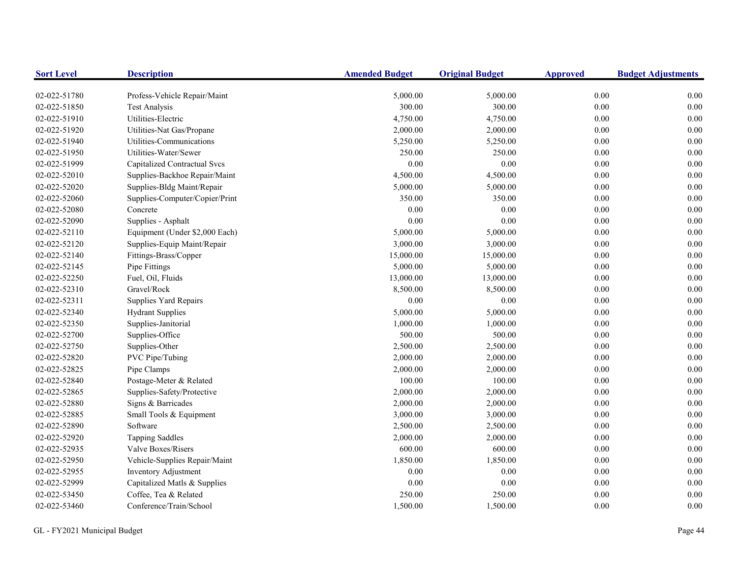| Sort Level | Description | Amended Budget | Original Budget | Approved | Budget Adjustments |
|---|---|---|---|---|---|
| 02-022-51780 | Profess-Vehicle Repair/Maint | 5,000.00 | 5,000.00 | 0.00 | 0.00 |
| 02-022-51850 | Test Analysis | 300.00 | 300.00 | 0.00 | 0.00 |
| 02-022-51910 | Utilities-Electric | 4,750.00 | 4,750.00 | 0.00 | 0.00 |
| 02-022-51920 | Utilities-Nat Gas/Propane | 2,000.00 | 2,000.00 | 0.00 | 0.00 |
| 02-022-51940 | Utilities-Communications | 5,250.00 | 5,250.00 | 0.00 | 0.00 |
| 02-022-51950 | Utilities-Water/Sewer | 250.00 | 250.00 | 0.00 | 0.00 |
| 02-022-51999 | Capitalized Contractual Svcs | 0.00 | 0.00 | 0.00 | 0.00 |
| 02-022-52010 | Supplies-Backhoe Repair/Maint | 4,500.00 | 4,500.00 | 0.00 | 0.00 |
| 02-022-52020 | Supplies-Bldg Maint/Repair | 5,000.00 | 5,000.00 | 0.00 | 0.00 |
| 02-022-52060 | Supplies-Computer/Copier/Print | 350.00 | 350.00 | 0.00 | 0.00 |
| 02-022-52080 | Concrete | 0.00 | 0.00 | 0.00 | 0.00 |
| 02-022-52090 | Supplies - Asphalt | 0.00 | 0.00 | 0.00 | 0.00 |
| 02-022-52110 | Equipment (Under $2,000 Each) | 5,000.00 | 5,000.00 | 0.00 | 0.00 |
| 02-022-52120 | Supplies-Equip Maint/Repair | 3,000.00 | 3,000.00 | 0.00 | 0.00 |
| 02-022-52140 | Fittings-Brass/Copper | 15,000.00 | 15,000.00 | 0.00 | 0.00 |
| 02-022-52145 | Pipe Fittings | 5,000.00 | 5,000.00 | 0.00 | 0.00 |
| 02-022-52250 | Fuel, Oil, Fluids | 13,000.00 | 13,000.00 | 0.00 | 0.00 |
| 02-022-52310 | Gravel/Rock | 8,500.00 | 8,500.00 | 0.00 | 0.00 |
| 02-022-52311 | Supplies Yard Repairs | 0.00 | 0.00 | 0.00 | 0.00 |
| 02-022-52340 | Hydrant Supplies | 5,000.00 | 5,000.00 | 0.00 | 0.00 |
| 02-022-52350 | Supplies-Janitorial | 1,000.00 | 1,000.00 | 0.00 | 0.00 |
| 02-022-52700 | Supplies-Office | 500.00 | 500.00 | 0.00 | 0.00 |
| 02-022-52750 | Supplies-Other | 2,500.00 | 2,500.00 | 0.00 | 0.00 |
| 02-022-52820 | PVC Pipe/Tubing | 2,000.00 | 2,000.00 | 0.00 | 0.00 |
| 02-022-52825 | Pipe Clamps | 2,000.00 | 2,000.00 | 0.00 | 0.00 |
| 02-022-52840 | Postage-Meter & Related | 100.00 | 100.00 | 0.00 | 0.00 |
| 02-022-52865 | Supplies-Safety/Protective | 2,000.00 | 2,000.00 | 0.00 | 0.00 |
| 02-022-52880 | Signs & Barricades | 2,000.00 | 2,000.00 | 0.00 | 0.00 |
| 02-022-52885 | Small Tools & Equipment | 3,000.00 | 3,000.00 | 0.00 | 0.00 |
| 02-022-52890 | Software | 2,500.00 | 2,500.00 | 0.00 | 0.00 |
| 02-022-52920 | Tapping Saddles | 2,000.00 | 2,000.00 | 0.00 | 0.00 |
| 02-022-52935 | Valve Boxes/Risers | 600.00 | 600.00 | 0.00 | 0.00 |
| 02-022-52950 | Vehicle-Supplies Repair/Maint | 1,850.00 | 1,850.00 | 0.00 | 0.00 |
| 02-022-52955 | Inventory Adjustment | 0.00 | 0.00 | 0.00 | 0.00 |
| 02-022-52999 | Capitalized Matls & Supplies | 0.00 | 0.00 | 0.00 | 0.00 |
| 02-022-53450 | Coffee, Tea & Related | 250.00 | 250.00 | 0.00 | 0.00 |
| 02-022-53460 | Conference/Train/School | 1,500.00 | 1,500.00 | 0.00 | 0.00 |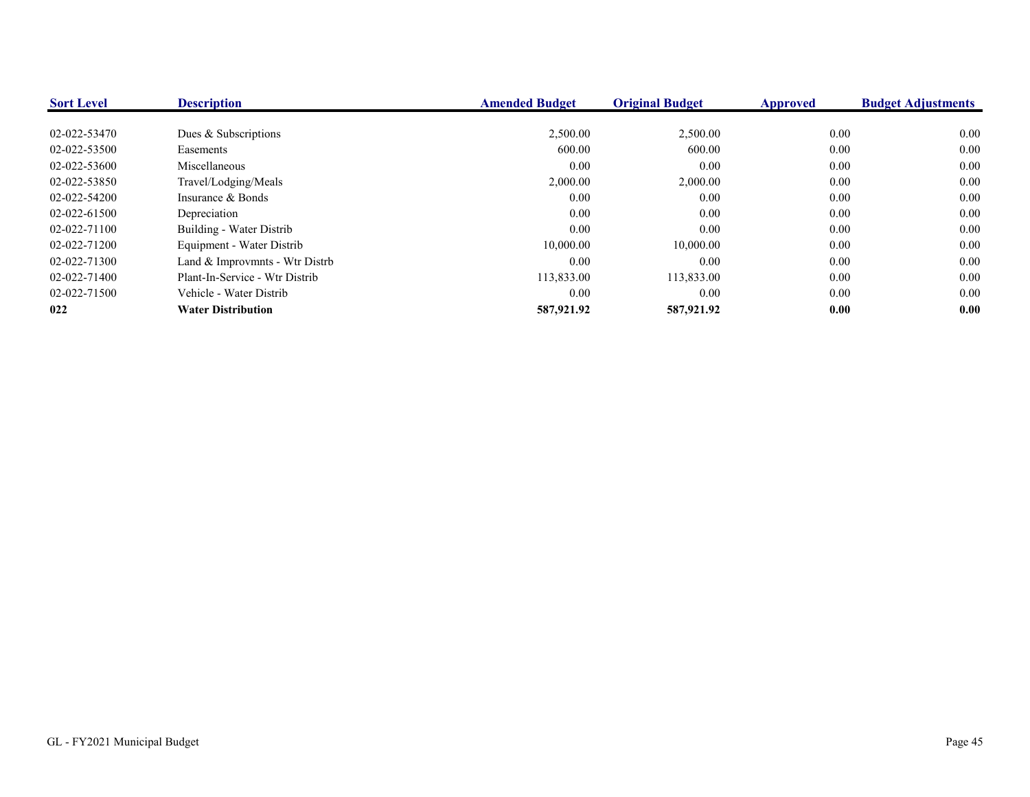| Sort Level | Description | Amended Budget | Original Budget | Approved | Budget Adjustments |
|---|---|---|---|---|---|
| 02-022-53470 | Dues & Subscriptions | 2,500.00 | 2,500.00 | 0.00 | 0.00 |
| 02-022-53500 | Easements | 600.00 | 600.00 | 0.00 | 0.00 |
| 02-022-53600 | Miscellaneous | 0.00 | 0.00 | 0.00 | 0.00 |
| 02-022-53850 | Travel/Lodging/Meals | 2,000.00 | 2,000.00 | 0.00 | 0.00 |
| 02-022-54200 | Insurance & Bonds | 0.00 | 0.00 | 0.00 | 0.00 |
| 02-022-61500 | Depreciation | 0.00 | 0.00 | 0.00 | 0.00 |
| 02-022-71100 | Building - Water Distrib | 0.00 | 0.00 | 0.00 | 0.00 |
| 02-022-71200 | Equipment - Water Distrib | 10,000.00 | 10,000.00 | 0.00 | 0.00 |
| 02-022-71300 | Land & Improvmnts - Wtr Distrb | 0.00 | 0.00 | 0.00 | 0.00 |
| 02-022-71400 | Plant-In-Service - Wtr Distrib | 113,833.00 | 113,833.00 | 0.00 | 0.00 |
| 02-022-71500 | Vehicle - Water Distrib | 0.00 | 0.00 | 0.00 | 0.00 |
| **022** | **Water Distribution** | **587,921.92** | **587,921.92** | **0.00** | **0.00** |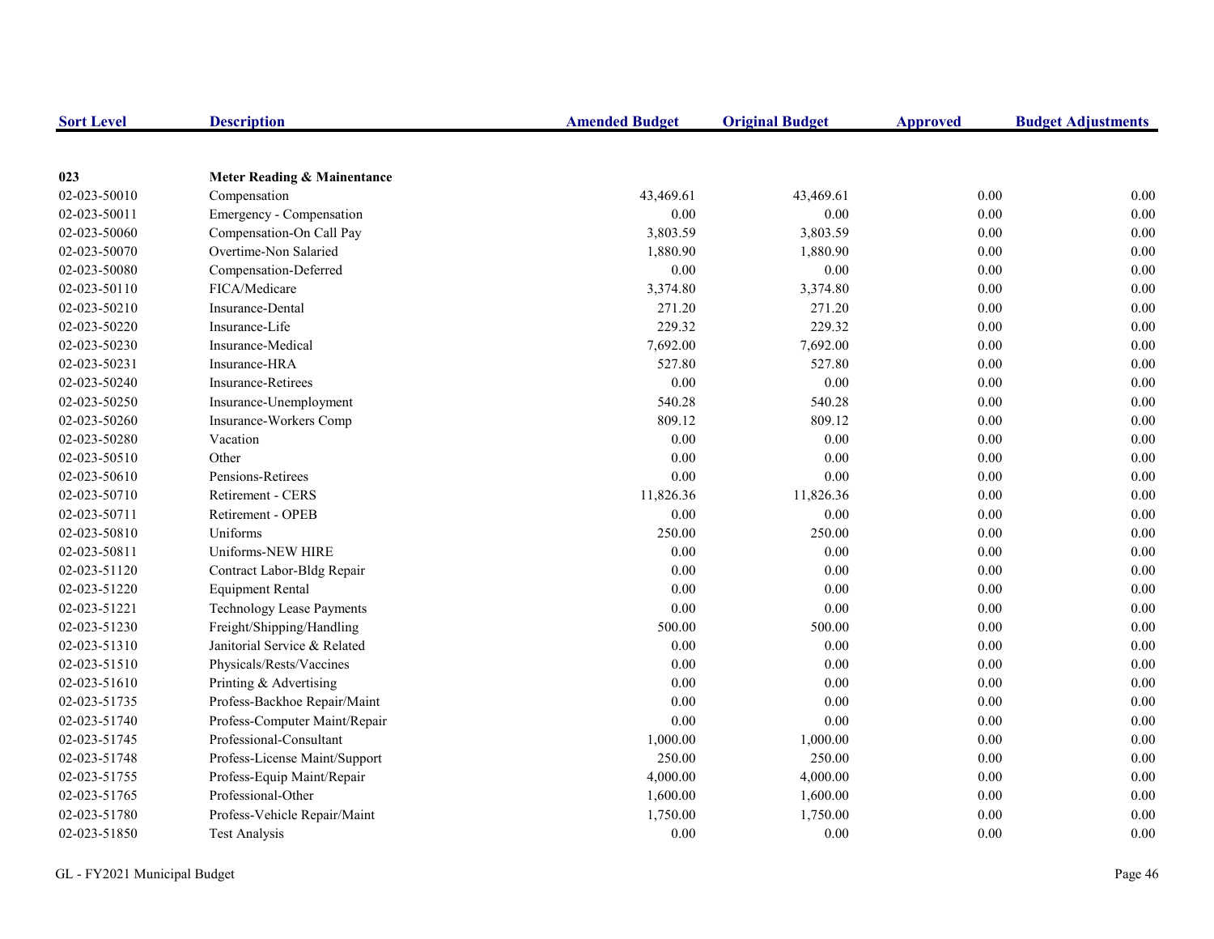| Sort Level | Description | Amended Budget | Original Budget | Approved | Budget Adjustments |
|---|---|---|---|---|---|
| **023** | **Meter Reading & Maintenance** | | | | |
| 02-023-50010 | Compensation | 43,469.61 | 43,469.61 | 0.00 | 0.00 |
| 02-023-50011 | Emergency - Compensation | 0.00 | 0.00 | 0.00 | 0.00 |
| 02-023-50060 | Compensation-On Call Pay | 3,803.59 | 3,803.59 | 0.00 | 0.00 |
| 02-023-50070 | Overtime-Non Salaried | 1,880.90 | 1,880.90 | 0.00 | 0.00 |
| 02-023-50080 | Compensation-Deferred | 0.00 | 0.00 | 0.00 | 0.00 |
| 02-023-50110 | FICA/Medicare | 3,374.80 | 3,374.80 | 0.00 | 0.00 |
| 02-023-50210 | Insurance-Dental | 271.20 | 271.20 | 0.00 | 0.00 |
| 02-023-50220 | Insurance-Life | 229.32 | 229.32 | 0.00 | 0.00 |
| 02-023-50230 | Insurance-Medical | 7,692.00 | 7,692.00 | 0.00 | 0.00 |
| 02-023-50231 | Insurance-HRA | 527.80 | 527.80 | 0.00 | 0.00 |
| 02-023-50240 | Insurance-Retirees | 0.00 | 0.00 | 0.00 | 0.00 |
| 02-023-50250 | Insurance-Unemployment | 540.28 | 540.28 | 0.00 | 0.00 |
| 02-023-50260 | Insurance-Workers Comp | 809.12 | 809.12 | 0.00 | 0.00 |
| 02-023-50280 | Vacation | 0.00 | 0.00 | 0.00 | 0.00 |
| 02-023-50510 | Other | 0.00 | 0.00 | 0.00 | 0.00 |
| 02-023-50610 | Pensions-Retirees | 0.00 | 0.00 | 0.00 | 0.00 |
| 02-023-50710 | Retirement - CERS | 11,826.36 | 11,826.36 | 0.00 | 0.00 |
| 02-023-50711 | Retirement - OPEB | 0.00 | 0.00 | 0.00 | 0.00 |
| 02-023-50810 | Uniforms | 250.00 | 250.00 | 0.00 | 0.00 |
| 02-023-50811 | Uniforms-NEW HIRE | 0.00 | 0.00 | 0.00 | 0.00 |
| 02-023-51120 | Contract Labor-Bldg Repair | 0.00 | 0.00 | 0.00 | 0.00 |
| 02-023-51220 | Equipment Rental | 0.00 | 0.00 | 0.00 | 0.00 |
| 02-023-51221 | Technology Lease Payments | 0.00 | 0.00 | 0.00 | 0.00 |
| 02-023-51230 | Freight/Shipping/Handling | 500.00 | 500.00 | 0.00 | 0.00 |
| 02-023-51310 | Janitorial Service & Related | 0.00 | 0.00 | 0.00 | 0.00 |
| 02-023-51510 | Physicals/Rests/Vaccines | 0.00 | 0.00 | 0.00 | 0.00 |
| 02-023-51610 | Printing & Advertising | 0.00 | 0.00 | 0.00 | 0.00 |
| 02-023-51735 | Profess-Backhoe Repair/Maint | 0.00 | 0.00 | 0.00 | 0.00 |
| 02-023-51740 | Profess-Computer Maint/Repair | 0.00 | 0.00 | 0.00 | 0.00 |
| 02-023-51745 | Professional-Consultant | 1,000.00 | 1,000.00 | 0.00 | 0.00 |
| 02-023-51748 | Profess-License Maint/Support | 250.00 | 250.00 | 0.00 | 0.00 |
| 02-023-51755 | Profess-Equip Maint/Repair | 4,000.00 | 4,000.00 | 0.00 | 0.00 |
| 02-023-51765 | Professional-Other | 1,600.00 | 1,600.00 | 0.00 | 0.00 |
| 02-023-51780 | Profess-Vehicle Repair/Maint | 1,750.00 | 1,750.00 | 0.00 | 0.00 |
| 02-023-51850 | Test Analysis | 0.00 | 0.00 | 0.00 | 0.00 |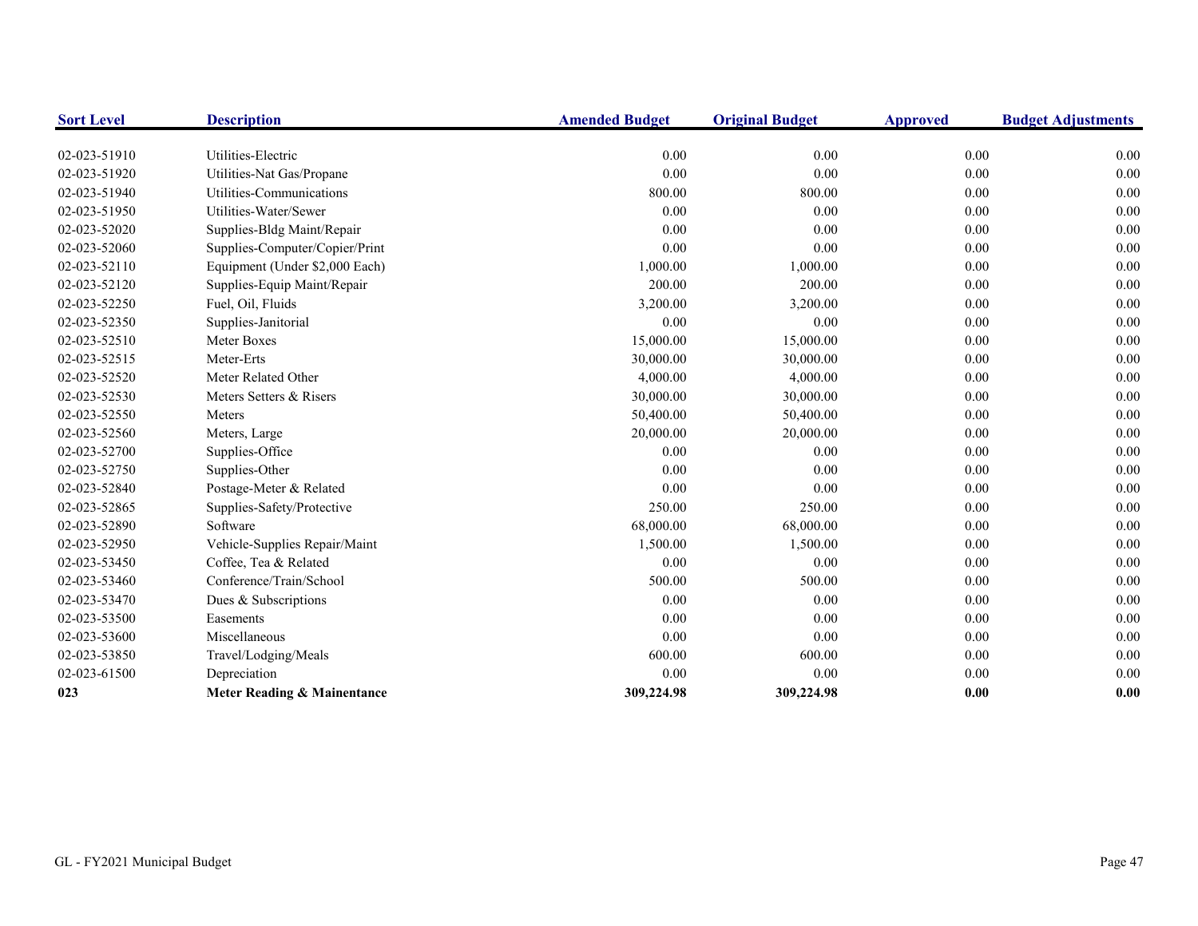| Sort Level | Description | Amended Budget | Original Budget | Approved | Budget Adjustments |
|---|---|---|---|---|---|
| 02-023-51910 | Utilities-Electric | 0.00 | 0.00 | 0.00 | 0.00 |
| 02-023-51920 | Utilities-Nat Gas/Propane | 0.00 | 0.00 | 0.00 | 0.00 |
| 02-023-51940 | Utilities-Communications | 800.00 | 800.00 | 0.00 | 0.00 |
| 02-023-51950 | Utilities-Water/Sewer | 0.00 | 0.00 | 0.00 | 0.00 |
| 02-023-52020 | Supplies-Bldg Maint/Repair | 0.00 | 0.00 | 0.00 | 0.00 |
| 02-023-52060 | Supplies-Computer/Copier/Print | 0.00 | 0.00 | 0.00 | 0.00 |
| 02-023-52110 | Equipment (Under $2,000 Each) | 1,000.00 | 1,000.00 | 0.00 | 0.00 |
| 02-023-52120 | Supplies-Equip Maint/Repair | 200.00 | 200.00 | 0.00 | 0.00 |
| 02-023-52250 | Fuel, Oil, Fluids | 3,200.00 | 3,200.00 | 0.00 | 0.00 |
| 02-023-52350 | Supplies-Janitorial | 0.00 | 0.00 | 0.00 | 0.00 |
| 02-023-52510 | Meter Boxes | 15,000.00 | 15,000.00 | 0.00 | 0.00 |
| 02-023-52515 | Meter-Erts | 30,000.00 | 30,000.00 | 0.00 | 0.00 |
| 02-023-52520 | Meter Related Other | 4,000.00 | 4,000.00 | 0.00 | 0.00 |
| 02-023-52530 | Meters Setters & Risers | 30,000.00 | 30,000.00 | 0.00 | 0.00 |
| 02-023-52550 | Meters | 50,400.00 | 50,400.00 | 0.00 | 0.00 |
| 02-023-52560 | Meters, Large | 20,000.00 | 20,000.00 | 0.00 | 0.00 |
| 02-023-52700 | Supplies-Office | 0.00 | 0.00 | 0.00 | 0.00 |
| 02-023-52750 | Supplies-Other | 0.00 | 0.00 | 0.00 | 0.00 |
| 02-023-52840 | Postage-Meter & Related | 0.00 | 0.00 | 0.00 | 0.00 |
| 02-023-52865 | Supplies-Safety/Protective | 250.00 | 250.00 | 0.00 | 0.00 |
| 02-023-52890 | Software | 68,000.00 | 68,000.00 | 0.00 | 0.00 |
| 02-023-52950 | Vehicle-Supplies Repair/Maint | 1,500.00 | 1,500.00 | 0.00 | 0.00 |
| 02-023-53450 | Coffee, Tea & Related | 0.00 | 0.00 | 0.00 | 0.00 |
| 02-023-53460 | Conference/Train/School | 500.00 | 500.00 | 0.00 | 0.00 |
| 02-023-53470 | Dues & Subscriptions | 0.00 | 0.00 | 0.00 | 0.00 |
| 02-023-53500 | Easements | 0.00 | 0.00 | 0.00 | 0.00 |
| 02-023-53600 | Miscellaneous | 0.00 | 0.00 | 0.00 | 0.00 |
| 02-023-53850 | Travel/Lodging/Meals | 600.00 | 600.00 | 0.00 | 0.00 |
| 02-023-61500 | Depreciation | 0.00 | 0.00 | 0.00 | 0.00 |
| **023** | **Meter Reading & Mainentance** | **309,224.98** | **309,224.98** | **0.00** | **0.00** |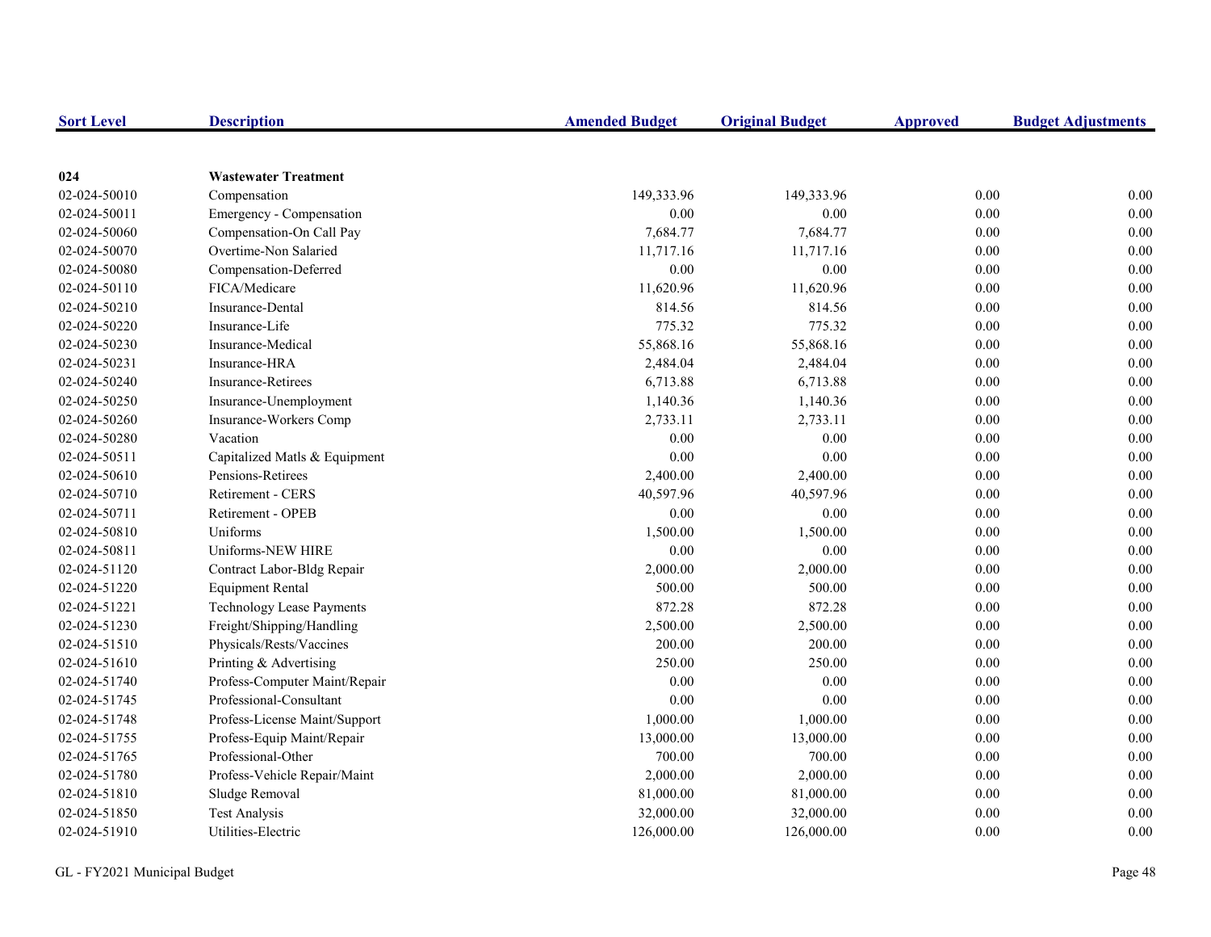| Sort Level | Description | Amended Budget | Original Budget | Approved | Budget Adjustments |
|---|---|---|---|---|---|
| **024** | **Wastewater Treatment** | | | | |
| 02-024-50010 | Compensation | 149,333.96 | 149,333.96 | 0.00 | 0.00 |
| 02-024-50011 | Emergency - Compensation | 0.00 | 0.00 | 0.00 | 0.00 |
| 02-024-50060 | Compensation-On Call Pay | 7,684.77 | 7,684.77 | 0.00 | 0.00 |
| 02-024-50070 | Overtime-Non Salaried | 11,717.16 | 11,717.16 | 0.00 | 0.00 |
| 02-024-50080 | Compensation-Deferred | 0.00 | 0.00 | 0.00 | 0.00 |
| 02-024-50110 | FICA/Medicare | 11,620.96 | 11,620.96 | 0.00 | 0.00 |
| 02-024-50210 | Insurance-Dental | 814.56 | 814.56 | 0.00 | 0.00 |
| 02-024-50220 | Insurance-Life | 775.32 | 775.32 | 0.00 | 0.00 |
| 02-024-50230 | Insurance-Medical | 55,868.16 | 55,868.16 | 0.00 | 0.00 |
| 02-024-50231 | Insurance-HRA | 2,484.04 | 2,484.04 | 0.00 | 0.00 |
| 02-024-50240 | Insurance-Retirees | 6,713.88 | 6,713.88 | 0.00 | 0.00 |
| 02-024-50250 | Insurance-Unemployment | 1,140.36 | 1,140.36 | 0.00 | 0.00 |
| 02-024-50260 | Insurance-Workers Comp | 2,733.11 | 2,733.11 | 0.00 | 0.00 |
| 02-024-50280 | Vacation | 0.00 | 0.00 | 0.00 | 0.00 |
| 02-024-50511 | Capitalized Matls & Equipment | 0.00 | 0.00 | 0.00 | 0.00 |
| 02-024-50610 | Pensions-Retirees | 2,400.00 | 2,400.00 | 0.00 | 0.00 |
| 02-024-50710 | Retirement - CERS | 40,597.96 | 40,597.96 | 0.00 | 0.00 |
| 02-024-50711 | Retirement - OPEB | 0.00 | 0.00 | 0.00 | 0.00 |
| 02-024-50810 | Uniforms | 1,500.00 | 1,500.00 | 0.00 | 0.00 |
| 02-024-50811 | Uniforms-NEW HIRE | 0.00 | 0.00 | 0.00 | 0.00 |
| 02-024-51120 | Contract Labor-Bldg Repair | 2,000.00 | 2,000.00 | 0.00 | 0.00 |
| 02-024-51220 | Equipment Rental | 500.00 | 500.00 | 0.00 | 0.00 |
| 02-024-51221 | Technology Lease Payments | 872.28 | 872.28 | 0.00 | 0.00 |
| 02-024-51230 | Freight/Shipping/Handling | 2,500.00 | 2,500.00 | 0.00 | 0.00 |
| 02-024-51510 | Physicals/Rests/Vaccines | 200.00 | 200.00 | 0.00 | 0.00 |
| 02-024-51610 | Printing & Advertising | 250.00 | 250.00 | 0.00 | 0.00 |
| 02-024-51740 | Profess-Computer Maint/Repair | 0.00 | 0.00 | 0.00 | 0.00 |
| 02-024-51745 | Professional-Consultant | 0.00 | 0.00 | 0.00 | 0.00 |
| 02-024-51748 | Profess-License Maint/Support | 1,000.00 | 1,000.00 | 0.00 | 0.00 |
| 02-024-51755 | Profess-Equip Maint/Repair | 13,000.00 | 13,000.00 | 0.00 | 0.00 |
| 02-024-51765 | Professional-Other | 700.00 | 700.00 | 0.00 | 0.00 |
| 02-024-51780 | Profess-Vehicle Repair/Maint | 2,000.00 | 2,000.00 | 0.00 | 0.00 |
| 02-024-51810 | Sludge Removal | 81,000.00 | 81,000.00 | 0.00 | 0.00 |
| 02-024-51850 | Test Analysis | 32,000.00 | 32,000.00 | 0.00 | 0.00 |
| 02-024-51910 | Utilities-Electric | 126,000.00 | 126,000.00 | 0.00 | 0.00 |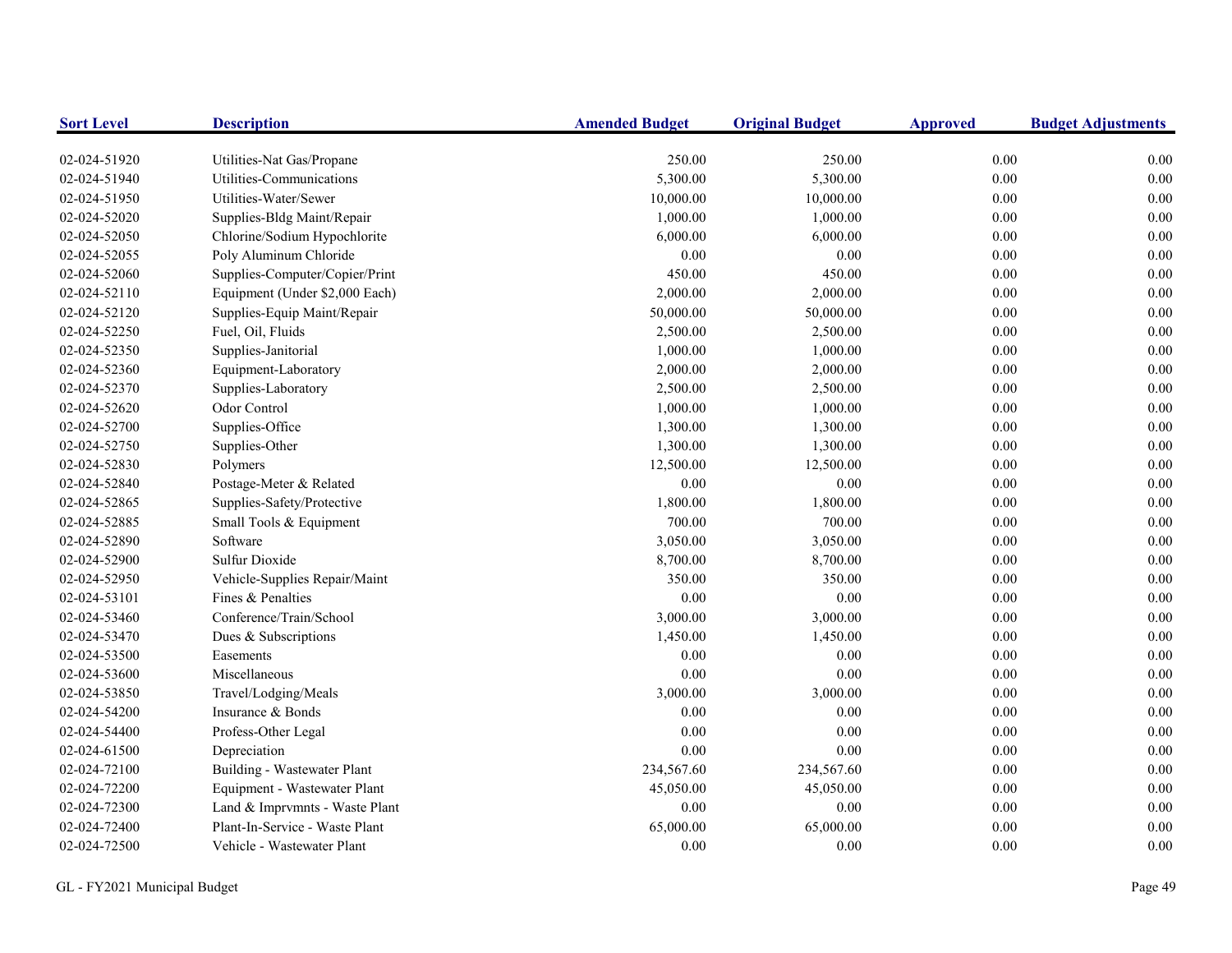| Sort Level | Description | Amended Budget | Original Budget | Approved | Budget Adjustments |
|---|---|---|---|---|---|
| 02-024-51920 | Utilities-Nat Gas/Propane | 250.00 | 250.00 | 0.00 | 0.00 |
| 02-024-51940 | Utilities-Communications | 5,300.00 | 5,300.00 | 0.00 | 0.00 |
| 02-024-51950 | Utilities-Water/Sewer | 10,000.00 | 10,000.00 | 0.00 | 0.00 |
| 02-024-52020 | Supplies-Bldg Maint/Repair | 1,000.00 | 1,000.00 | 0.00 | 0.00 |
| 02-024-52050 | Chlorine/Sodium Hypochlorite | 6,000.00 | 6,000.00 | 0.00 | 0.00 |
| 02-024-52055 | Poly Aluminum Chloride | 0.00 | 0.00 | 0.00 | 0.00 |
| 02-024-52060 | Supplies-Computer/Copier/Print | 450.00 | 450.00 | 0.00 | 0.00 |
| 02-024-52110 | Equipment (Under $2,000 Each) | 2,000.00 | 2,000.00 | 0.00 | 0.00 |
| 02-024-52120 | Supplies-Equip Maint/Repair | 50,000.00 | 50,000.00 | 0.00 | 0.00 |
| 02-024-52250 | Fuel, Oil, Fluids | 2,500.00 | 2,500.00 | 0.00 | 0.00 |
| 02-024-52350 | Supplies-Janitorial | 1,000.00 | 1,000.00 | 0.00 | 0.00 |
| 02-024-52360 | Equipment-Laboratory | 2,000.00 | 2,000.00 | 0.00 | 0.00 |
| 02-024-52370 | Supplies-Laboratory | 2,500.00 | 2,500.00 | 0.00 | 0.00 |
| 02-024-52620 | Odor Control | 1,000.00 | 1,000.00 | 0.00 | 0.00 |
| 02-024-52700 | Supplies-Office | 1,300.00 | 1,300.00 | 0.00 | 0.00 |
| 02-024-52750 | Supplies-Other | 1,300.00 | 1,300.00 | 0.00 | 0.00 |
| 02-024-52830 | Polymers | 12,500.00 | 12,500.00 | 0.00 | 0.00 |
| 02-024-52840 | Postage-Meter & Related | 0.00 | 0.00 | 0.00 | 0.00 |
| 02-024-52865 | Supplies-Safety/Protective | 1,800.00 | 1,800.00 | 0.00 | 0.00 |
| 02-024-52885 | Small Tools & Equipment | 700.00 | 700.00 | 0.00 | 0.00 |
| 02-024-52890 | Software | 3,050.00 | 3,050.00 | 0.00 | 0.00 |
| 02-024-52900 | Sulfur Dioxide | 8,700.00 | 8,700.00 | 0.00 | 0.00 |
| 02-024-52950 | Vehicle-Supplies Repair/Maint | 350.00 | 350.00 | 0.00 | 0.00 |
| 02-024-53101 | Fines & Penalties | 0.00 | 0.00 | 0.00 | 0.00 |
| 02-024-53460 | Conference/Train/School | 3,000.00 | 3,000.00 | 0.00 | 0.00 |
| 02-024-53470 | Dues & Subscriptions | 1,450.00 | 1,450.00 | 0.00 | 0.00 |
| 02-024-53500 | Easements | 0.00 | 0.00 | 0.00 | 0.00 |
| 02-024-53600 | Miscellaneous | 0.00 | 0.00 | 0.00 | 0.00 |
| 02-024-53850 | Travel/Lodging/Meals | 3,000.00 | 3,000.00 | 0.00 | 0.00 |
| 02-024-54200 | Insurance & Bonds | 0.00 | 0.00 | 0.00 | 0.00 |
| 02-024-54400 | Profess-Other Legal | 0.00 | 0.00 | 0.00 | 0.00 |
| 02-024-61500 | Depreciation | 0.00 | 0.00 | 0.00 | 0.00 |
| 02-024-72100 | Building - Wastewater Plant | 234,567.60 | 234,567.60 | 0.00 | 0.00 |
| 02-024-72200 | Equipment - Wastewater Plant | 45,050.00 | 45,050.00 | 0.00 | 0.00 |
| 02-024-72300 | Land & Imprvmnts - Waste Plant | 0.00 | 0.00 | 0.00 | 0.00 |
| 02-024-72400 | Plant-In-Service - Waste Plant | 65,000.00 | 65,000.00 | 0.00 | 0.00 |
| 02-024-72500 | Vehicle - Wastewater Plant | 0.00 | 0.00 | 0.00 | 0.00 |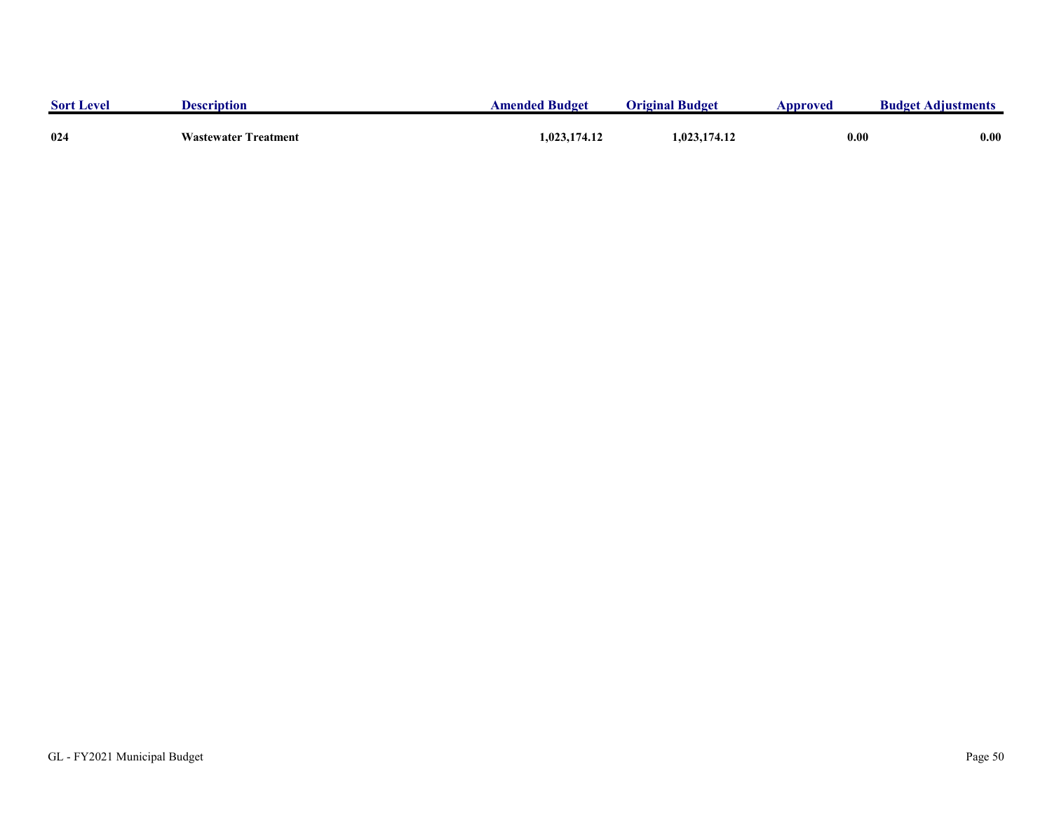| Sort Level | Description | Amended Budget | Original Budget | Approved | Budget Adjustments |
|---|---|---|---|---|---|
| **024** | **Wastewater Treatment** | **1,023,174.12** | **1,023,174.12** | **0.00** | **0.00** |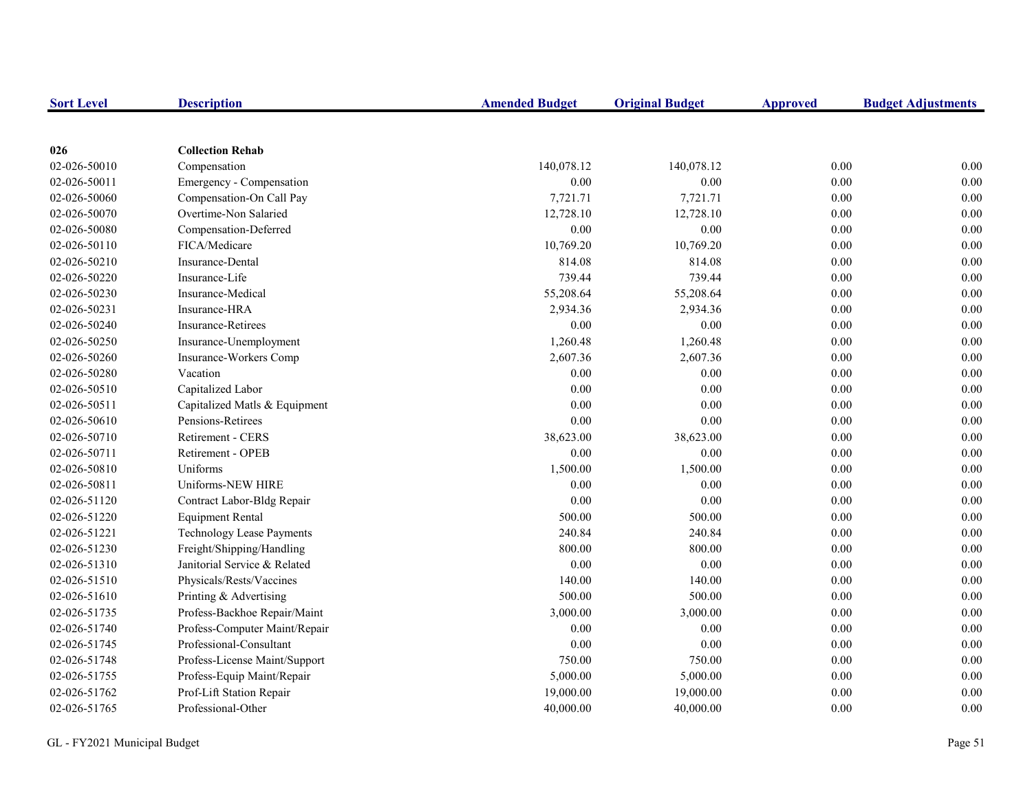| Sort Level | Description | Amended Budget | Original Budget | Approved | Budget Adjustments |
|---|---|---|---|---|---|
| **026** | **Collection Rehab** | | | | |
| 02-026-50010 | Compensation | 140,078.12 | 140,078.12 | 0.00 | 0.00 |
| 02-026-50011 | Emergency - Compensation | 0.00 | 0.00 | 0.00 | 0.00 |
| 02-026-50060 | Compensation-On Call Pay | 7,721.71 | 7,721.71 | 0.00 | 0.00 |
| 02-026-50070 | Overtime-Non Salaried | 12,728.10 | 12,728.10 | 0.00 | 0.00 |
| 02-026-50080 | Compensation-Deferred | 0.00 | 0.00 | 0.00 | 0.00 |
| 02-026-50110 | FICA/Medicare | 10,769.20 | 10,769.20 | 0.00 | 0.00 |
| 02-026-50210 | Insurance-Dental | 814.08 | 814.08 | 0.00 | 0.00 |
| 02-026-50220 | Insurance-Life | 739.44 | 739.44 | 0.00 | 0.00 |
| 02-026-50230 | Insurance-Medical | 55,208.64 | 55,208.64 | 0.00 | 0.00 |
| 02-026-50231 | Insurance-HRA | 2,934.36 | 2,934.36 | 0.00 | 0.00 |
| 02-026-50240 | Insurance-Retirees | 0.00 | 0.00 | 0.00 | 0.00 |
| 02-026-50250 | Insurance-Unemployment | 1,260.48 | 1,260.48 | 0.00 | 0.00 |
| 02-026-50260 | Insurance-Workers Comp | 2,607.36 | 2,607.36 | 0.00 | 0.00 |
| 02-026-50280 | Vacation | 0.00 | 0.00 | 0.00 | 0.00 |
| 02-026-50510 | Capitalized Labor | 0.00 | 0.00 | 0.00 | 0.00 |
| 02-026-50511 | Capitalized Matls & Equipment | 0.00 | 0.00 | 0.00 | 0.00 |
| 02-026-50610 | Pensions-Retirees | 0.00 | 0.00 | 0.00 | 0.00 |
| 02-026-50710 | Retirement - CERS | 38,623.00 | 38,623.00 | 0.00 | 0.00 |
| 02-026-50711 | Retirement - OPEB | 0.00 | 0.00 | 0.00 | 0.00 |
| 02-026-50810 | Uniforms | 1,500.00 | 1,500.00 | 0.00 | 0.00 |
| 02-026-50811 | Uniforms-NEW HIRE | 0.00 | 0.00 | 0.00 | 0.00 |
| 02-026-51120 | Contract Labor-Bldg Repair | 0.00 | 0.00 | 0.00 | 0.00 |
| 02-026-51220 | Equipment Rental | 500.00 | 500.00 | 0.00 | 0.00 |
| 02-026-51221 | Technology Lease Payments | 240.84 | 240.84 | 0.00 | 0.00 |
| 02-026-51230 | Freight/Shipping/Handling | 800.00 | 800.00 | 0.00 | 0.00 |
| 02-026-51310 | Janitorial Service & Related | 0.00 | 0.00 | 0.00 | 0.00 |
| 02-026-51510 | Physicals/Rests/Vaccines | 140.00 | 140.00 | 0.00 | 0.00 |
| 02-026-51610 | Printing & Advertising | 500.00 | 500.00 | 0.00 | 0.00 |
| 02-026-51735 | Profess-Backhoe Repair/Maint | 3,000.00 | 3,000.00 | 0.00 | 0.00 |
| 02-026-51740 | Profess-Computer Maint/Repair | 0.00 | 0.00 | 0.00 | 0.00 |
| 02-026-51745 | Professional-Consultant | 0.00 | 0.00 | 0.00 | 0.00 |
| 02-026-51748 | Profess-License Maint/Support | 750.00 | 750.00 | 0.00 | 0.00 |
| 02-026-51755 | Profess-Equip Maint/Repair | 5,000.00 | 5,000.00 | 0.00 | 0.00 |
| 02-026-51762 | Prof-Lift Station Repair | 19,000.00 | 19,000.00 | 0.00 | 0.00 |
| 02-026-51765 | Professional-Other | 40,000.00 | 40,000.00 | 0.00 | 0.00 |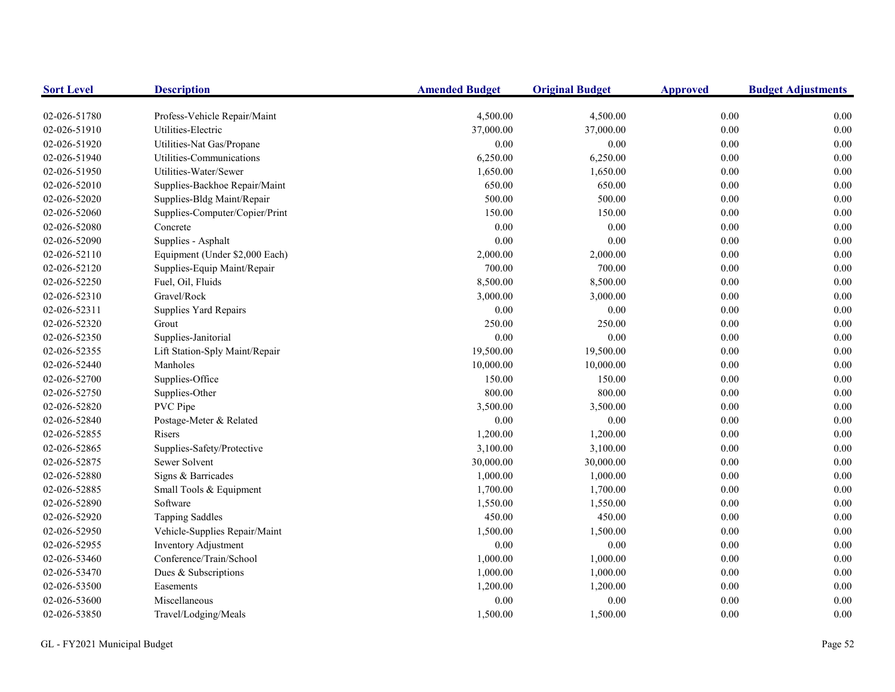| Sort Level | Description | Amended Budget | Original Budget | Approved | Budget Adjustments |
|---|---|---|---|---|---|
| 02-026-51780 | Profess-Vehicle Repair/Maint | 4,500.00 | 4,500.00 | 0.00 | 0.00 |
| 02-026-51910 | Utilities-Electric | 37,000.00 | 37,000.00 | 0.00 | 0.00 |
| 02-026-51920 | Utilities-Nat Gas/Propane | 0.00 | 0.00 | 0.00 | 0.00 |
| 02-026-51940 | Utilities-Communications | 6,250.00 | 6,250.00 | 0.00 | 0.00 |
| 02-026-51950 | Utilities-Water/Sewer | 1,650.00 | 1,650.00 | 0.00 | 0.00 |
| 02-026-52010 | Supplies-Backhoe Repair/Maint | 650.00 | 650.00 | 0.00 | 0.00 |
| 02-026-52020 | Supplies-Bldg Maint/Repair | 500.00 | 500.00 | 0.00 | 0.00 |
| 02-026-52060 | Supplies-Computer/Copier/Print | 150.00 | 150.00 | 0.00 | 0.00 |
| 02-026-52080 | Concrete | 0.00 | 0.00 | 0.00 | 0.00 |
| 02-026-52090 | Supplies - Asphalt | 0.00 | 0.00 | 0.00 | 0.00 |
| 02-026-52110 | Equipment (Under $2,000 Each) | 2,000.00 | 2,000.00 | 0.00 | 0.00 |
| 02-026-52120 | Supplies-Equip Maint/Repair | 700.00 | 700.00 | 0.00 | 0.00 |
| 02-026-52250 | Fuel, Oil, Fluids | 8,500.00 | 8,500.00 | 0.00 | 0.00 |
| 02-026-52310 | Gravel/Rock | 3,000.00 | 3,000.00 | 0.00 | 0.00 |
| 02-026-52311 | Supplies Yard Repairs | 0.00 | 0.00 | 0.00 | 0.00 |
| 02-026-52320 | Grout | 250.00 | 250.00 | 0.00 | 0.00 |
| 02-026-52350 | Supplies-Janitorial | 0.00 | 0.00 | 0.00 | 0.00 |
| 02-026-52355 | Lift Station-Sply Maint/Repair | 19,500.00 | 19,500.00 | 0.00 | 0.00 |
| 02-026-52440 | Manholes | 10,000.00 | 10,000.00 | 0.00 | 0.00 |
| 02-026-52700 | Supplies-Office | 150.00 | 150.00 | 0.00 | 0.00 |
| 02-026-52750 | Supplies-Other | 800.00 | 800.00 | 0.00 | 0.00 |
| 02-026-52820 | PVC Pipe | 3,500.00 | 3,500.00 | 0.00 | 0.00 |
| 02-026-52840 | Postage-Meter & Related | 0.00 | 0.00 | 0.00 | 0.00 |
| 02-026-52855 | Risers | 1,200.00 | 1,200.00 | 0.00 | 0.00 |
| 02-026-52865 | Supplies-Safety/Protective | 3,100.00 | 3,100.00 | 0.00 | 0.00 |
| 02-026-52875 | Sewer Solvent | 30,000.00 | 30,000.00 | 0.00 | 0.00 |
| 02-026-52880 | Signs & Barricades | 1,000.00 | 1,000.00 | 0.00 | 0.00 |
| 02-026-52885 | Small Tools & Equipment | 1,700.00 | 1,700.00 | 0.00 | 0.00 |
| 02-026-52890 | Software | 1,550.00 | 1,550.00 | 0.00 | 0.00 |
| 02-026-52920 | Tapping Saddles | 450.00 | 450.00 | 0.00 | 0.00 |
| 02-026-52950 | Vehicle-Supplies Repair/Maint | 1,500.00 | 1,500.00 | 0.00 | 0.00 |
| 02-026-52955 | Inventory Adjustment | 0.00 | 0.00 | 0.00 | 0.00 |
| 02-026-53460 | Conference/Train/School | 1,000.00 | 1,000.00 | 0.00 | 0.00 |
| 02-026-53470 | Dues & Subscriptions | 1,000.00 | 1,000.00 | 0.00 | 0.00 |
| 02-026-53500 | Easements | 1,200.00 | 1,200.00 | 0.00 | 0.00 |
| 02-026-53600 | Miscellaneous | 0.00 | 0.00 | 0.00 | 0.00 |
| 02-026-53850 | Travel/Lodging/Meals | 1,500.00 | 1,500.00 | 0.00 | 0.00 |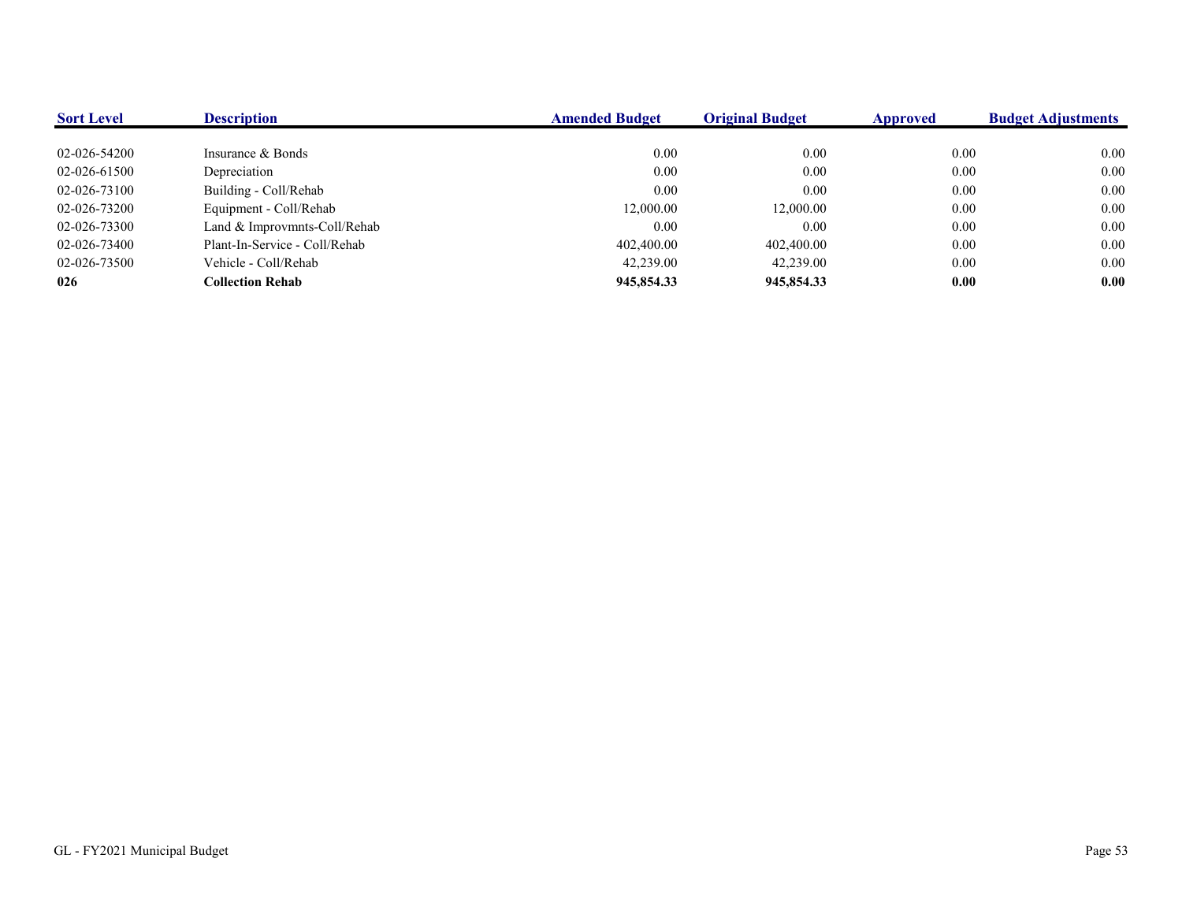| Sort Level | Description | Amended Budget | Original Budget | Approved | Budget Adjustments |
|---|---|---|---|---|---|
| 02-026-54200 | Insurance & Bonds | 0.00 | 0.00 | 0.00 | 0.00 |
| 02-026-61500 | Depreciation | 0.00 | 0.00 | 0.00 | 0.00 |
| 02-026-73100 | Building - Coll/Rehab | 0.00 | 0.00 | 0.00 | 0.00 |
| 02-026-73200 | Equipment - Coll/Rehab | 12,000.00 | 12,000.00 | 0.00 | 0.00 |
| 02-026-73300 | Land & Improvmnts-Coll/Rehab | 0.00 | 0.00 | 0.00 | 0.00 |
| 02-026-73400 | Plant-In-Service - Coll/Rehab | 402,400.00 | 402,400.00 | 0.00 | 0.00 |
| 02-026-73500 | Vehicle - Coll/Rehab | 42,239.00 | 42,239.00 | 0.00 | 0.00 |
| **026** | **Collection Rehab** | **945,854.33** | **945,854.33** | **0.00** | **0.00** |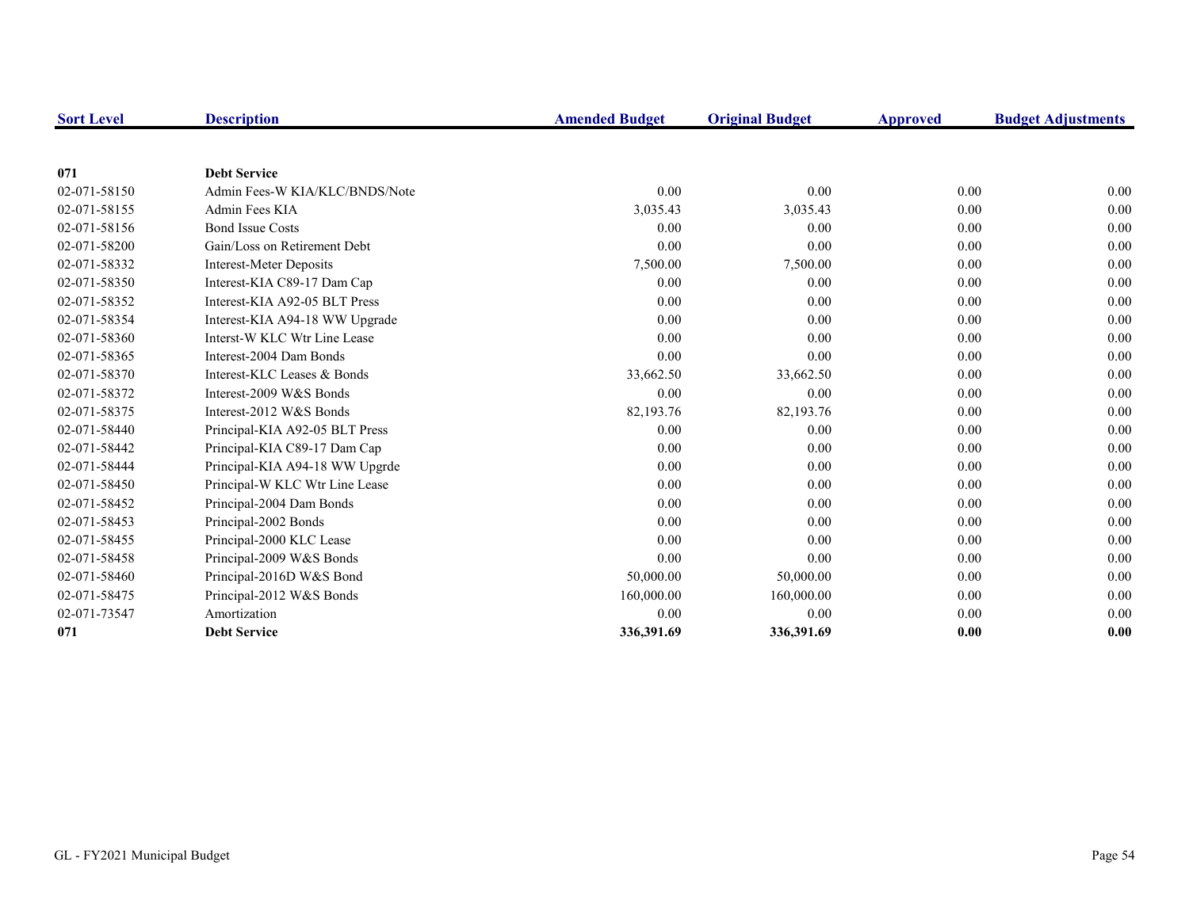| Sort Level | Description | Amended Budget | Original Budget | Approved | Budget Adjustments |
|---|---|---|---|---|---|
| **071** | **Debt Service** | | | | |
| 02-071-58150 | Admin Fees-W KIA/KLC/BNDS/Note | 0.00 | 0.00 | 0.00 | 0.00 |
| 02-071-58155 | Admin Fees KIA | 3,035.43 | 3,035.43 | 0.00 | 0.00 |
| 02-071-58156 | Bond Issue Costs | 0.00 | 0.00 | 0.00 | 0.00 |
| 02-071-58200 | Gain/Loss on Retirement Debt | 0.00 | 0.00 | 0.00 | 0.00 |
| 02-071-58332 | Interest-Meter Deposits | 7,500.00 | 7,500.00 | 0.00 | 0.00 |
| 02-071-58350 | Interest-KIA C89-17 Dam Cap | 0.00 | 0.00 | 0.00 | 0.00 |
| 02-071-58352 | Interest-KIA A92-05 BLT Press | 0.00 | 0.00 | 0.00 | 0.00 |
| 02-071-58354 | Interest-KIA A94-18 WW Upgrade | 0.00 | 0.00 | 0.00 | 0.00 |
| 02-071-58360 | Interst-W KLC Wtr Line Lease | 0.00 | 0.00 | 0.00 | 0.00 |
| 02-071-58365 | Interest-2004 Dam Bonds | 0.00 | 0.00 | 0.00 | 0.00 |
| 02-071-58370 | Interest-KLC Leases & Bonds | 33,662.50 | 33,662.50 | 0.00 | 0.00 |
| 02-071-58372 | Interest-2009 W&S Bonds | 0.00 | 0.00 | 0.00 | 0.00 |
| 02-071-58375 | Interest-2012 W&S Bonds | 82,193.76 | 82,193.76 | 0.00 | 0.00 |
| 02-071-58440 | Principal-KIA A92-05 BLT Press | 0.00 | 0.00 | 0.00 | 0.00 |
| 02-071-58442 | Principal-KIA C89-17 Dam Cap | 0.00 | 0.00 | 0.00 | 0.00 |
| 02-071-58444 | Principal-KIA A94-18 WW Upgrde | 0.00 | 0.00 | 0.00 | 0.00 |
| 02-071-58450 | Principal-W KLC Wtr Line Lease | 0.00 | 0.00 | 0.00 | 0.00 |
| 02-071-58452 | Principal-2004 Dam Bonds | 0.00 | 0.00 | 0.00 | 0.00 |
| 02-071-58453 | Principal-2002 Bonds | 0.00 | 0.00 | 0.00 | 0.00 |
| 02-071-58455 | Principal-2000 KLC Lease | 0.00 | 0.00 | 0.00 | 0.00 |
| 02-071-58458 | Principal-2009 W&S Bonds | 0.00 | 0.00 | 0.00 | 0.00 |
| 02-071-58460 | Principal-2016D W&S Bond | 50,000.00 | 50,000.00 | 0.00 | 0.00 |
| 02-071-58475 | Principal-2012 W&S Bonds | 160,000.00 | 160,000.00 | 0.00 | 0.00 |
| 02-071-73547 | Amortization | 0.00 | 0.00 | 0.00 | 0.00 |
| **071** | **Debt Service** | **336,391.69** | **336,391.69** | **0.00** | **0.00** |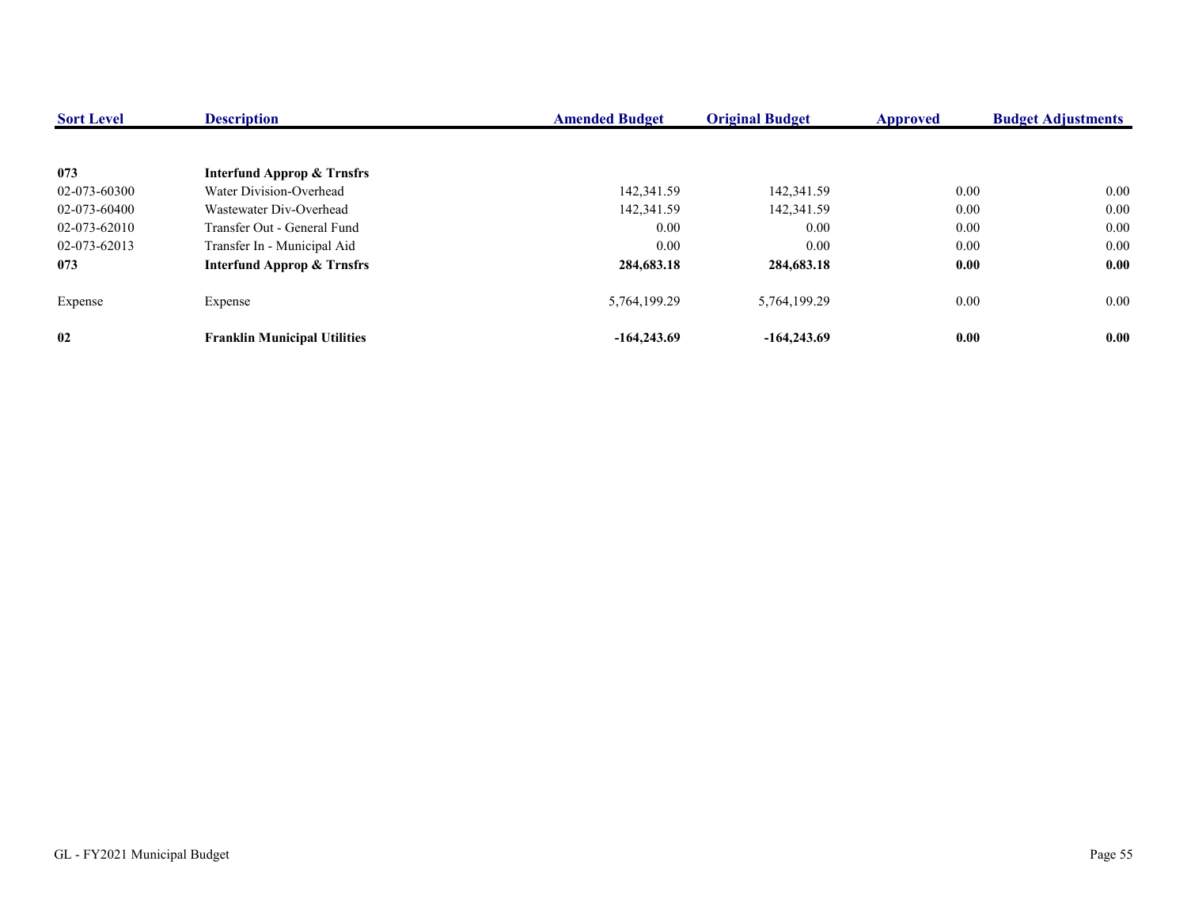| Sort Level | Description | Amended Budget | Original Budget | Approved | Budget Adjustments |
|---|---|---|---|---|---|
| **073** | **Interfund Approp & Trnsfrs** | | | | |
| 02-073-60300 | Water Division-Overhead | 142,341.59 | 142,341.59 | 0.00 | 0.00 |
| 02-073-60400 | Wastewater Div-Overhead | 142,341.59 | 142,341.59 | 0.00 | 0.00 |
| 02-073-62010 | Transfer Out - General Fund | 0.00 | 0.00 | 0.00 | 0.00 |
| 02-073-62013 | Transfer In - Municipal Aid | 0.00 | 0.00 | 0.00 | 0.00 |
| **073** | **Interfund Approp & Trnsfrs** | **284,683.18** | **284,683.18** | **0.00** | **0.00** |
| Expense | Expense | 5,764,199.29 | 5,764,199.29 | 0.00 | 0.00 |
| **02** | **Franklin Municipal Utilities** | **-164,243.69** | **-164,243.69** | **0.00** | **0.00** |

GL - FY2021 Municipal Budget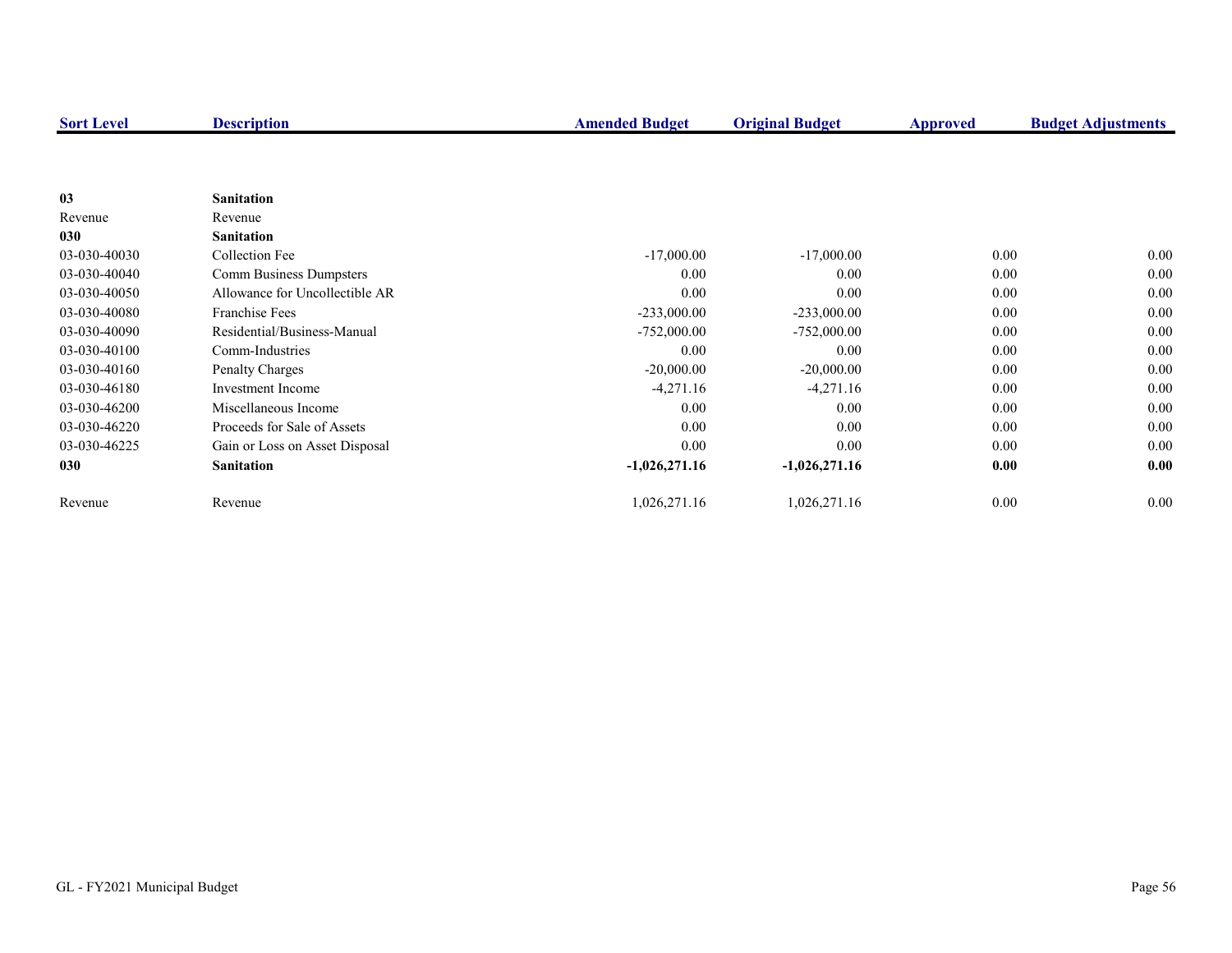| Sort Level | Description | Amended Budget | Original Budget | Approved | Budget Adjustments |
|---|---|---|---|---|---|
| **03** | **Sanitation** | | | | |
| Revenue | Revenue | | | | |
| **030** | **Sanitation** | | | | |
| 03-030-40030 | Collection Fee | -17,000.00 | -17,000.00 | 0.00 | 0.00 |
| 03-030-40040 | Comm Business Dumpsters | 0.00 | 0.00 | 0.00 | 0.00 |
| 03-030-40050 | Allowance for Uncollectible AR | 0.00 | 0.00 | 0.00 | 0.00 |
| 03-030-40080 | Franchise Fees | -233,000.00 | -233,000.00 | 0.00 | 0.00 |
| 03-030-40090 | Residential/Business-Manual | -752,000.00 | -752,000.00 | 0.00 | 0.00 |
| 03-030-40100 | Comm-Industries | 0.00 | 0.00 | 0.00 | 0.00 |
| 03-030-40160 | Penalty Charges | -20,000.00 | -20,000.00 | 0.00 | 0.00 |
| 03-030-46180 | Investment Income | -4,271.16 | -4,271.16 | 0.00 | 0.00 |
| 03-030-46200 | Miscellaneous Income | 0.00 | 0.00 | 0.00 | 0.00 |
| 03-030-46220 | Proceeds for Sale of Assets | 0.00 | 0.00 | 0.00 | 0.00 |
| 03-030-46225 | Gain or Loss on Asset Disposal | 0.00 | 0.00 | 0.00 | 0.00 |
| **030** | **Sanitation** | **-1,026,271.16** | **-1,026,271.16** | **0.00** | **0.00** |
| Revenue | Revenue | 1,026,271.16 | 1,026,271.16 | 0.00 | 0.00 |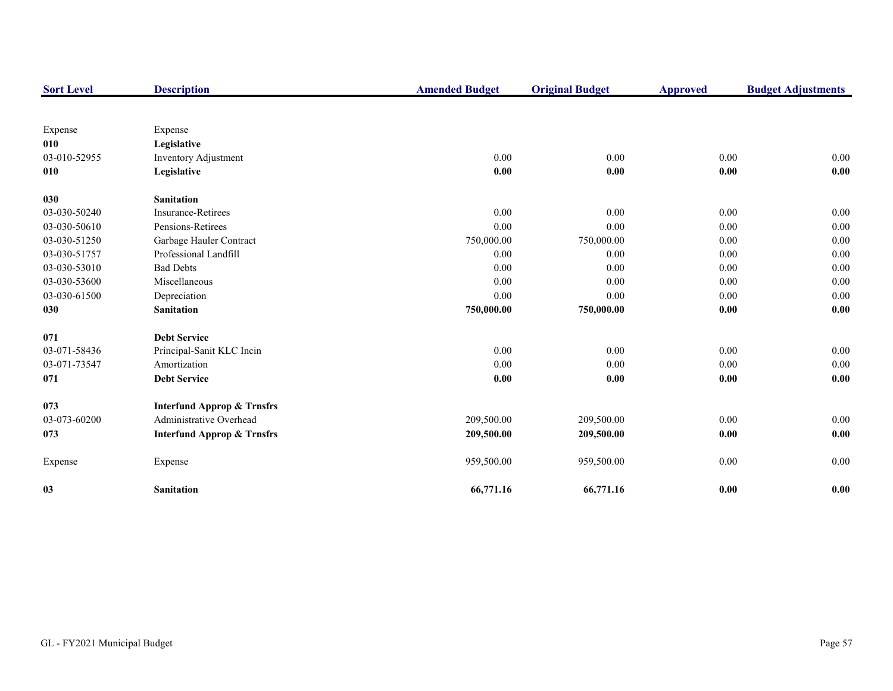| Sort Level | Description | Amended Budget | Original Budget | Approved | Budget Adjustments |
|---|---|---|---|---|---|
| Expense | Expense | | | | |
| **010** | **Legislative** | | | | |
| 03-010-52955 | Inventory Adjustment | 0.00 | 0.00 | 0.00 | 0.00 |
| **010** | **Legislative** | **0.00** | **0.00** | **0.00** | **0.00** |
| **030** | **Sanitation** | | | | |
| 03-030-50240 | Insurance-Retirees | 0.00 | 0.00 | 0.00 | 0.00 |
| 03-030-50610 | Pensions-Retirees | 0.00 | 0.00 | 0.00 | 0.00 |
| 03-030-51250 | Garbage Hauler Contract | 750,000.00 | 750,000.00 | 0.00 | 0.00 |
| 03-030-51757 | Professional Landfill | 0.00 | 0.00 | 0.00 | 0.00 |
| 03-030-53010 | Bad Debts | 0.00 | 0.00 | 0.00 | 0.00 |
| 03-030-53600 | Miscellaneous | 0.00 | 0.00 | 0.00 | 0.00 |
| 03-030-61500 | Depreciation | 0.00 | 0.00 | 0.00 | 0.00 |
| **030** | **Sanitation** | **750,000.00** | **750,000.00** | **0.00** | **0.00** |
| **071** | **Debt Service** | | | | |
| 03-071-58436 | Principal-Sanit KLC Incin | 0.00 | 0.00 | 0.00 | 0.00 |
| 03-071-73547 | Amortization | 0.00 | 0.00 | 0.00 | 0.00 |
| **071** | **Debt Service** | **0.00** | **0.00** | **0.00** | **0.00** |
| **073** | **Interfund Approp & Trnsfrs** | | | | |
| 03-073-60200 | Administrative Overhead | 209,500.00 | 209,500.00 | 0.00 | 0.00 |
| **073** | **Interfund Approp & Trnsfrs** | **209,500.00** | **209,500.00** | **0.00** | **0.00** |
| Expense | Expense | 959,500.00 | 959,500.00 | 0.00 | 0.00 |
| **03** | **Sanitation** | **66,771.16** | **66,771.16** | **0.00** | **0.00** |

GL - FY2021 Municipal Budget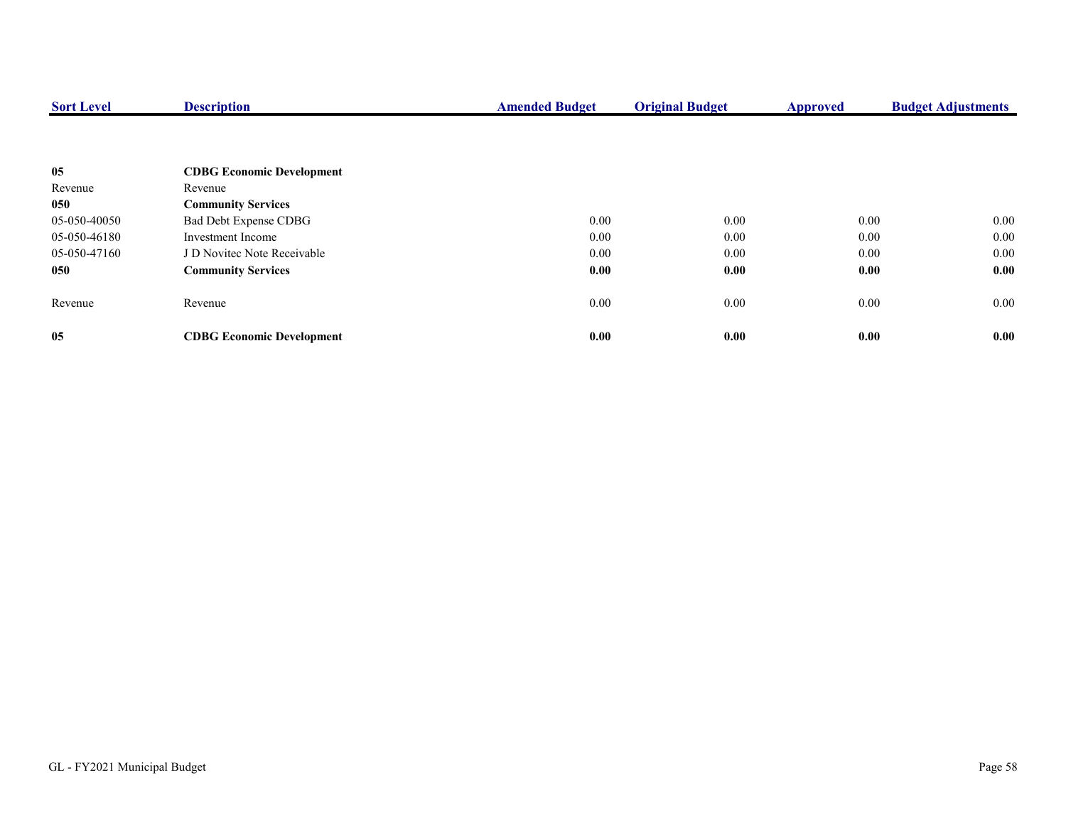| Sort Level | Description | Amended Budget | Original Budget | Approved | Budget Adjustments |
|---|---|---|---|---|---|
| **05** | **CDBG Economic Development** | | | | |
| Revenue | Revenue | | | | |
| **050** | **Community Services** | | | | |
| 05-050-40050 | Bad Debt Expense CDBG | 0.00 | 0.00 | 0.00 | 0.00 |
| 05-050-46180 | Investment Income | 0.00 | 0.00 | 0.00 | 0.00 |
| 05-050-47160 | J D Novitec Note Receivable | 0.00 | 0.00 | 0.00 | 0.00 |
| **050** | **Community Services** | **0.00** | **0.00** | **0.00** | **0.00** |
| Revenue | Revenue | 0.00 | 0.00 | 0.00 | 0.00 |
| **05** | **CDBG Economic Development** | **0.00** | **0.00** | **0.00** | **0.00** |

GL - FY2021 Municipal Budget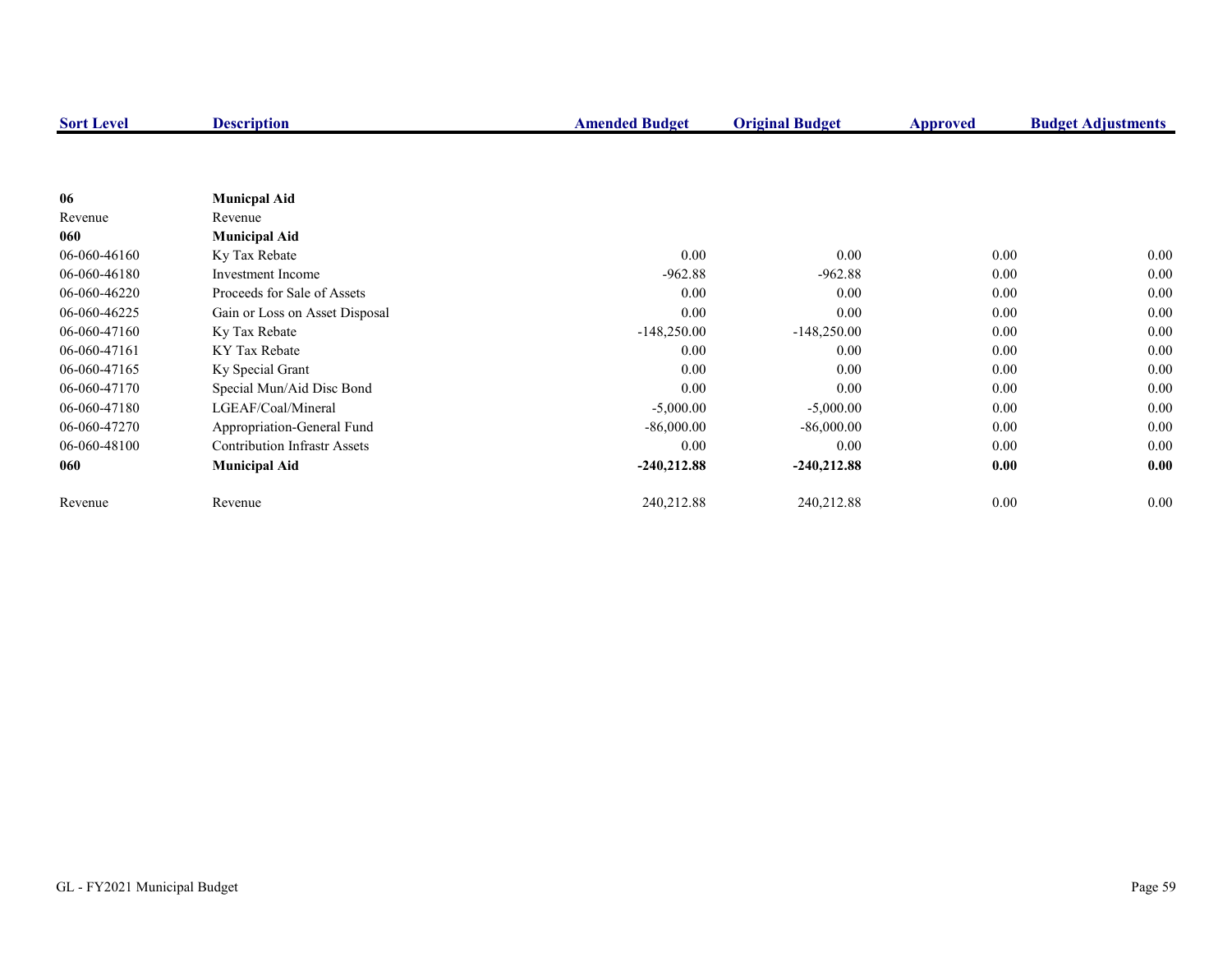| Sort Level | Description | Amended Budget | Original Budget | Approved | Budget Adjustments |
|---|---|---|---|---|---|
| **06** | **Municpal Aid** | | | | |
| Revenue | Revenue | | | | |
| **060** | **Municipal Aid** | | | | |
| 06-060-46160 | Ky Tax Rebate | 0.00 | 0.00 | 0.00 | 0.00 |
| 06-060-46180 | Investment Income | -962.88 | -962.88 | 0.00 | 0.00 |
| 06-060-46220 | Proceeds for Sale of Assets | 0.00 | 0.00 | 0.00 | 0.00 |
| 06-060-46225 | Gain or Loss on Asset Disposal | 0.00 | 0.00 | 0.00 | 0.00 |
| 06-060-47160 | Ky Tax Rebate | -148,250.00 | -148,250.00 | 0.00 | 0.00 |
| 06-060-47161 | KY Tax Rebate | 0.00 | 0.00 | 0.00 | 0.00 |
| 06-060-47165 | Ky Special Grant | 0.00 | 0.00 | 0.00 | 0.00 |
| 06-060-47170 | Special Mun/Aid Disc Bond | 0.00 | 0.00 | 0.00 | 0.00 |
| 06-060-47180 | LGEAF/Coal/Mineral | -5,000.00 | -5,000.00 | 0.00 | 0.00 |
| 06-060-47270 | Appropriation-General Fund | -86,000.00 | -86,000.00 | 0.00 | 0.00 |
| 06-060-48100 | Contribution Infrastr Assets | 0.00 | 0.00 | 0.00 | 0.00 |
| **060** | **Municipal Aid** | **-240,212.88** | **-240,212.88** | **0.00** | **0.00** |
| Revenue | Revenue | 240,212.88 | 240,212.88 | 0.00 | 0.00 |

GL - FY2021 Municipal Budget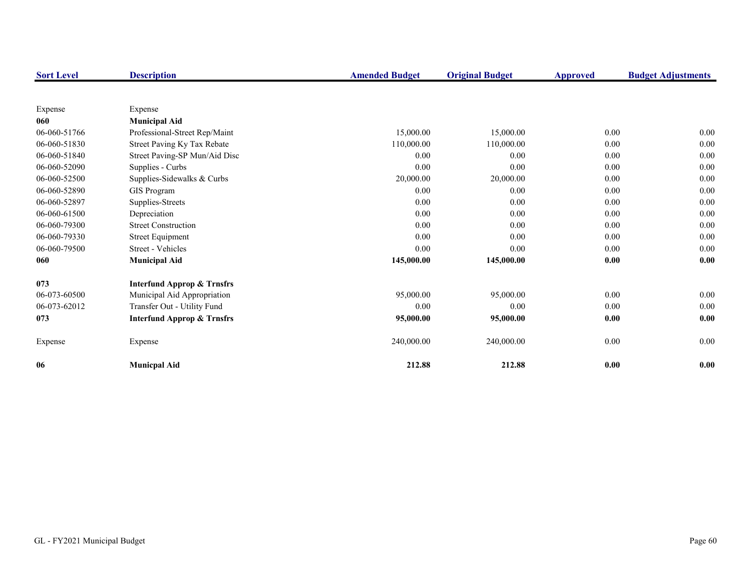| Sort Level | Description | Amended Budget | Original Budget | Approved | Budget Adjustments |
|---|---|---|---|---|---|
| Expense | Expense | | | | |
| **060** | **Municipal Aid** | | | | |
| 06-060-51766 | Professional-Street Rep/Maint | 15,000.00 | 15,000.00 | 0.00 | 0.00 |
| 06-060-51830 | Street Paving Ky Tax Rebate | 110,000.00 | 110,000.00 | 0.00 | 0.00 |
| 06-060-51840 | Street Paving-SP Mun/Aid Disc | 0.00 | 0.00 | 0.00 | 0.00 |
| 06-060-52090 | Supplies - Curbs | 0.00 | 0.00 | 0.00 | 0.00 |
| 06-060-52500 | Supplies-Sidewalks & Curbs | 20,000.00 | 20,000.00 | 0.00 | 0.00 |
| 06-060-52890 | GIS Program | 0.00 | 0.00 | 0.00 | 0.00 |
| 06-060-52897 | Supplies-Streets | 0.00 | 0.00 | 0.00 | 0.00 |
| 06-060-61500 | Depreciation | 0.00 | 0.00 | 0.00 | 0.00 |
| 06-060-79300 | Street Construction | 0.00 | 0.00 | 0.00 | 0.00 |
| 06-060-79330 | Street Equipment | 0.00 | 0.00 | 0.00 | 0.00 |
| 06-060-79500 | Street - Vehicles | 0.00 | 0.00 | 0.00 | 0.00 |
| **060** | **Municipal Aid** | **145,000.00** | **145,000.00** | **0.00** | **0.00** |
| **073** | **Interfund Approp & Trnsfrs** | | | | |
| 06-073-60500 | Municipal Aid Appropriation | 95,000.00 | 95,000.00 | 0.00 | 0.00 |
| 06-073-62012 | Transfer Out - Utility Fund | 0.00 | 0.00 | 0.00 | 0.00 |
| **073** | **Interfund Approp & Trnsfrs** | **95,000.00** | **95,000.00** | **0.00** | **0.00** |
| Expense | Expense | 240,000.00 | 240,000.00 | 0.00 | 0.00 |
| **06** | **Municpal Aid** | **212.88** | **212.88** | **0.00** | **0.00** |

GL - FY2021 Municipal Budget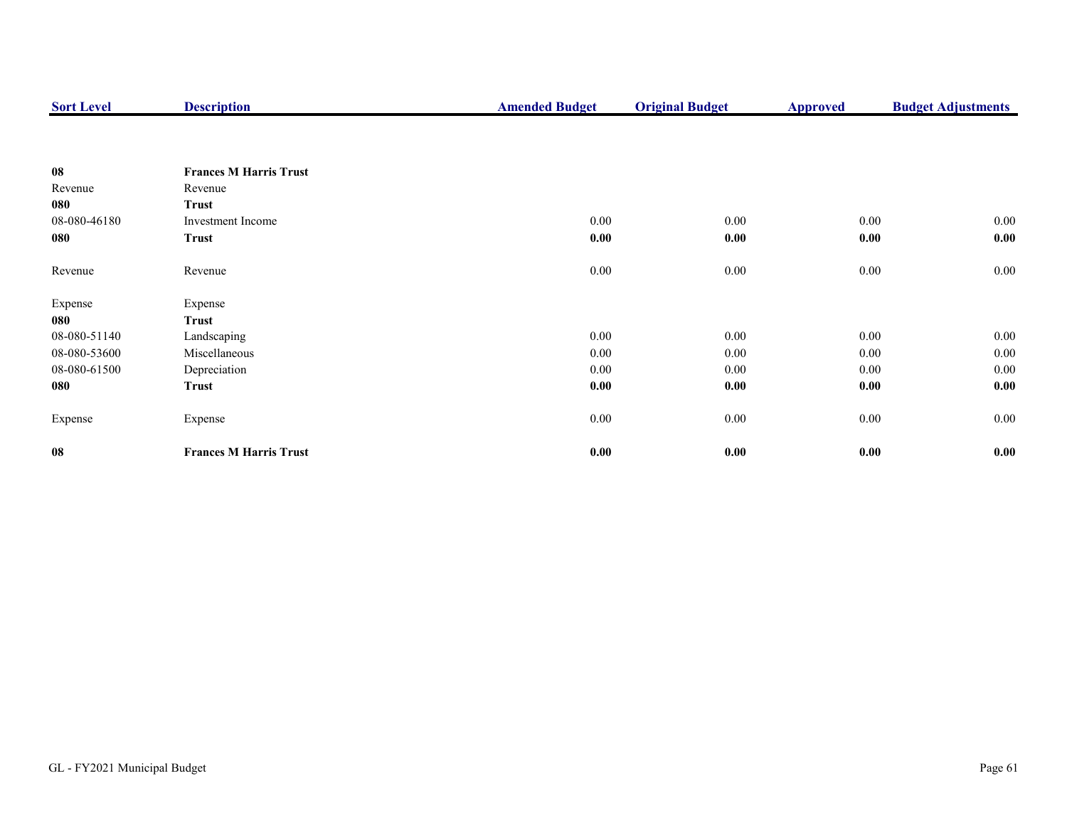| Sort Level | Description | Amended Budget | Original Budget | Approved | Budget Adjustments |
|---|---|---|---|---|---|
| **08** | **Frances M Harris Trust** | | | | |
| Revenue | Revenue | | | | |
| **080** | **Trust** | | | | |
| 08-080-46180 | Investment Income | 0.00 | 0.00 | 0.00 | 0.00 |
| **080** | **Trust** | **0.00** | **0.00** | **0.00** | **0.00** |
| Revenue | Revenue | 0.00 | 0.00 | 0.00 | 0.00 |
| Expense | Expense | | | | |
| **080** | **Trust** | | | | |
| 08-080-51140 | Landscaping | 0.00 | 0.00 | 0.00 | 0.00 |
| 08-080-53600 | Miscellaneous | 0.00 | 0.00 | 0.00 | 0.00 |
| 08-080-61500 | Depreciation | 0.00 | 0.00 | 0.00 | 0.00 |
| **080** | **Trust** | **0.00** | **0.00** | **0.00** | **0.00** |
| Expense | Expense | 0.00 | 0.00 | 0.00 | 0.00 |
| **08** | **Frances M Harris Trust** | **0.00** | **0.00** | **0.00** | **0.00** |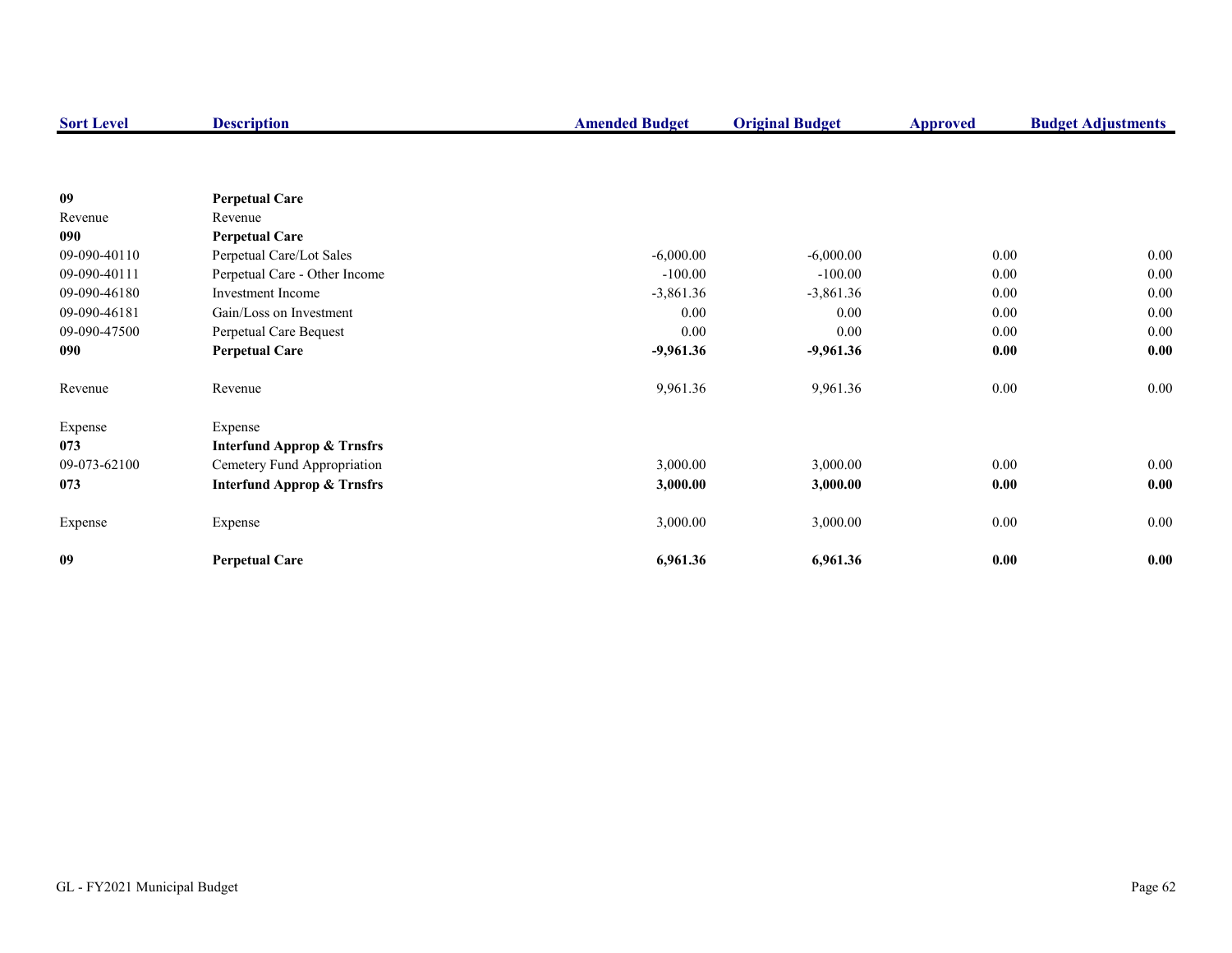| Sort Level | Description | Amended Budget | Original Budget | Approved | Budget Adjustments |
|---|---|---|---|---|---|
| **09** | **Perpetual Care** | | | | |
| Revenue | Revenue | | | | |
| **090** | **Perpetual Care** | | | | |
| 09-090-40110 | Perpetual Care/Lot Sales | -6,000.00 | -6,000.00 | 0.00 | 0.00 |
| 09-090-40111 | Perpetual Care - Other Income | -100.00 | -100.00 | 0.00 | 0.00 |
| 09-090-46180 | Investment Income | -3,861.36 | -3,861.36 | 0.00 | 0.00 |
| 09-090-46181 | Gain/Loss on Investment | 0.00 | 0.00 | 0.00 | 0.00 |
| 09-090-47500 | Perpetual Care Bequest | 0.00 | 0.00 | 0.00 | 0.00 |
| **090** | **Perpetual Care** | **-9,961.36** | **-9,961.36** | **0.00** | **0.00** |
| Revenue | Revenue | 9,961.36 | 9,961.36 | 0.00 | 0.00 |
| Expense | Expense | | | | |
| **073** | **Interfund Approp & Trnsfrs** | | | | |
| 09-073-62100 | Cemetery Fund Appropriation | 3,000.00 | 3,000.00 | 0.00 | 0.00 |
| **073** | **Interfund Approp & Trnsfrs** | **3,000.00** | **3,000.00** | **0.00** | **0.00** |
| Expense | Expense | 3,000.00 | 3,000.00 | 0.00 | 0.00 |
| **09** | **Perpetual Care** | **6,961.36** | **6,961.36** | **0.00** | **0.00** |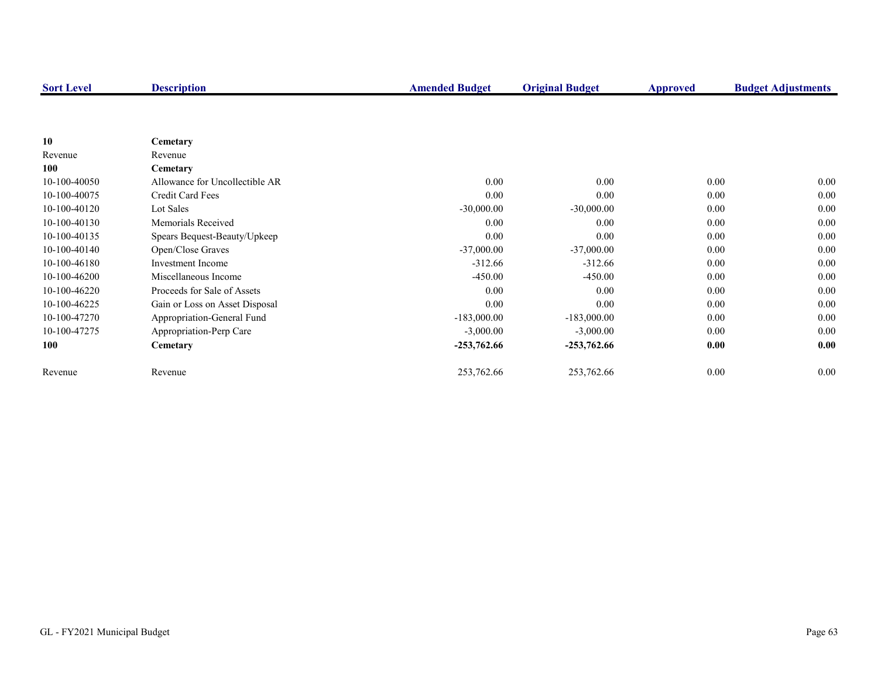| Sort Level | Description | Amended Budget | Original Budget | Approved | Budget Adjustments |
|---|---|---|---|---|---|
| **10** | **Cemetary** | | | | |
| Revenue | Revenue | | | | |
| **100** | **Cemetary** | | | | |
| 10-100-40050 | Allowance for Uncollectible AR | 0.00 | 0.00 | 0.00 | 0.00 |
| 10-100-40075 | Credit Card Fees | 0.00 | 0.00 | 0.00 | 0.00 |
| 10-100-40120 | Lot Sales | -30,000.00 | -30,000.00 | 0.00 | 0.00 |
| 10-100-40130 | Memorials Received | 0.00 | 0.00 | 0.00 | 0.00 |
| 10-100-40135 | Spears Bequest-Beauty/Upkeep | 0.00 | 0.00 | 0.00 | 0.00 |
| 10-100-40140 | Open/Close Graves | -37,000.00 | -37,000.00 | 0.00 | 0.00 |
| 10-100-46180 | Investment Income | -312.66 | -312.66 | 0.00 | 0.00 |
| 10-100-46200 | Miscellaneous Income | -450.00 | -450.00 | 0.00 | 0.00 |
| 10-100-46220 | Proceeds for Sale of Assets | 0.00 | 0.00 | 0.00 | 0.00 |
| 10-100-46225 | Gain or Loss on Asset Disposal | 0.00 | 0.00 | 0.00 | 0.00 |
| 10-100-47270 | Appropriation-General Fund | -183,000.00 | -183,000.00 | 0.00 | 0.00 |
| 10-100-47275 | Appropriation-Perp Care | -3,000.00 | -3,000.00 | 0.00 | 0.00 |
| **100** | **Cemetary** | **-253,762.66** | **-253,762.66** | **0.00** | **0.00** |
| Revenue | Revenue | 253,762.66 | 253,762.66 | 0.00 | 0.00 |

GL - FY2021 Municipal Budget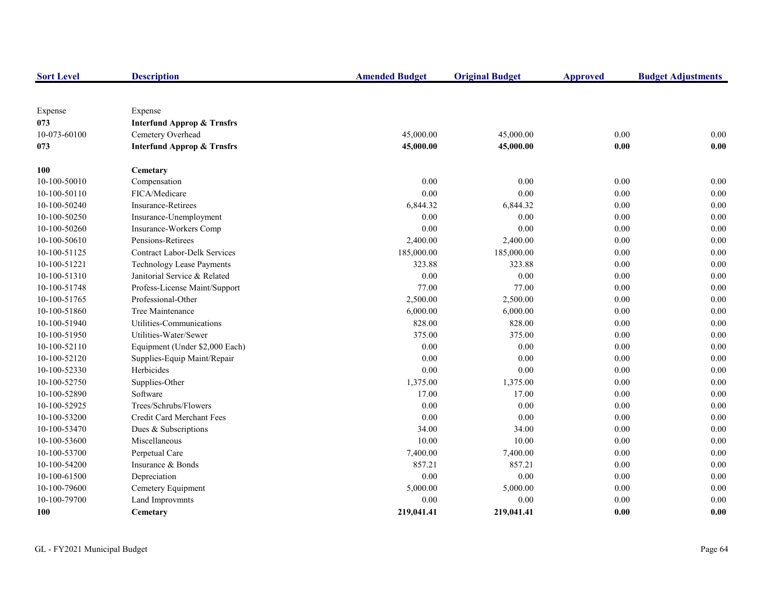| Sort Level | Description | Amended Budget | Original Budget | Approved | Budget Adjustments |
|---|---|---|---|---|---|
| Expense | Expense | | | | |
| **073** | **Interfund Approp & Trnsfrs** | | | | |
| 10-073-60100 | Cemetery Overhead | 45,000.00 | 45,000.00 | 0.00 | 0.00 |
| **073** | **Interfund Approp & Trnsfrs** | **45,000.00** | **45,000.00** | **0.00** | **0.00** |
| **100** | **Cemetary** | | | | |
| 10-100-50010 | Compensation | 0.00 | 0.00 | 0.00 | 0.00 |
| 10-100-50110 | FICA/Medicare | 0.00 | 0.00 | 0.00 | 0.00 |
| 10-100-50240 | Insurance-Retirees | 6,844.32 | 6,844.32 | 0.00 | 0.00 |
| 10-100-50250 | Insurance-Unemployment | 0.00 | 0.00 | 0.00 | 0.00 |
| 10-100-50260 | Insurance-Workers Comp | 0.00 | 0.00 | 0.00 | 0.00 |
| 10-100-50610 | Pensions-Retirees | 2,400.00 | 2,400.00 | 0.00 | 0.00 |
| 10-100-51125 | Contract Labor-Delk Services | 185,000.00 | 185,000.00 | 0.00 | 0.00 |
| 10-100-51221 | Technology Lease Payments | 323.88 | 323.88 | 0.00 | 0.00 |
| 10-100-51310 | Janitorial Service & Related | 0.00 | 0.00 | 0.00 | 0.00 |
| 10-100-51748 | Profess-License Maint/Support | 77.00 | 77.00 | 0.00 | 0.00 |
| 10-100-51765 | Professional-Other | 2,500.00 | 2,500.00 | 0.00 | 0.00 |
| 10-100-51860 | Tree Maintenance | 6,000.00 | 6,000.00 | 0.00 | 0.00 |
| 10-100-51940 | Utilities-Communications | 828.00 | 828.00 | 0.00 | 0.00 |
| 10-100-51950 | Utilities-Water/Sewer | 375.00 | 375.00 | 0.00 | 0.00 |
| 10-100-52110 | Equipment (Under $2,000 Each) | 0.00 | 0.00 | 0.00 | 0.00 |
| 10-100-52120 | Supplies-Equip Maint/Repair | 0.00 | 0.00 | 0.00 | 0.00 |
| 10-100-52330 | Herbicides | 0.00 | 0.00 | 0.00 | 0.00 |
| 10-100-52750 | Supplies-Other | 1,375.00 | 1,375.00 | 0.00 | 0.00 |
| 10-100-52890 | Software | 17.00 | 17.00 | 0.00 | 0.00 |
| 10-100-52925 | Trees/Schrubs/Flowers | 0.00 | 0.00 | 0.00 | 0.00 |
| 10-100-53200 | Credit Card Merchant Fees | 0.00 | 0.00 | 0.00 | 0.00 |
| 10-100-53470 | Dues & Subscriptions | 34.00 | 34.00 | 0.00 | 0.00 |
| 10-100-53600 | Miscellaneous | 10.00 | 10.00 | 0.00 | 0.00 |
| 10-100-53700 | Perpetual Care | 7,400.00 | 7,400.00 | 0.00 | 0.00 |
| 10-100-54200 | Insurance & Bonds | 857.21 | 857.21 | 0.00 | 0.00 |
| 10-100-61500 | Depreciation | 0.00 | 0.00 | 0.00 | 0.00 |
| 10-100-79600 | Cemetery Equipment | 5,000.00 | 5,000.00 | 0.00 | 0.00 |
| 10-100-79700 | Land Improvmnts | 0.00 | 0.00 | 0.00 | 0.00 |
| **100** | **Cemetary** | **219,041.41** | **219,041.41** | **0.00** | **0.00** |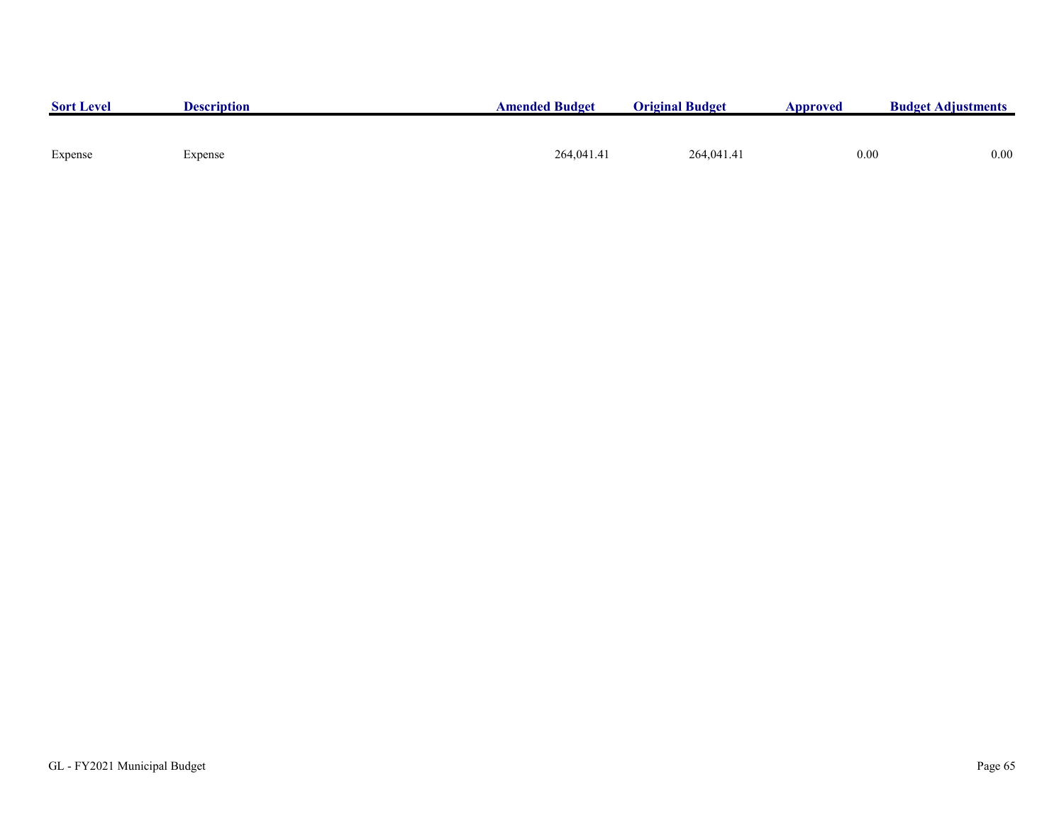| Sort Level | Description | Amended Budget | Original Budget | Approved | Budget Adjustments |
|---|---|---|---|---|---|
| Expense | Expense | 264,041.41 | 264,041.41 | 0.00 | 0.00 |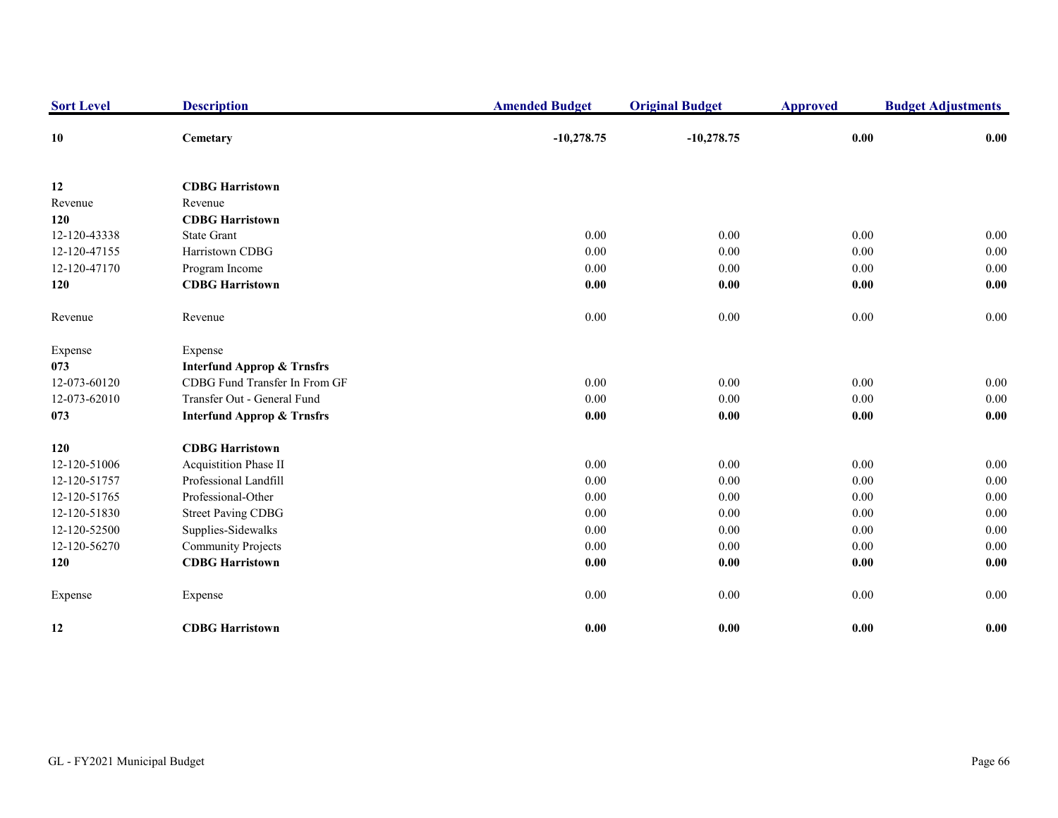| Sort Level | Description | Amended Budget | Original Budget | Approved | Budget Adjustments |
|---|---|---|---|---|---|
| **10** | **Cemetary** | **-10,278.75** | **-10,278.75** | **0.00** | **0.00** |
| | | | | | |
| **12** | **CDBG Harristown** | | | | |
| Revenue | Revenue | | | | |
| **120** | **CDBG Harristown** | | | | |
| 12-120-43338 | State Grant | 0.00 | 0.00 | 0.00 | 0.00 |
| 12-120-47155 | Harristown CDBG | 0.00 | 0.00 | 0.00 | 0.00 |
| 12-120-47170 | Program Income | 0.00 | 0.00 | 0.00 | 0.00 |
| **120** | **CDBG Harristown** | **0.00** | **0.00** | **0.00** | **0.00** |
| | | | | | |
| Revenue | Revenue | 0.00 | 0.00 | 0.00 | 0.00 |
| | | | | | |
| Expense | Expense | | | | |
| **073** | **Interfund Approp & Trnsfrs** | | | | |
| 12-073-60120 | CDBG Fund Transfer In From GF | 0.00 | 0.00 | 0.00 | 0.00 |
| 12-073-62010 | Transfer Out - General Fund | 0.00 | 0.00 | 0.00 | 0.00 |
| **073** | **Interfund Approp & Trnsfrs** | **0.00** | **0.00** | **0.00** | **0.00** |
| | | | | | |
| **120** | **CDBG Harristown** | | | | |
| 12-120-51006 | Acquistition Phase II | 0.00 | 0.00 | 0.00 | 0.00 |
| 12-120-51757 | Professional Landfill | 0.00 | 0.00 | 0.00 | 0.00 |
| 12-120-51765 | Professional-Other | 0.00 | 0.00 | 0.00 | 0.00 |
| 12-120-51830 | Street Paving CDBG | 0.00 | 0.00 | 0.00 | 0.00 |
| 12-120-52500 | Supplies-Sidewalks | 0.00 | 0.00 | 0.00 | 0.00 |
| 12-120-56270 | Community Projects | 0.00 | 0.00 | 0.00 | 0.00 |
| **120** | **CDBG Harristown** | **0.00** | **0.00** | **0.00** | **0.00** |
| | | | | | |
| Expense | Expense | 0.00 | 0.00 | 0.00 | 0.00 |
| | | | | | |
| **12** | **CDBG Harristown** | **0.00** | **0.00** | **0.00** | **0.00** |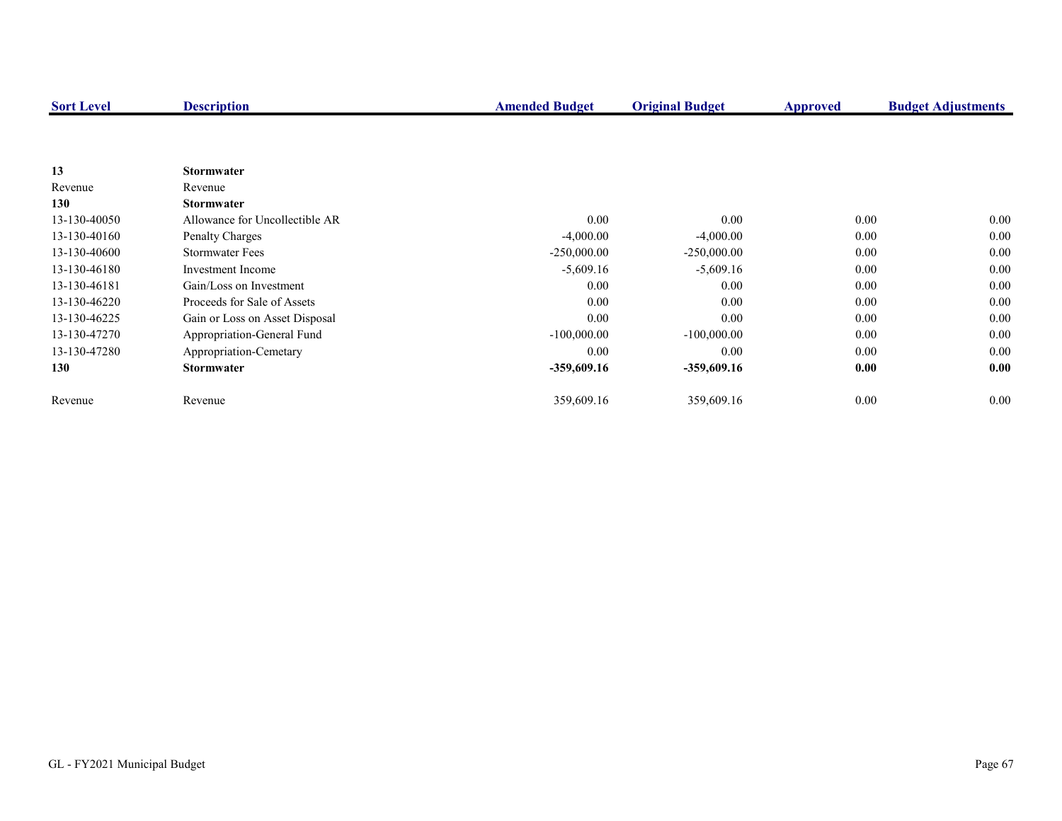| Sort Level | Description | Amended Budget | Original Budget | Approved | Budget Adjustments |
|---|---|---|---|---|---|
| **13** | **Stormwater** | | | | |
| Revenue | Revenue | | | | |
| **130** | **Stormwater** | | | | |
| 13-130-40050 | Allowance for Uncollectible AR | 0.00 | 0.00 | 0.00 | 0.00 |
| 13-130-40160 | Penalty Charges | -4,000.00 | -4,000.00 | 0.00 | 0.00 |
| 13-130-40600 | Stormwater Fees | -250,000.00 | -250,000.00 | 0.00 | 0.00 |
| 13-130-46180 | Investment Income | -5,609.16 | -5,609.16 | 0.00 | 0.00 |
| 13-130-46181 | Gain/Loss on Investment | 0.00 | 0.00 | 0.00 | 0.00 |
| 13-130-46220 | Proceeds for Sale of Assets | 0.00 | 0.00 | 0.00 | 0.00 |
| 13-130-46225 | Gain or Loss on Asset Disposal | 0.00 | 0.00 | 0.00 | 0.00 |
| 13-130-47270 | Appropriation-General Fund | -100,000.00 | -100,000.00 | 0.00 | 0.00 |
| 13-130-47280 | Appropriation-Cemetary | 0.00 | 0.00 | 0.00 | 0.00 |
| **130** | **Stormwater** | **-359,609.16** | **-359,609.16** | **0.00** | **0.00** |
| Revenue | Revenue | 359,609.16 | 359,609.16 | 0.00 | 0.00 |

GL - FY2021 Municipal Budget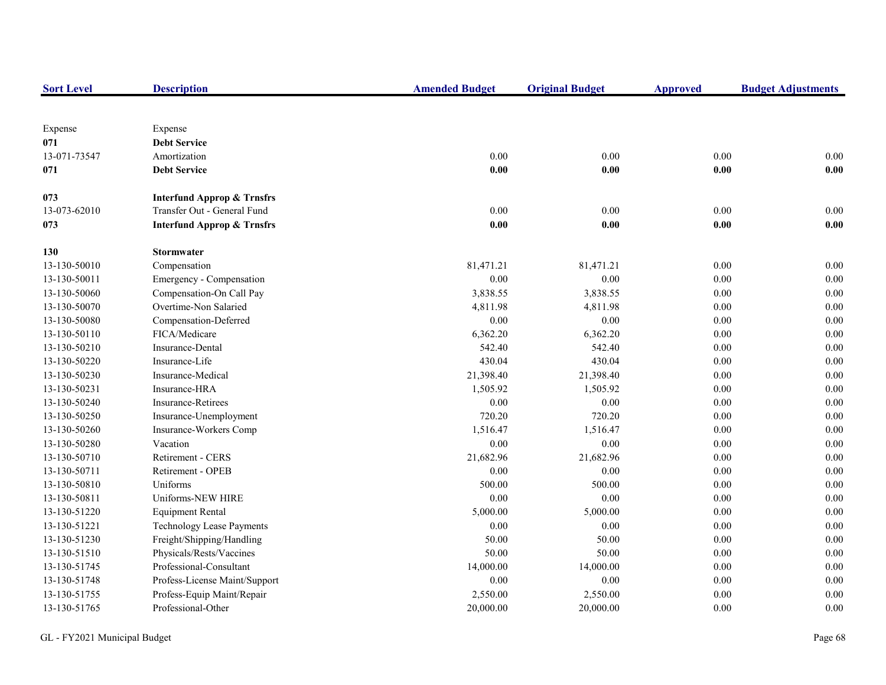| Sort Level | Description | Amended Budget | Original Budget | Approved | Budget Adjustments |
|---|---|---|---|---|---|
| Expense | Expense | | | | |
| **071** | **Debt Service** | | | | |
| 13-071-73547 | Amortization | 0.00 | 0.00 | 0.00 | 0.00 |
| **071** | **Debt Service** | **0.00** | **0.00** | **0.00** | **0.00** |
| **073** | **Interfund Approp & Trnsfrs** | | | | |
| 13-073-62010 | Transfer Out - General Fund | 0.00 | 0.00 | 0.00 | 0.00 |
| **073** | **Interfund Approp & Trnsfrs** | **0.00** | **0.00** | **0.00** | **0.00** |
| **130** | **Stormwater** | | | | |
| 13-130-50010 | Compensation | 81,471.21 | 81,471.21 | 0.00 | 0.00 |
| 13-130-50011 | Emergency - Compensation | 0.00 | 0.00 | 0.00 | 0.00 |
| 13-130-50060 | Compensation-On Call Pay | 3,838.55 | 3,838.55 | 0.00 | 0.00 |
| 13-130-50070 | Overtime-Non Salaried | 4,811.98 | 4,811.98 | 0.00 | 0.00 |
| 13-130-50080 | Compensation-Deferred | 0.00 | 0.00 | 0.00 | 0.00 |
| 13-130-50110 | FICA/Medicare | 6,362.20 | 6,362.20 | 0.00 | 0.00 |
| 13-130-50210 | Insurance-Dental | 542.40 | 542.40 | 0.00 | 0.00 |
| 13-130-50220 | Insurance-Life | 430.04 | 430.04 | 0.00 | 0.00 |
| 13-130-50230 | Insurance-Medical | 21,398.40 | 21,398.40 | 0.00 | 0.00 |
| 13-130-50231 | Insurance-HRA | 1,505.92 | 1,505.92 | 0.00 | 0.00 |
| 13-130-50240 | Insurance-Retirees | 0.00 | 0.00 | 0.00 | 0.00 |
| 13-130-50250 | Insurance-Unemployment | 720.20 | 720.20 | 0.00 | 0.00 |
| 13-130-50260 | Insurance-Workers Comp | 1,516.47 | 1,516.47 | 0.00 | 0.00 |
| 13-130-50280 | Vacation | 0.00 | 0.00 | 0.00 | 0.00 |
| 13-130-50710 | Retirement - CERS | 21,682.96 | 21,682.96 | 0.00 | 0.00 |
| 13-130-50711 | Retirement - OPEB | 0.00 | 0.00 | 0.00 | 0.00 |
| 13-130-50810 | Uniforms | 500.00 | 500.00 | 0.00 | 0.00 |
| 13-130-50811 | Uniforms-NEW HIRE | 0.00 | 0.00 | 0.00 | 0.00 |
| 13-130-51220 | Equipment Rental | 5,000.00 | 5,000.00 | 0.00 | 0.00 |
| 13-130-51221 | Technology Lease Payments | 0.00 | 0.00 | 0.00 | 0.00 |
| 13-130-51230 | Freight/Shipping/Handling | 50.00 | 50.00 | 0.00 | 0.00 |
| 13-130-51510 | Physicals/Rests/Vaccines | 50.00 | 50.00 | 0.00 | 0.00 |
| 13-130-51745 | Professional-Consultant | 14,000.00 | 14,000.00 | 0.00 | 0.00 |
| 13-130-51748 | Profess-License Maint/Support | 0.00 | 0.00 | 0.00 | 0.00 |
| 13-130-51755 | Profess-Equip Maint/Repair | 2,550.00 | 2,550.00 | 0.00 | 0.00 |
| 13-130-51765 | Professional-Other | 20,000.00 | 20,000.00 | 0.00 | 0.00 |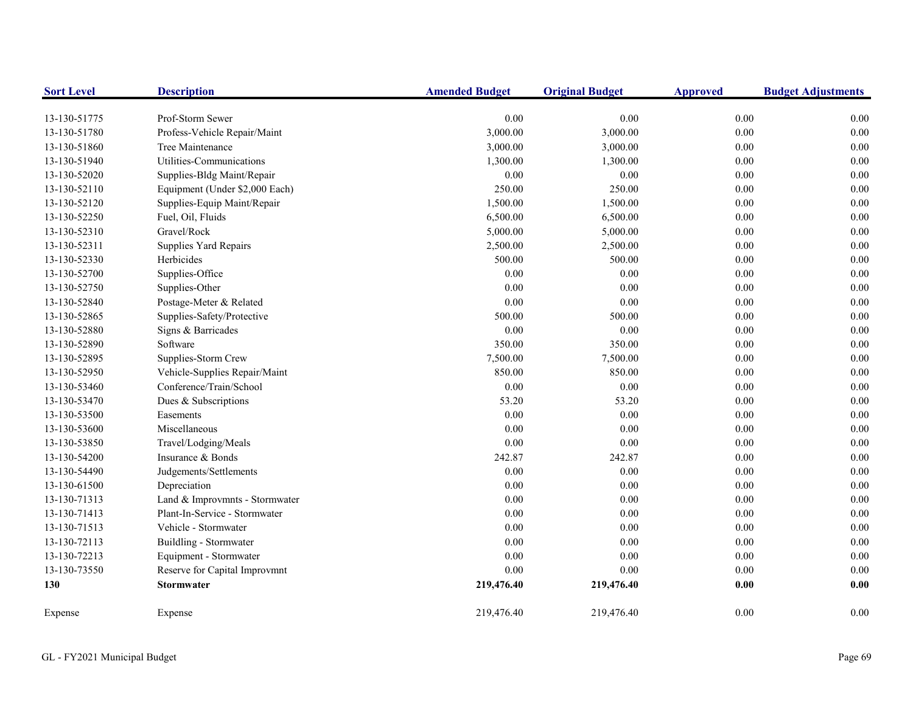| Sort Level | Description | Amended Budget | Original Budget | Approved | Budget Adjustments |
|---|---|---|---|---|---|
| 13-130-51775 | Prof-Storm Sewer | 0.00 | 0.00 | 0.00 | 0.00 |
| 13-130-51780 | Profess-Vehicle Repair/Maint | 3,000.00 | 3,000.00 | 0.00 | 0.00 |
| 13-130-51860 | Tree Maintenance | 3,000.00 | 3,000.00 | 0.00 | 0.00 |
| 13-130-51940 | Utilities-Communications | 1,300.00 | 1,300.00 | 0.00 | 0.00 |
| 13-130-52020 | Supplies-Bldg Maint/Repair | 0.00 | 0.00 | 0.00 | 0.00 |
| 13-130-52110 | Equipment (Under $2,000 Each) | 250.00 | 250.00 | 0.00 | 0.00 |
| 13-130-52120 | Supplies-Equip Maint/Repair | 1,500.00 | 1,500.00 | 0.00 | 0.00 |
| 13-130-52250 | Fuel, Oil, Fluids | 6,500.00 | 6,500.00 | 0.00 | 0.00 |
| 13-130-52310 | Gravel/Rock | 5,000.00 | 5,000.00 | 0.00 | 0.00 |
| 13-130-52311 | Supplies Yard Repairs | 2,500.00 | 2,500.00 | 0.00 | 0.00 |
| 13-130-52330 | Herbicides | 500.00 | 500.00 | 0.00 | 0.00 |
| 13-130-52700 | Supplies-Office | 0.00 | 0.00 | 0.00 | 0.00 |
| 13-130-52750 | Supplies-Other | 0.00 | 0.00 | 0.00 | 0.00 |
| 13-130-52840 | Postage-Meter & Related | 0.00 | 0.00 | 0.00 | 0.00 |
| 13-130-52865 | Supplies-Safety/Protective | 500.00 | 500.00 | 0.00 | 0.00 |
| 13-130-52880 | Signs & Barricades | 0.00 | 0.00 | 0.00 | 0.00 |
| 13-130-52890 | Software | 350.00 | 350.00 | 0.00 | 0.00 |
| 13-130-52895 | Supplies-Storm Crew | 7,500.00 | 7,500.00 | 0.00 | 0.00 |
| 13-130-52950 | Vehicle-Supplies Repair/Maint | 850.00 | 850.00 | 0.00 | 0.00 |
| 13-130-53460 | Conference/Train/School | 0.00 | 0.00 | 0.00 | 0.00 |
| 13-130-53470 | Dues & Subscriptions | 53.20 | 53.20 | 0.00 | 0.00 |
| 13-130-53500 | Easements | 0.00 | 0.00 | 0.00 | 0.00 |
| 13-130-53600 | Miscellaneous | 0.00 | 0.00 | 0.00 | 0.00 |
| 13-130-53850 | Travel/Lodging/Meals | 0.00 | 0.00 | 0.00 | 0.00 |
| 13-130-54200 | Insurance & Bonds | 242.87 | 242.87 | 0.00 | 0.00 |
| 13-130-54490 | Judgements/Settlements | 0.00 | 0.00 | 0.00 | 0.00 |
| 13-130-61500 | Depreciation | 0.00 | 0.00 | 0.00 | 0.00 |
| 13-130-71313 | Land & Improvmnts - Stormwater | 0.00 | 0.00 | 0.00 | 0.00 |
| 13-130-71413 | Plant-In-Service - Stormwater | 0.00 | 0.00 | 0.00 | 0.00 |
| 13-130-71513 | Vehicle - Stormwater | 0.00 | 0.00 | 0.00 | 0.00 |
| 13-130-72113 | Buildling - Stormwater | 0.00 | 0.00 | 0.00 | 0.00 |
| 13-130-72213 | Equipment - Stormwater | 0.00 | 0.00 | 0.00 | 0.00 |
| 13-130-73550 | Reserve for Capital Improvmnt | 0.00 | 0.00 | 0.00 | 0.00 |
| **130** | **Stormwater** | **219,476.40** | **219,476.40** | **0.00** | **0.00** |
| Expense | Expense | 219,476.40 | 219,476.40 | 0.00 | 0.00 |

GL - FY2021 Municipal Budget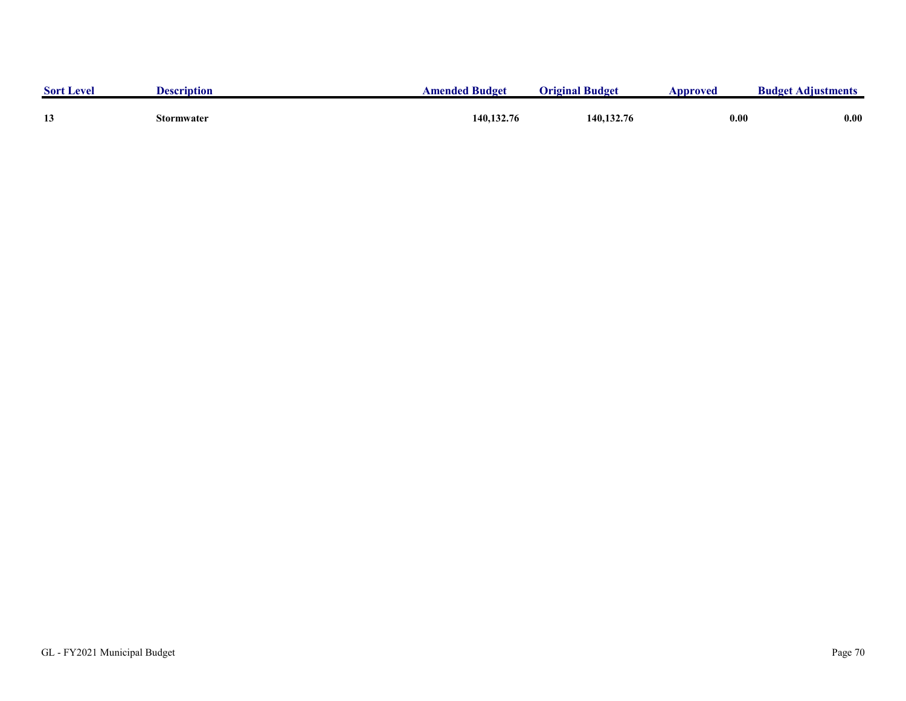| Sort Level | Description | Amended Budget | Original Budget | Approved | Budget Adjustments |
|---|---|---|---|---|---|
| **13** | **Stormwater** | **140,132.76** | **140,132.76** | **0.00** | **0.00** |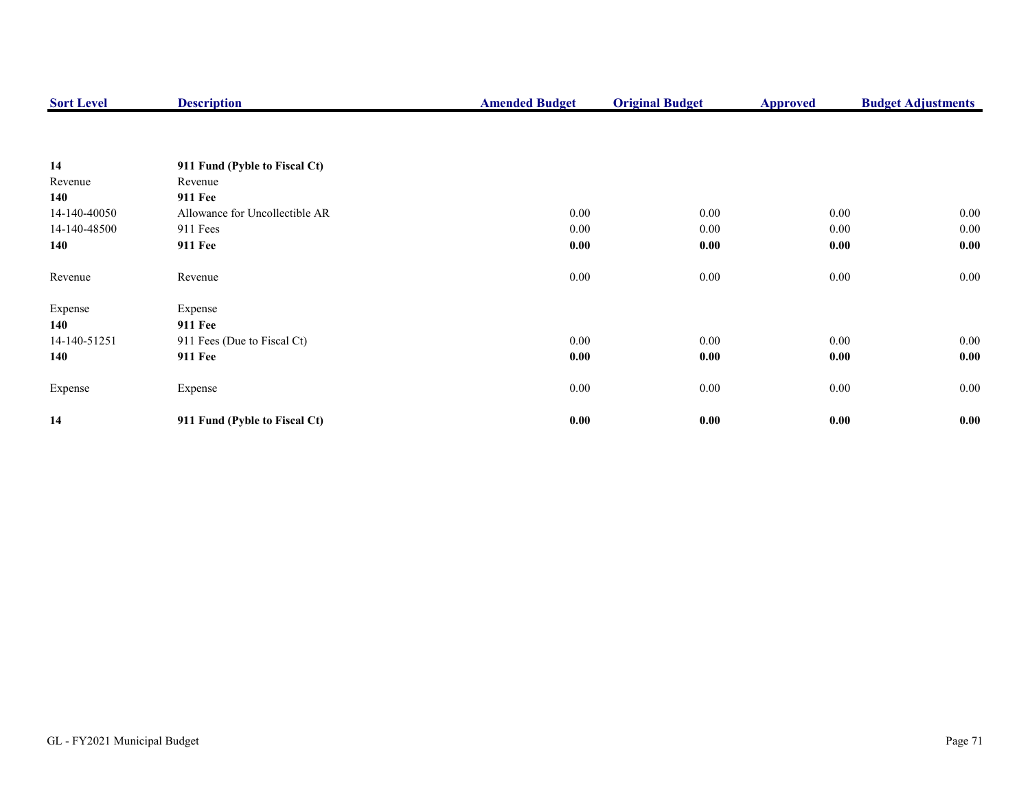| Sort Level | Description | Amended Budget | Original Budget | Approved | Budget Adjustments |
|---|---|---|---|---|---|
| **14** | **911 Fund (Pyble to Fiscal Ct)** | | | | |
| Revenue | Revenue | | | | |
| **140** | **911 Fee** | | | | |
| 14-140-40050 | Allowance for Uncollectible AR | 0.00 | 0.00 | 0.00 | 0.00 |
| 14-140-48500 | 911 Fees | 0.00 | 0.00 | 0.00 | 0.00 |
| **140** | **911 Fee** | **0.00** | **0.00** | **0.00** | **0.00** |
| Revenue | Revenue | 0.00 | 0.00 | 0.00 | 0.00 |
| Expense | Expense | | | | |
| **140** | **911 Fee** | | | | |
| 14-140-51251 | 911 Fees (Due to Fiscal Ct) | 0.00 | 0.00 | 0.00 | 0.00 |
| **140** | **911 Fee** | **0.00** | **0.00** | **0.00** | **0.00** |
| Expense | Expense | 0.00 | 0.00 | 0.00 | 0.00 |
| **14** | **911 Fund (Pyble to Fiscal Ct)** | **0.00** | **0.00** | **0.00** | **0.00** |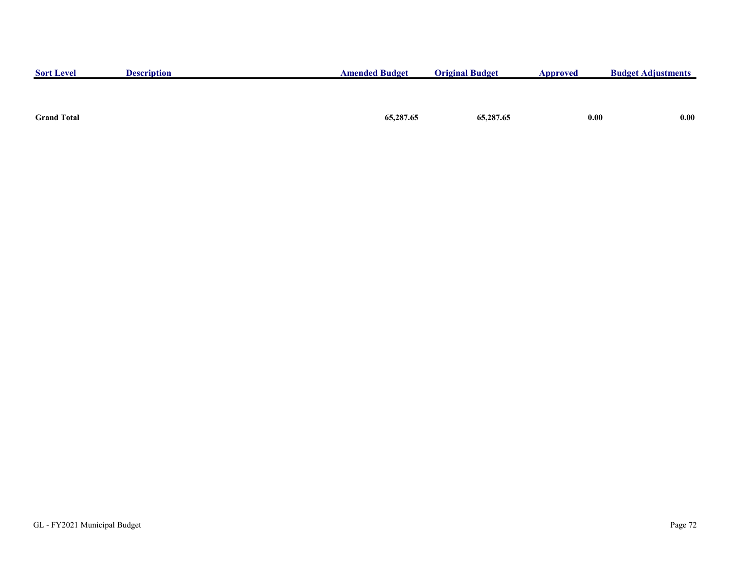| Sort Level | Description | Amended Budget | Original Budget | Approved | Budget Adjustments |
|---|---|---|---|---|---|
| **Grand Total** | | **65,287.65** | **65,287.65** | **0.00** | **0.00** |